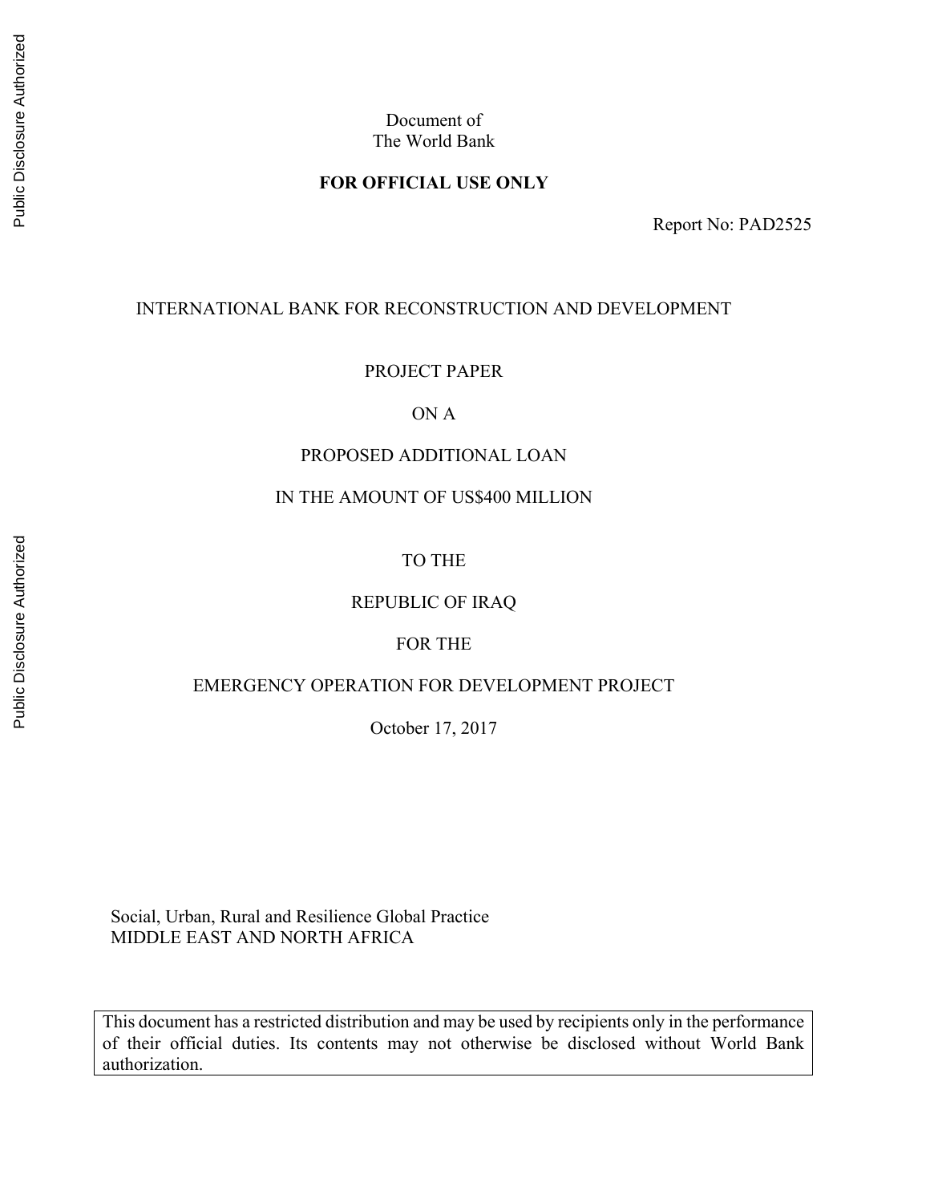Document of
The World Bank

**FOR OFFICIAL USE ONLY**

Report No: PAD2525

INTERNATIONAL BANK FOR RECONSTRUCTION AND DEVELOPMENT

PROJECT PAPER

ON A

PROPOSED ADDITIONAL LOAN

IN THE AMOUNT OF US$400 MILLION

TO THE

REPUBLIC OF IRAQ

FOR THE

EMERGENCY OPERATION FOR DEVELOPMENT PROJECT

October 17, 2017

Social, Urban, Rural and Resilience Global Practice
MIDDLE EAST AND NORTH AFRICA

This document has a restricted distribution and may be used by recipients only in the performance of their official duties. Its contents may not otherwise be disclosed without World Bank authorization.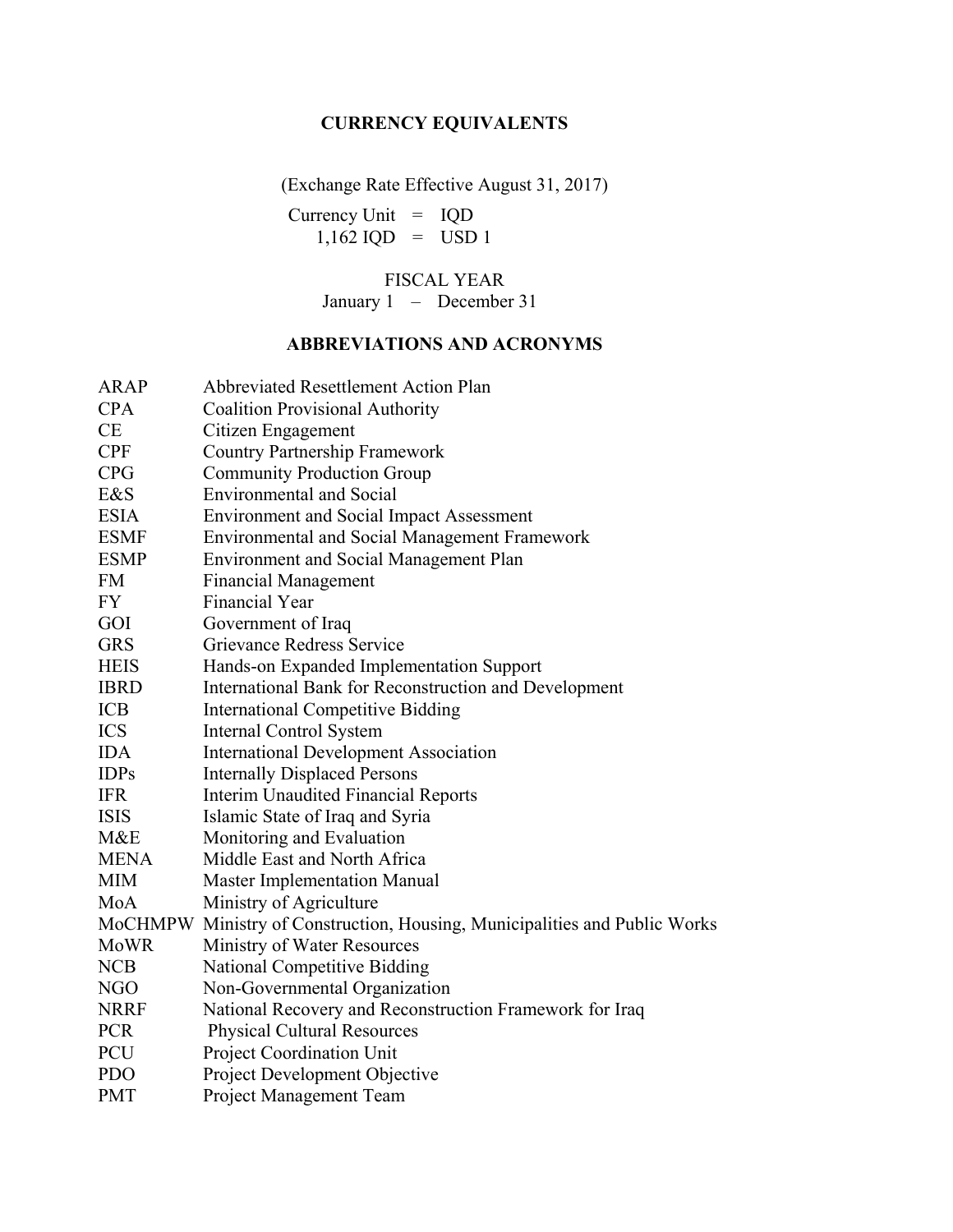## CURRENCY EQUIVALENTS

(Exchange Rate Effective August 31, 2017)

Currency Unit = IQD
1,162 IQD = USD 1

FISCAL YEAR
January 1 – December 31

## ABBREVIATIONS AND ACRONYMS

| | |
|---|---|
| ARAP | Abbreviated Resettlement Action Plan |
| CPA | Coalition Provisional Authority |
| CE | Citizen Engagement |
| CPF | Country Partnership Framework |
| CPG | Community Production Group |
| E&S | Environmental and Social |
| ESIA | Environment and Social Impact Assessment |
| ESMF | Environmental and Social Management Framework |
| ESMP | Environment and Social Management Plan |
| FM | Financial Management |
| FY | Financial Year |
| GOI | Government of Iraq |
| GRS | Grievance Redress Service |
| HEIS | Hands-on Expanded Implementation Support |
| IBRD | International Bank for Reconstruction and Development |
| ICB | International Competitive Bidding |
| ICS | Internal Control System |
| IDA | International Development Association |
| IDPs | Internally Displaced Persons |
| IFR | Interim Unaudited Financial Reports |
| ISIS | Islamic State of Iraq and Syria |
| M&E | Monitoring and Evaluation |
| MENA | Middle East and North Africa |
| MIM | Master Implementation Manual |
| MoA | Ministry of Agriculture |
| MoCHMPW | Ministry of Construction, Housing, Municipalities and Public Works |
| MoWR | Ministry of Water Resources |
| NCB | National Competitive Bidding |
| NGO | Non-Governmental Organization |
| NRRF | National Recovery and Reconstruction Framework for Iraq |
| PCR | Physical Cultural Resources |
| PCU | Project Coordination Unit |
| PDO | Project Development Objective |
| PMT | Project Management Team |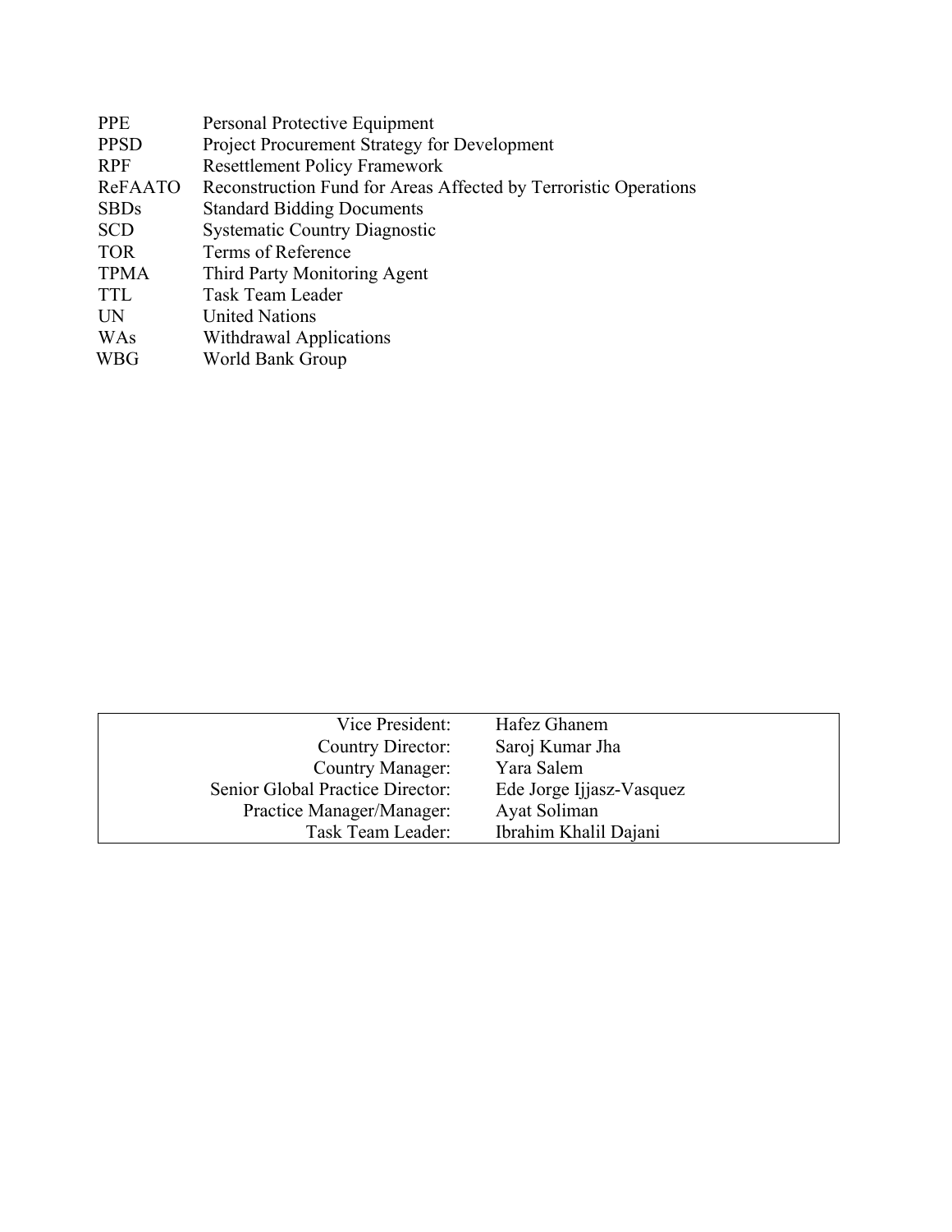| | |
|---|---|
| PPE | Personal Protective Equipment |
| PPSD | Project Procurement Strategy for Development |
| RPF | Resettlement Policy Framework |
| ReFAATO | Reconstruction Fund for Areas Affected by Terroristic Operations |
| SBDs | Standard Bidding Documents |
| SCD | Systematic Country Diagnostic |
| TOR | Terms of Reference |
| TPMA | Third Party Monitoring Agent |
| TTL | Task Team Leader |
| UN | United Nations |
| WAs | Withdrawal Applications |
| WBG | World Bank Group |

| | |
|---|---|
| Vice President: | Hafez Ghanem |
| Country Director: | Saroj Kumar Jha |
| Country Manager: | Yara Salem |
| Senior Global Practice Director: | Ede Jorge Ijjasz-Vasquez |
| Practice Manager/Manager: | Ayat Soliman |
| Task Team Leader: | Ibrahim Khalil Dajani |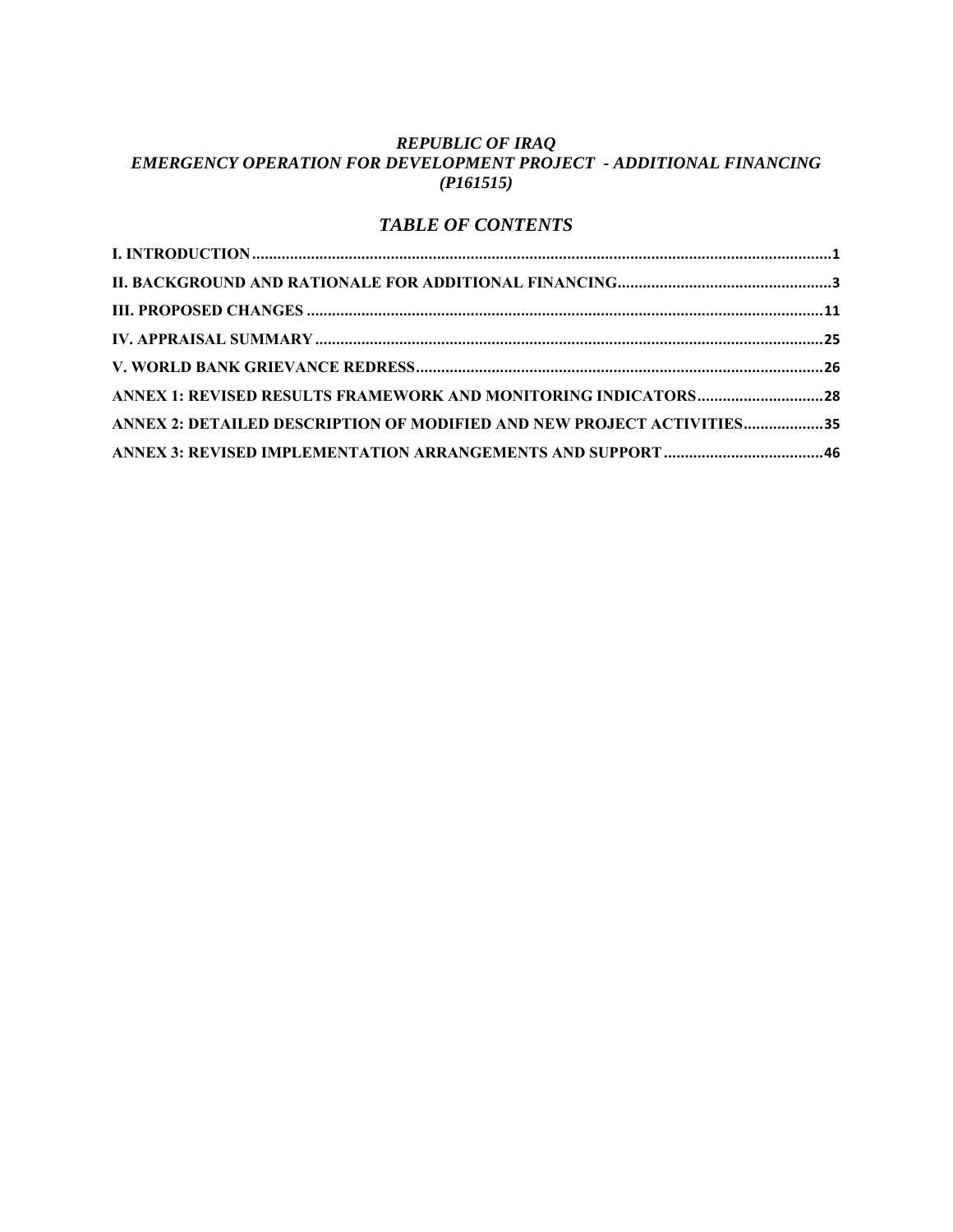*REPUBLIC OF IRAQ*
*EMERGENCY OPERATION FOR DEVELOPMENT PROJECT - ADDITIONAL FINANCING (P161515)*

## *TABLE OF CONTENTS*

**I. INTRODUCTION** .......................................................................................................................... **1**

**II. BACKGROUND AND RATIONALE FOR ADDITIONAL FINANCING**................................................. **3**

**III. PROPOSED CHANGES** ............................................................................................................. **11**

**IV. APPRAISAL SUMMARY** ............................................................................................................ **25**

**V. WORLD BANK GRIEVANCE REDRESS** ....................................................................................... **26**

**ANNEX 1: REVISED RESULTS FRAMEWORK AND MONITORING INDICATORS** ................................ **28**

**ANNEX 2: DETAILED DESCRIPTION OF MODIFIED AND NEW PROJECT ACTIVITIES** ...................... **35**

**ANNEX 3: REVISED IMPLEMENTATION ARRANGEMENTS AND SUPPORT** ....................................... **46**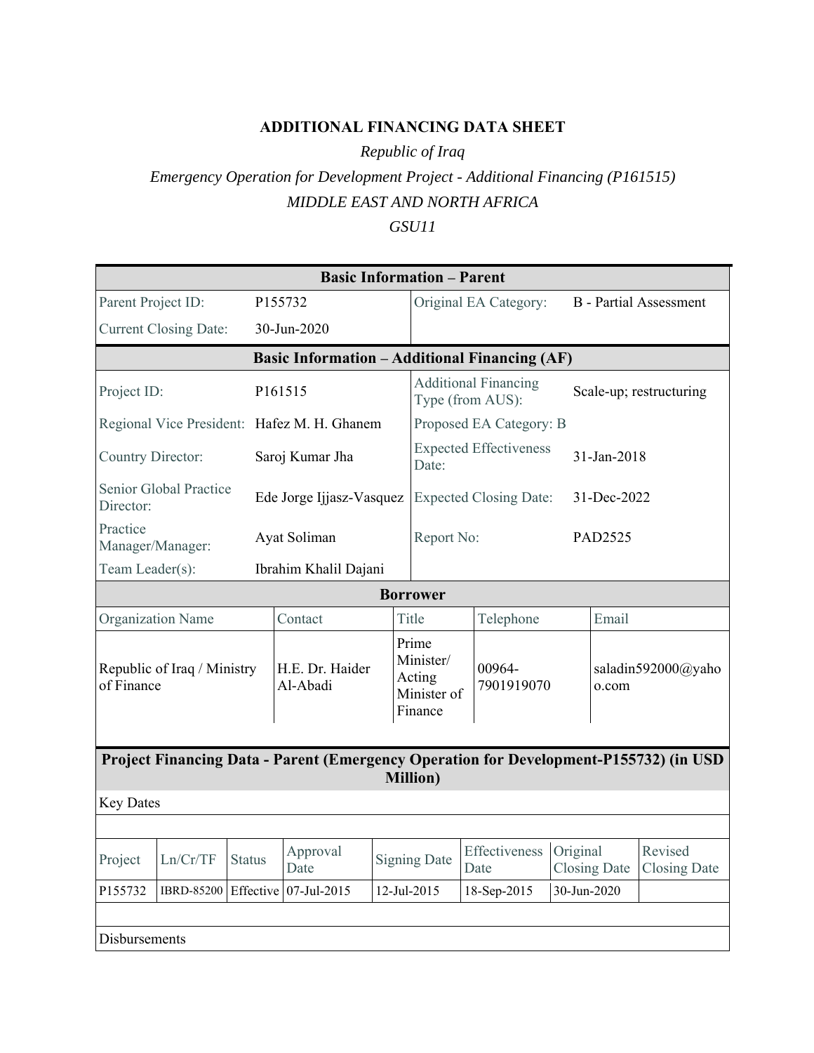# ADDITIONAL FINANCING DATA SHEET

*Republic of Iraq*

*Emergency Operation for Development Project - Additional Financing (P161515)*

*MIDDLE EAST AND NORTH AFRICA*

*GSU11*

| **Basic Information – Parent** | | | |
|---|---|---|---|
| Parent Project ID: | P155732 | Original EA Category: | B - Partial Assessment |
| Current Closing Date: | 30-Jun-2020 | | |

| **Basic Information – Additional Financing (AF)** | | | |
|---|---|---|---|
| Project ID: | P161515 | Additional Financing Type (from AUS): | Scale-up; restructuring |
| Regional Vice President: | Hafez M. H. Ghanem | Proposed EA Category: B | |
| Country Director: | Saroj Kumar Jha | Expected Effectiveness Date: | 31-Jan-2018 |
| Senior Global Practice Director: | Ede Jorge Ijjasz-Vasquez | Expected Closing Date: | 31-Dec-2022 |
| Practice Manager/Manager: | Ayat Soliman | Report No: | PAD2525 |
| Team Leader(s): | Ibrahim Khalil Dajani | | |

| **Borrower** | | | | |
|---|---|---|---|---|
| Organization Name | Contact | Title | Telephone | Email |
| Republic of Iraq / Ministry of Finance | H.E. Dr. Haider Al-Abadi | Prime Minister/ Acting Minister of Finance | 00964-7901919070 | saladin592000@yahoo.com |

**Project Financing Data - Parent (Emergency Operation for Development-P155732) (in USD Million)**

Key Dates

| Project | Ln/Cr/TF | Status | Approval Date | Signing Date | Effectiveness Date | Original Closing Date | Revised Closing Date |
|---|---|---|---|---|---|---|---|
| P155732 | IBRD-85200 | Effective | 07-Jul-2015 | 12-Jul-2015 | 18-Sep-2015 | 30-Jun-2020 | |

Disbursements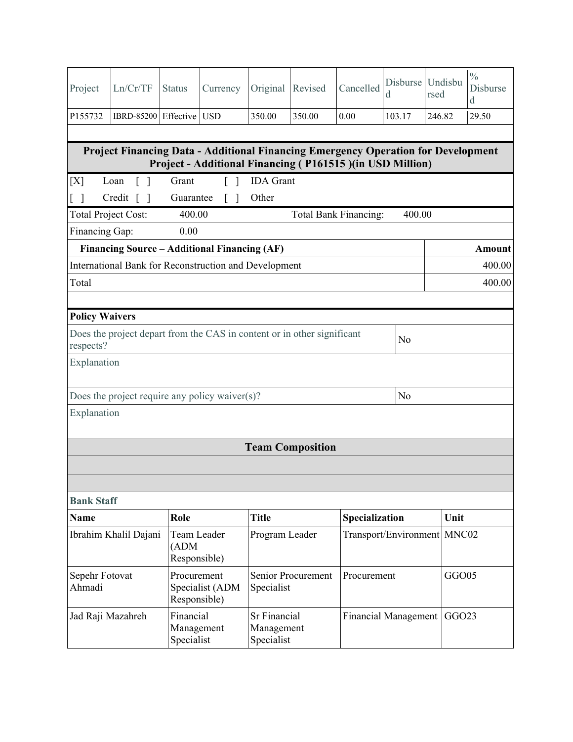| Project | Ln/Cr/TF | Status | Currency | Original | Revised | Cancelled | Disbursed | Undisbursed | % Disbursed |
|---|---|---|---|---|---|---|---|---|---|
| P155732 | IBRD-85200 | Effective | USD | 350.00 | 350.00 | 0.00 | 103.17 | 246.82 | 29.50 |

**Project Financing Data - Additional Financing Emergency Operation for Development Project - Additional Financing ( P161515 )(in USD Million)**

| | | | | | |
|---|---|---|---|---|---|
| [X] | Loan | [ ] | Grant | [ ] | IDA Grant |
| [ ] | Credit | [ ] | Guarantee | [ ] | Other |

| | | | |
|---|---|---|---|
| Total Project Cost: | 400.00 | Total Bank Financing: | 400.00 |
| Financing Gap: | 0.00 | | |

| Financing Source – Additional Financing (AF) | Amount |
|---|---|
| International Bank for Reconstruction and Development | 400.00 |
| Total | 400.00 |

**Policy Waivers**

| | |
|---|---|
| Does the project depart from the CAS in content or in other significant respects? | No |
| Explanation | |
| Does the project require any policy waiver(s)? | No |
| Explanation | |

**Team Composition**

**Bank Staff**

| Name | Role | Title | Specialization | Unit |
|---|---|---|---|---|
| Ibrahim Khalil Dajani | Team Leader (ADM Responsible) | Program Leader | Transport/Environment | MNC02 |
| Sepehr Fotovat Ahmadi | Procurement Specialist (ADM Responsible) | Senior Procurement Specialist | Procurement | GGO05 |
| Jad Raji Mazahreh | Financial Management Specialist | Sr Financial Management Specialist | Financial Management | GGO23 |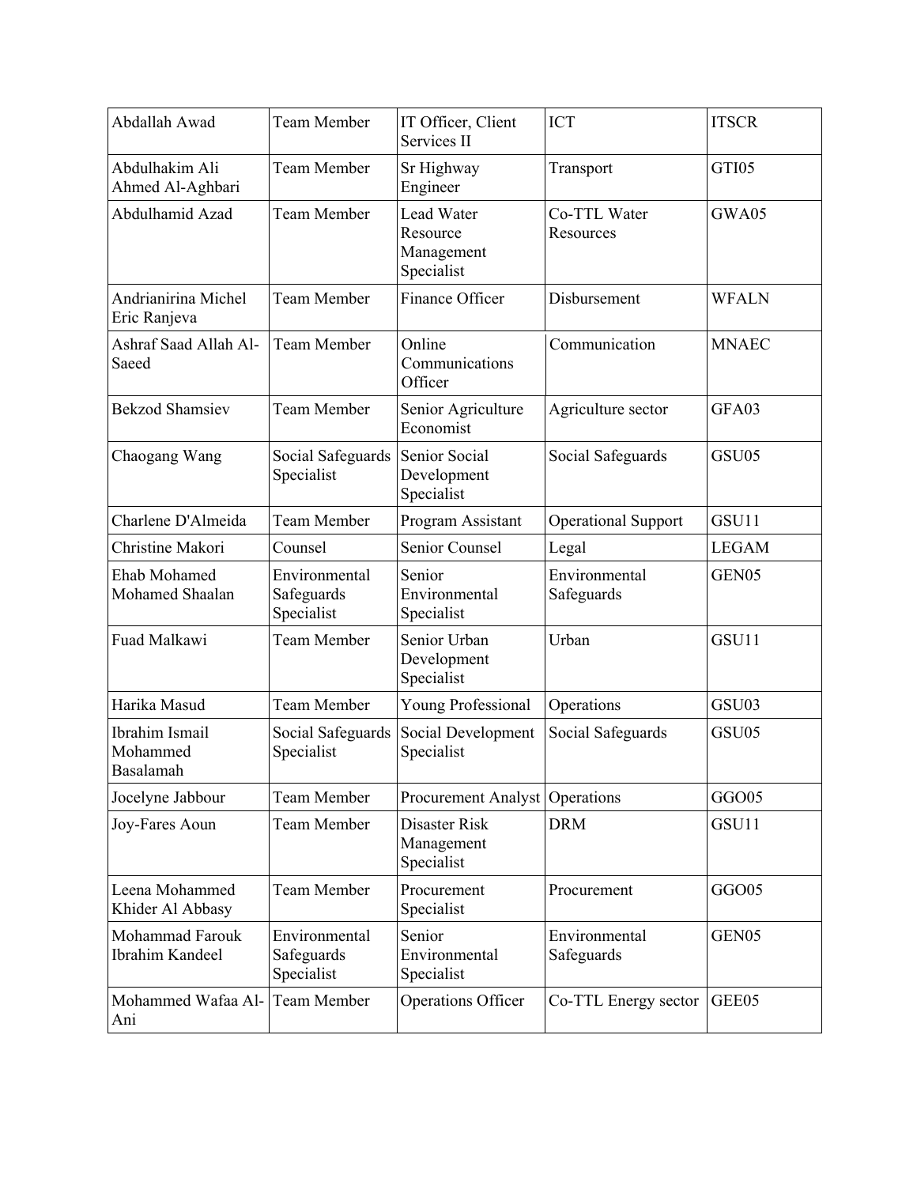| Abdallah Awad | Team Member | IT Officer, Client Services II | ICT | ITSCR |
|---|---|---|---|---|
| Abdulhakim Ali Ahmed Al-Aghbari | Team Member | Sr Highway Engineer | Transport | GTI05 |
| Abdulhamid Azad | Team Member | Lead Water Resource Management Specialist | Co-TTL Water Resources | GWA05 |
| Andrianirina Michel Eric Ranjeva | Team Member | Finance Officer | Disbursement | WFALN |
| Ashraf Saad Allah Al-Saeed | Team Member | Online Communications Officer | Communication | MNAEC |
| Bekzod Shamsiev | Team Member | Senior Agriculture Economist | Agriculture sector | GFA03 |
| Chaogang Wang | Social Safeguards Specialist | Senior Social Development Specialist | Social Safeguards | GSU05 |
| Charlene D'Almeida | Team Member | Program Assistant | Operational Support | GSU11 |
| Christine Makori | Counsel | Senior Counsel | Legal | LEGAM |
| Ehab Mohamed Mohamed Shaalan | Environmental Safeguards Specialist | Senior Environmental Specialist | Environmental Safeguards | GEN05 |
| Fuad Malkawi | Team Member | Senior Urban Development Specialist | Urban | GSU11 |
| Harika Masud | Team Member | Young Professional | Operations | GSU03 |
| Ibrahim Ismail Mohammed Basalamah | Social Safeguards Specialist | Social Development Specialist | Social Safeguards | GSU05 |
| Jocelyne Jabbour | Team Member | Procurement Analyst | Operations | GGO05 |
| Joy-Fares Aoun | Team Member | Disaster Risk Management Specialist | DRM | GSU11 |
| Leena Mohammed Khider Al Abbasy | Team Member | Procurement Specialist | Procurement | GGO05 |
| Mohammad Farouk Ibrahim Kandeel | Environmental Safeguards Specialist | Senior Environmental Specialist | Environmental Safeguards | GEN05 |
| Mohammed Wafaa Al-Ani | Team Member | Operations Officer | Co-TTL Energy sector | GEE05 |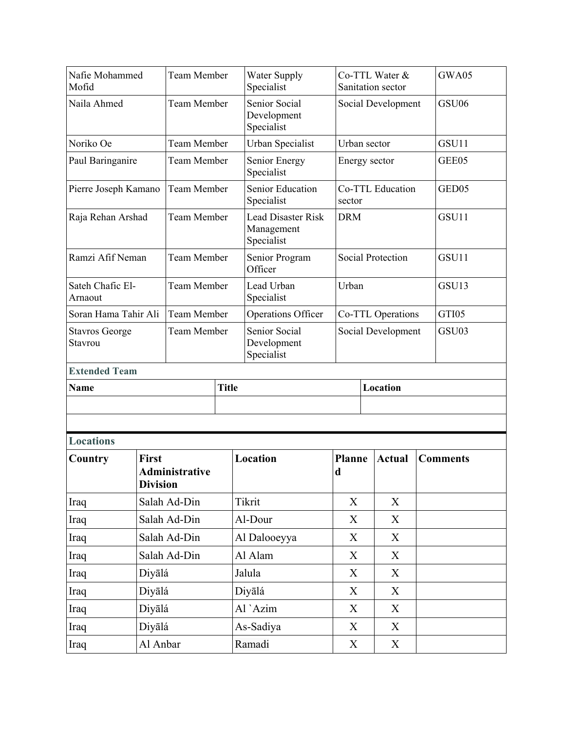| | | | | |
|---|---|---|---|---|
| Nafie Mohammed Mofid | Team Member | Water Supply Specialist | Co-TTL Water & Sanitation sector | GWA05 |
| Naila Ahmed | Team Member | Senior Social Development Specialist | Social Development | GSU06 |
| Noriko Oe | Team Member | Urban Specialist | Urban sector | GSU11 |
| Paul Baringanire | Team Member | Senior Energy Specialist | Energy sector | GEE05 |
| Pierre Joseph Kamano | Team Member | Senior Education Specialist | Co-TTL Education sector | GED05 |
| Raja Rehan Arshad | Team Member | Lead Disaster Risk Management Specialist | DRM | GSU11 |
| Ramzi Afif Neman | Team Member | Senior Program Officer | Social Protection | GSU11 |
| Sateh Chafic El-Arnaout | Team Member | Lead Urban Specialist | Urban | GSU13 |
| Soran Hama Tahir Ali | Team Member | Operations Officer | Co-TTL Operations | GTI05 |
| Stavros George Stavrou | Team Member | Senior Social Development Specialist | Social Development | GSU03 |

**Extended Team**

| Name | Title | Location |
|---|---|---|
| | | |

**Locations**

| Country | First Administrative Division | Location | Planned | Actual | Comments |
|---|---|---|---|---|---|
| Iraq | Salah Ad-Din | Tikrit | X | X | |
| Iraq | Salah Ad-Din | Al-Dour | X | X | |
| Iraq | Salah Ad-Din | Al Dalooeyya | X | X | |
| Iraq | Salah Ad-Din | Al Alam | X | X | |
| Iraq | Diyālá | Jalula | X | X | |
| Iraq | Diyālá | Diyālá | X | X | |
| Iraq | Diyālá | Al `Azim | X | X | |
| Iraq | Diyālá | As-Sadiya | X | X | |
| Iraq | Al Anbar | Ramadi | X | X | |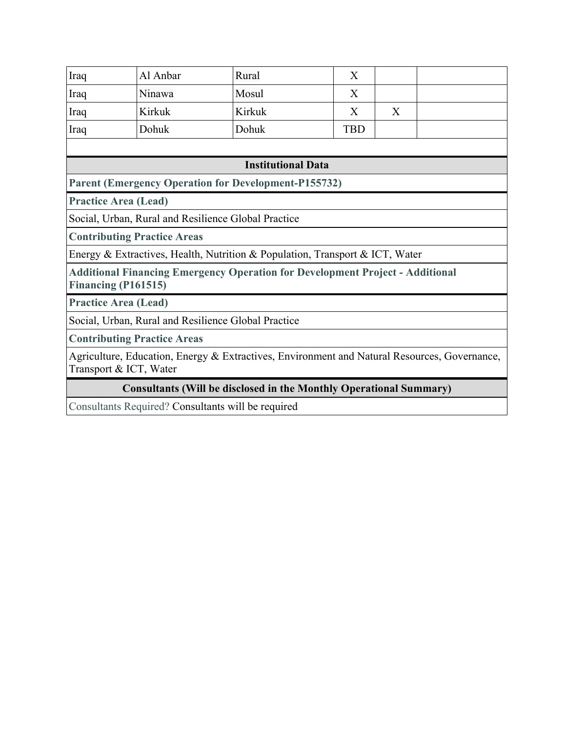| | | | | | |
|---|---|---|---|---|---|
| Iraq | Al Anbar | Rural | X | | |
| Iraq | Ninawa | Mosul | X | | |
| Iraq | Kirkuk | Kirkuk | X | X | |
| Iraq | Dohuk | Dohuk | TBD | | |

## Institutional Data

**Parent (Emergency Operation for Development-P155732)**

**Practice Area (Lead)**

Social, Urban, Rural and Resilience Global Practice

**Contributing Practice Areas**

Energy & Extractives, Health, Nutrition & Population, Transport & ICT, Water

**Additional Financing Emergency Operation for Development Project - Additional Financing (P161515)**

**Practice Area (Lead)**

Social, Urban, Rural and Resilience Global Practice

**Contributing Practice Areas**

Agriculture, Education, Energy & Extractives, Environment and Natural Resources, Governance, Transport & ICT, Water

## Consultants (Will be disclosed in the Monthly Operational Summary)

Consultants Required? Consultants will be required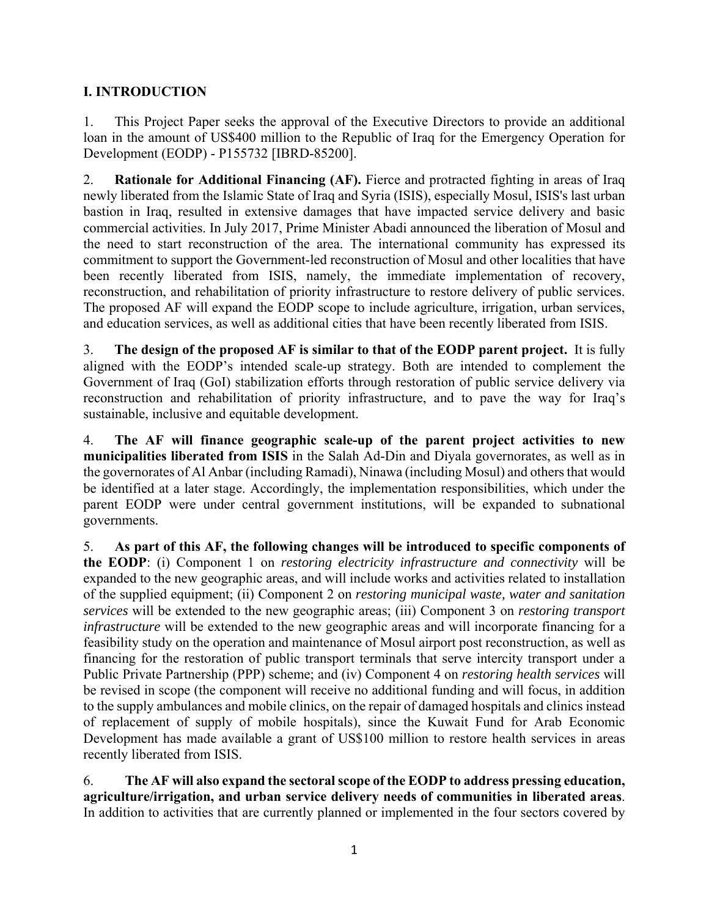## I. INTRODUCTION

1. This Project Paper seeks the approval of the Executive Directors to provide an additional loan in the amount of US$400 million to the Republic of Iraq for the Emergency Operation for Development (EODP) - P155732 [IBRD-85200].

2. **Rationale for Additional Financing (AF).** Fierce and protracted fighting in areas of Iraq newly liberated from the Islamic State of Iraq and Syria (ISIS), especially Mosul, ISIS's last urban bastion in Iraq, resulted in extensive damages that have impacted service delivery and basic commercial activities. In July 2017, Prime Minister Abadi announced the liberation of Mosul and the need to start reconstruction of the area. The international community has expressed its commitment to support the Government-led reconstruction of Mosul and other localities that have been recently liberated from ISIS, namely, the immediate implementation of recovery, reconstruction, and rehabilitation of priority infrastructure to restore delivery of public services. The proposed AF will expand the EODP scope to include agriculture, irrigation, urban services, and education services, as well as additional cities that have been recently liberated from ISIS.

3. **The design of the proposed AF is similar to that of the EODP parent project.** It is fully aligned with the EODP's intended scale-up strategy. Both are intended to complement the Government of Iraq (GoI) stabilization efforts through restoration of public service delivery via reconstruction and rehabilitation of priority infrastructure, and to pave the way for Iraq's sustainable, inclusive and equitable development.

4. **The AF will finance geographic scale-up of the parent project activities to new municipalities liberated from ISIS** in the Salah Ad-Din and Diyala governorates, as well as in the governorates of Al Anbar (including Ramadi), Ninawa (including Mosul) and others that would be identified at a later stage. Accordingly, the implementation responsibilities, which under the parent EODP were under central government institutions, will be expanded to subnational governments.

5. **As part of this AF, the following changes will be introduced to specific components of the EODP**: (i) Component 1 on *restoring electricity infrastructure and connectivity* will be expanded to the new geographic areas, and will include works and activities related to installation of the supplied equipment; (ii) Component 2 on *restoring municipal waste, water and sanitation services* will be extended to the new geographic areas; (iii) Component 3 on *restoring transport infrastructure* will be extended to the new geographic areas and will incorporate financing for a feasibility study on the operation and maintenance of Mosul airport post reconstruction, as well as financing for the restoration of public transport terminals that serve intercity transport under a Public Private Partnership (PPP) scheme; and (iv) Component 4 on *restoring health services* will be revised in scope (the component will receive no additional funding and will focus, in addition to the supply ambulances and mobile clinics, on the repair of damaged hospitals and clinics instead of replacement of supply of mobile hospitals), since the Kuwait Fund for Arab Economic Development has made available a grant of US$100 million to restore health services in areas recently liberated from ISIS.

6. **The AF will also expand the sectoral scope of the EODP to address pressing education, agriculture/irrigation, and urban service delivery needs of communities in liberated areas**. In addition to activities that are currently planned or implemented in the four sectors covered by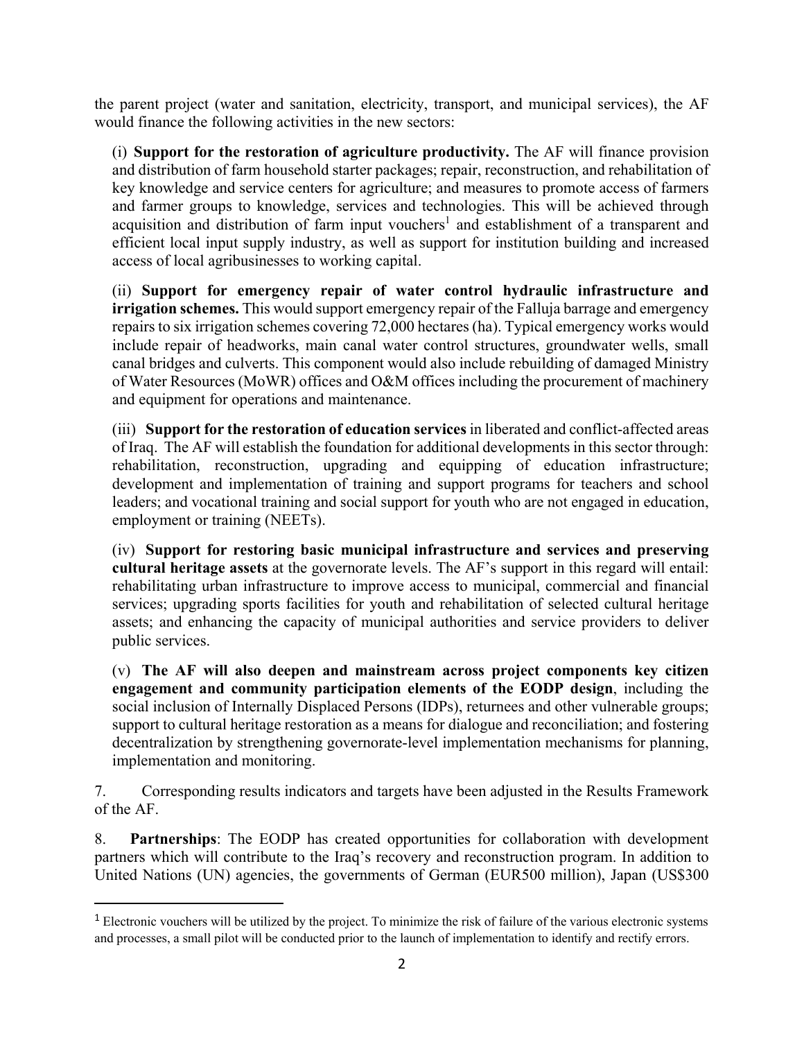the parent project (water and sanitation, electricity, transport, and municipal services), the AF would finance the following activities in the new sectors:

(i) **Support for the restoration of agriculture productivity.** The AF will finance provision and distribution of farm household starter packages; repair, reconstruction, and rehabilitation of key knowledge and service centers for agriculture; and measures to promote access of farmers and farmer groups to knowledge, services and technologies. This will be achieved through acquisition and distribution of farm input vouchers[1] and establishment of a transparent and efficient local input supply industry, as well as support for institution building and increased access of local agribusinesses to working capital.

(ii) **Support for emergency repair of water control hydraulic infrastructure and irrigation schemes.** This would support emergency repair of the Falluja barrage and emergency repairs to six irrigation schemes covering 72,000 hectares (ha). Typical emergency works would include repair of headworks, main canal water control structures, groundwater wells, small canal bridges and culverts. This component would also include rebuilding of damaged Ministry of Water Resources (MoWR) offices and O&M offices including the procurement of machinery and equipment for operations and maintenance.

(iii) **Support for the restoration of education services** in liberated and conflict-affected areas of Iraq. The AF will establish the foundation for additional developments in this sector through: rehabilitation, reconstruction, upgrading and equipping of education infrastructure; development and implementation of training and support programs for teachers and school leaders; and vocational training and social support for youth who are not engaged in education, employment or training (NEETs).

(iv) **Support for restoring basic municipal infrastructure and services and preserving cultural heritage assets** at the governorate levels. The AF's support in this regard will entail: rehabilitating urban infrastructure to improve access to municipal, commercial and financial services; upgrading sports facilities for youth and rehabilitation of selected cultural heritage assets; and enhancing the capacity of municipal authorities and service providers to deliver public services.

(v) **The AF will also deepen and mainstream across project components key citizen engagement and community participation elements of the EODP design**, including the social inclusion of Internally Displaced Persons (IDPs), returnees and other vulnerable groups; support to cultural heritage restoration as a means for dialogue and reconciliation; and fostering decentralization by strengthening governorate-level implementation mechanisms for planning, implementation and monitoring.

7. Corresponding results indicators and targets have been adjusted in the Results Framework of the AF.

8. **Partnerships**: The EODP has created opportunities for collaboration with development partners which will contribute to the Iraq's recovery and reconstruction program. In addition to United Nations (UN) agencies, the governments of German (EUR500 million), Japan (US$300

---

[1] Electronic vouchers will be utilized by the project. To minimize the risk of failure of the various electronic systems and processes, a small pilot will be conducted prior to the launch of implementation to identify and rectify errors.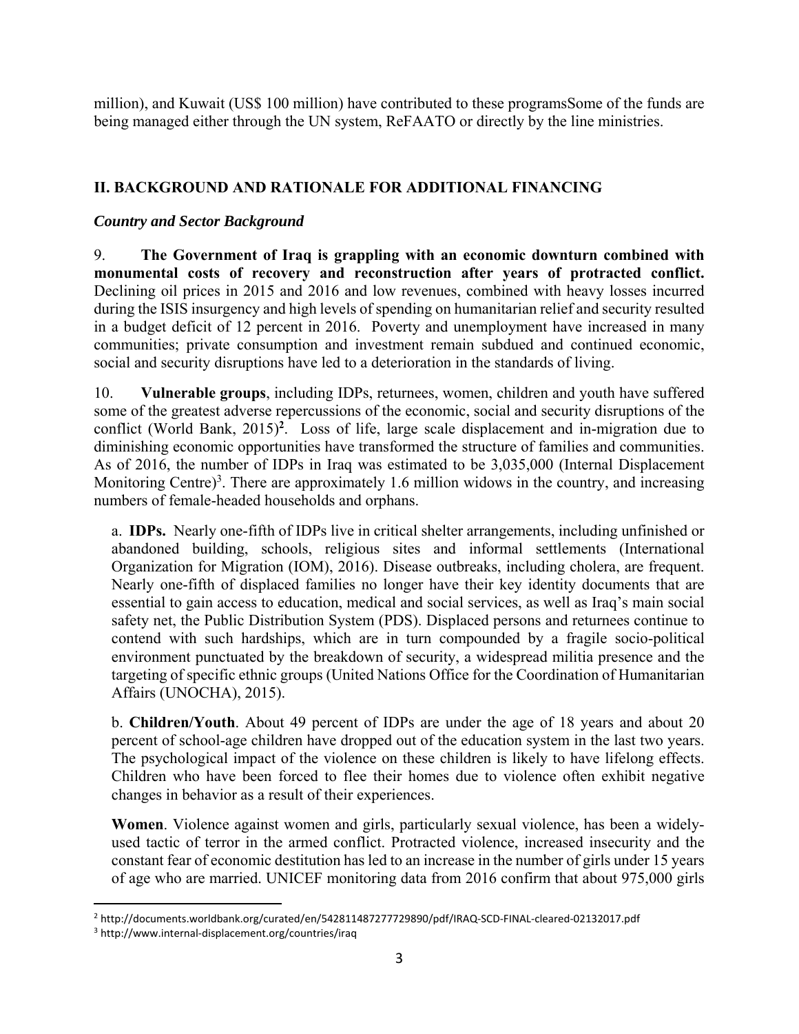million), and Kuwait (US$ 100 million) have contributed to these programsSome of the funds are being managed either through the UN system, ReFAATO or directly by the line ministries.

## II. BACKGROUND AND RATIONALE FOR ADDITIONAL FINANCING

### *Country and Sector Background*

9. **The Government of Iraq is grappling with an economic downturn combined with monumental costs of recovery and reconstruction after years of protracted conflict.** Declining oil prices in 2015 and 2016 and low revenues, combined with heavy losses incurred during the ISIS insurgency and high levels of spending on humanitarian relief and security resulted in a budget deficit of 12 percent in 2016. Poverty and unemployment have increased in many communities; private consumption and investment remain subdued and continued economic, social and security disruptions have led to a deterioration in the standards of living.

10. **Vulnerable groups**, including IDPs, returnees, women, children and youth have suffered some of the greatest adverse repercussions of the economic, social and security disruptions of the conflict (World Bank, 2015)[2]. Loss of life, large scale displacement and in-migration due to diminishing economic opportunities have transformed the structure of families and communities. As of 2016, the number of IDPs in Iraq was estimated to be 3,035,000 (Internal Displacement Monitoring Centre)[3]. There are approximately 1.6 million widows in the country, and increasing numbers of female-headed households and orphans.

a. **IDPs.** Nearly one-fifth of IDPs live in critical shelter arrangements, including unfinished or abandoned building, schools, religious sites and informal settlements (International Organization for Migration (IOM), 2016). Disease outbreaks, including cholera, are frequent. Nearly one-fifth of displaced families no longer have their key identity documents that are essential to gain access to education, medical and social services, as well as Iraq's main social safety net, the Public Distribution System (PDS). Displaced persons and returnees continue to contend with such hardships, which are in turn compounded by a fragile socio-political environment punctuated by the breakdown of security, a widespread militia presence and the targeting of specific ethnic groups (United Nations Office for the Coordination of Humanitarian Affairs (UNOCHA), 2015).

b. **Children/Youth**. About 49 percent of IDPs are under the age of 18 years and about 20 percent of school-age children have dropped out of the education system in the last two years. The psychological impact of the violence on these children is likely to have lifelong effects. Children who have been forced to flee their homes due to violence often exhibit negative changes in behavior as a result of their experiences.

**Women**. Violence against women and girls, particularly sexual violence, has been a widely-used tactic of terror in the armed conflict. Protracted violence, increased insecurity and the constant fear of economic destitution has led to an increase in the number of girls under 15 years of age who are married. UNICEF monitoring data from 2016 confirm that about 975,000 girls

---

[2] http://documents.worldbank.org/curated/en/542811487277729890/pdf/IRAQ-SCD-FINAL-cleared-02132017.pdf

[3] http://www.internal-displacement.org/countries/iraq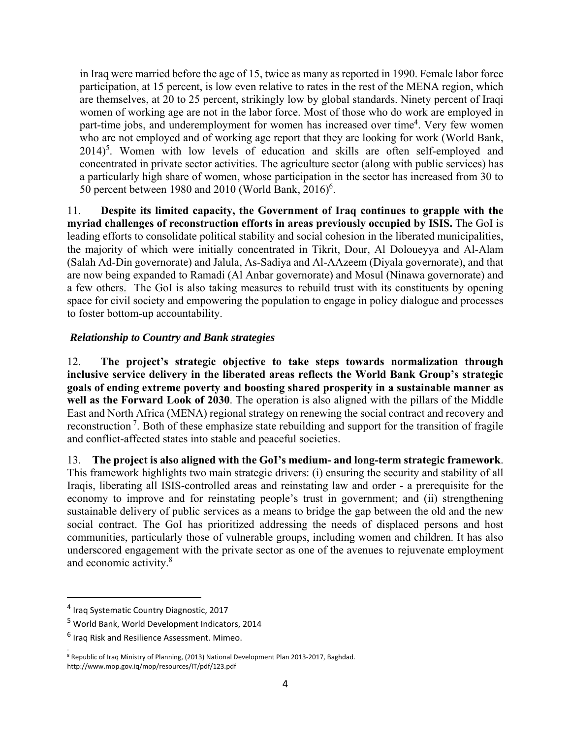in Iraq were married before the age of 15, twice as many as reported in 1990. Female labor force participation, at 15 percent, is low even relative to rates in the rest of the MENA region, which are themselves, at 20 to 25 percent, strikingly low by global standards. Ninety percent of Iraqi women of working age are not in the labor force. Most of those who do work are employed in part-time jobs, and underemployment for women has increased over time[4]. Very few women who are not employed and of working age report that they are looking for work (World Bank, 2014)[5]. Women with low levels of education and skills are often self-employed and concentrated in private sector activities. The agriculture sector (along with public services) has a particularly high share of women, whose participation in the sector has increased from 30 to 50 percent between 1980 and 2010 (World Bank, 2016)[6].

11. **Despite its limited capacity, the Government of Iraq continues to grapple with the myriad challenges of reconstruction efforts in areas previously occupied by ISIS.** The GoI is leading efforts to consolidate political stability and social cohesion in the liberated municipalities, the majority of which were initially concentrated in Tikrit, Dour, Al Doloueyya and Al-Alam (Salah Ad-Din governorate) and Jalula, As-Sadiya and Al-AAzeem (Diyala governorate), and that are now being expanded to Ramadi (Al Anbar governorate) and Mosul (Ninawa governorate) and a few others. The GoI is also taking measures to rebuild trust with its constituents by opening space for civil society and empowering the population to engage in policy dialogue and processes to foster bottom-up accountability.

***Relationship to Country and Bank strategies***

12. **The project's strategic objective to take steps towards normalization through inclusive service delivery in the liberated areas reflects the World Bank Group's strategic goals of ending extreme poverty and boosting shared prosperity in a sustainable manner as well as the Forward Look of 2030**. The operation is also aligned with the pillars of the Middle East and North Africa (MENA) regional strategy on renewing the social contract and recovery and reconstruction[7]. Both of these emphasize state rebuilding and support for the transition of fragile and conflict-affected states into stable and peaceful societies.

13. **The project is also aligned with the GoI's medium- and long-term strategic framework**. This framework highlights two main strategic drivers: (i) ensuring the security and stability of all Iraqis, liberating all ISIS-controlled areas and reinstating law and order - a prerequisite for the economy to improve and for reinstating people's trust in government; and (ii) strengthening sustainable delivery of public services as a means to bridge the gap between the old and the new social contract. The GoI has prioritized addressing the needs of displaced persons and host communities, particularly those of vulnerable groups, including women and children. It has also underscored engagement with the private sector as one of the avenues to rejuvenate employment and economic activity.[8]

---

[4] Iraq Systematic Country Diagnostic, 2017

[5] World Bank, World Development Indicators, 2014

[6] Iraq Risk and Resilience Assessment. Mimeo.

[8] Republic of Iraq Ministry of Planning, (2013) National Development Plan 2013-2017, Baghdad. http://www.mop.gov.iq/mop/resources/IT/pdf/123.pdf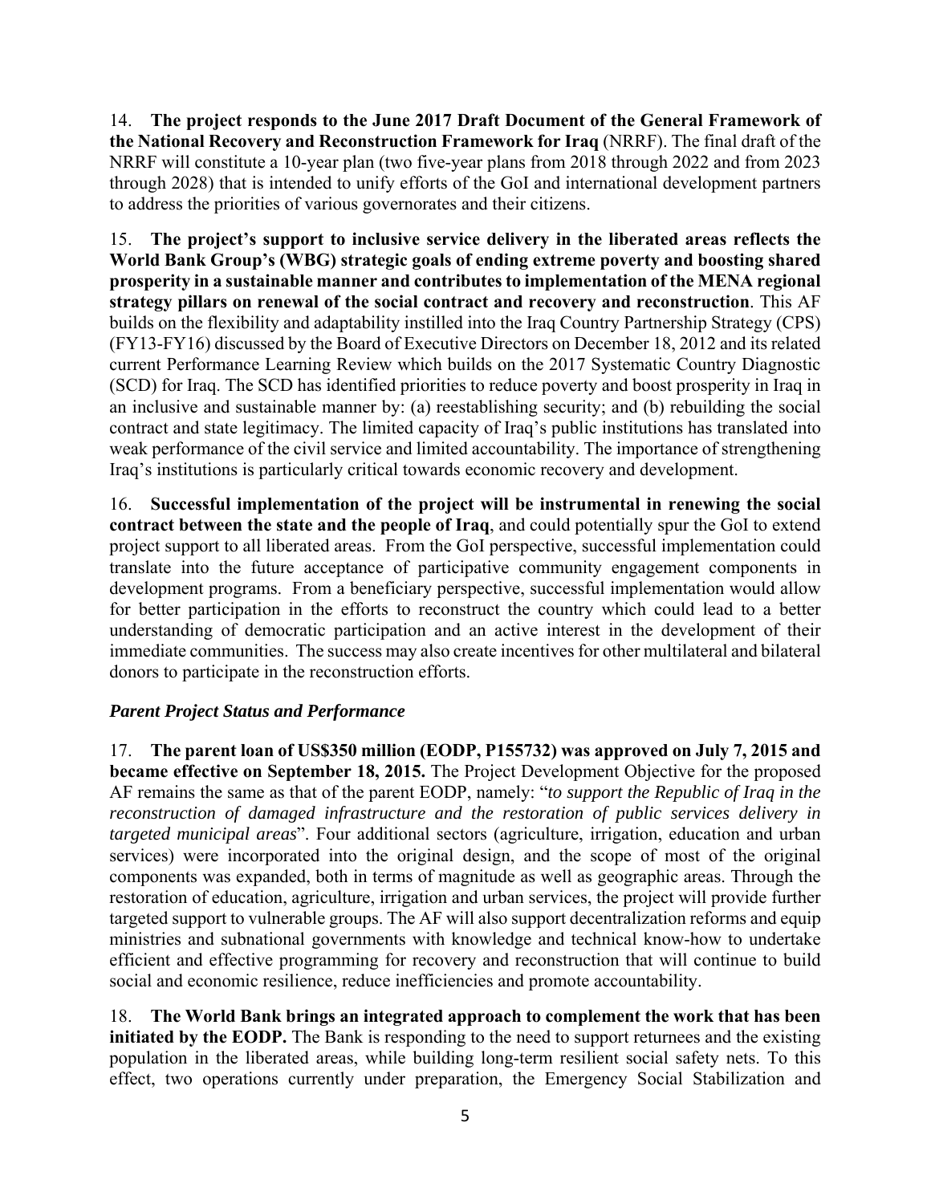14. **The project responds to the June 2017 Draft Document of the General Framework of the National Recovery and Reconstruction Framework for Iraq** (NRRF). The final draft of the NRRF will constitute a 10-year plan (two five-year plans from 2018 through 2022 and from 2023 through 2028) that is intended to unify efforts of the GoI and international development partners to address the priorities of various governorates and their citizens.

15. **The project's support to inclusive service delivery in the liberated areas reflects the World Bank Group's (WBG) strategic goals of ending extreme poverty and boosting shared prosperity in a sustainable manner and contributes to implementation of the MENA regional strategy pillars on renewal of the social contract and recovery and reconstruction**. This AF builds on the flexibility and adaptability instilled into the Iraq Country Partnership Strategy (CPS) (FY13-FY16) discussed by the Board of Executive Directors on December 18, 2012 and its related current Performance Learning Review which builds on the 2017 Systematic Country Diagnostic (SCD) for Iraq. The SCD has identified priorities to reduce poverty and boost prosperity in Iraq in an inclusive and sustainable manner by: (a) reestablishing security; and (b) rebuilding the social contract and state legitimacy. The limited capacity of Iraq's public institutions has translated into weak performance of the civil service and limited accountability. The importance of strengthening Iraq's institutions is particularly critical towards economic recovery and development.

16. **Successful implementation of the project will be instrumental in renewing the social contract between the state and the people of Iraq**, and could potentially spur the GoI to extend project support to all liberated areas. From the GoI perspective, successful implementation could translate into the future acceptance of participative community engagement components in development programs. From a beneficiary perspective, successful implementation would allow for better participation in the efforts to reconstruct the country which could lead to a better understanding of democratic participation and an active interest in the development of their immediate communities. The success may also create incentives for other multilateral and bilateral donors to participate in the reconstruction efforts.

### *Parent Project Status and Performance*

17. **The parent loan of US$350 million (EODP, P155732) was approved on July 7, 2015 and became effective on September 18, 2015.** The Project Development Objective for the proposed AF remains the same as that of the parent EODP, namely: "*to support the Republic of Iraq in the reconstruction of damaged infrastructure and the restoration of public services delivery in targeted municipal areas*". Four additional sectors (agriculture, irrigation, education and urban services) were incorporated into the original design, and the scope of most of the original components was expanded, both in terms of magnitude as well as geographic areas. Through the restoration of education, agriculture, irrigation and urban services, the project will provide further targeted support to vulnerable groups. The AF will also support decentralization reforms and equip ministries and subnational governments with knowledge and technical know-how to undertake efficient and effective programming for recovery and reconstruction that will continue to build social and economic resilience, reduce inefficiencies and promote accountability.

18. **The World Bank brings an integrated approach to complement the work that has been initiated by the EODP.** The Bank is responding to the need to support returnees and the existing population in the liberated areas, while building long-term resilient social safety nets. To this effect, two operations currently under preparation, the Emergency Social Stabilization and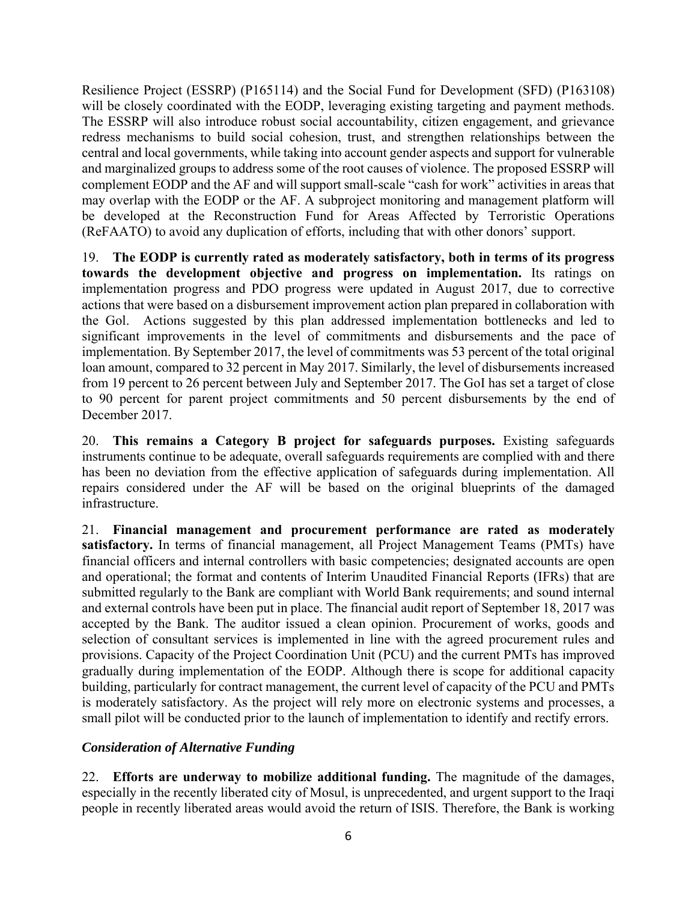Resilience Project (ESSRP) (P165114) and the Social Fund for Development (SFD) (P163108) will be closely coordinated with the EODP, leveraging existing targeting and payment methods. The ESSRP will also introduce robust social accountability, citizen engagement, and grievance redress mechanisms to build social cohesion, trust, and strengthen relationships between the central and local governments, while taking into account gender aspects and support for vulnerable and marginalized groups to address some of the root causes of violence. The proposed ESSRP will complement EODP and the AF and will support small-scale "cash for work" activities in areas that may overlap with the EODP or the AF. A subproject monitoring and management platform will be developed at the Reconstruction Fund for Areas Affected by Terroristic Operations (ReFAATO) to avoid any duplication of efforts, including that with other donors' support.

19. **The EODP is currently rated as moderately satisfactory, both in terms of its progress towards the development objective and progress on implementation.** Its ratings on implementation progress and PDO progress were updated in August 2017, due to corrective actions that were based on a disbursement improvement action plan prepared in collaboration with the GoI. Actions suggested by this plan addressed implementation bottlenecks and led to significant improvements in the level of commitments and disbursements and the pace of implementation. By September 2017, the level of commitments was 53 percent of the total original loan amount, compared to 32 percent in May 2017. Similarly, the level of disbursements increased from 19 percent to 26 percent between July and September 2017. The GoI has set a target of close to 90 percent for parent project commitments and 50 percent disbursements by the end of December 2017.

20. **This remains a Category B project for safeguards purposes.** Existing safeguards instruments continue to be adequate, overall safeguards requirements are complied with and there has been no deviation from the effective application of safeguards during implementation. All repairs considered under the AF will be based on the original blueprints of the damaged infrastructure.

21. **Financial management and procurement performance are rated as moderately satisfactory.** In terms of financial management, all Project Management Teams (PMTs) have financial officers and internal controllers with basic competencies; designated accounts are open and operational; the format and contents of Interim Unaudited Financial Reports (IFRs) that are submitted regularly to the Bank are compliant with World Bank requirements; and sound internal and external controls have been put in place. The financial audit report of September 18, 2017 was accepted by the Bank. The auditor issued a clean opinion. Procurement of works, goods and selection of consultant services is implemented in line with the agreed procurement rules and provisions. Capacity of the Project Coordination Unit (PCU) and the current PMTs has improved gradually during implementation of the EODP. Although there is scope for additional capacity building, particularly for contract management, the current level of capacity of the PCU and PMTs is moderately satisfactory. As the project will rely more on electronic systems and processes, a small pilot will be conducted prior to the launch of implementation to identify and rectify errors.

### *Consideration of Alternative Funding*

22. **Efforts are underway to mobilize additional funding.** The magnitude of the damages, especially in the recently liberated city of Mosul, is unprecedented, and urgent support to the Iraqi people in recently liberated areas would avoid the return of ISIS. Therefore, the Bank is working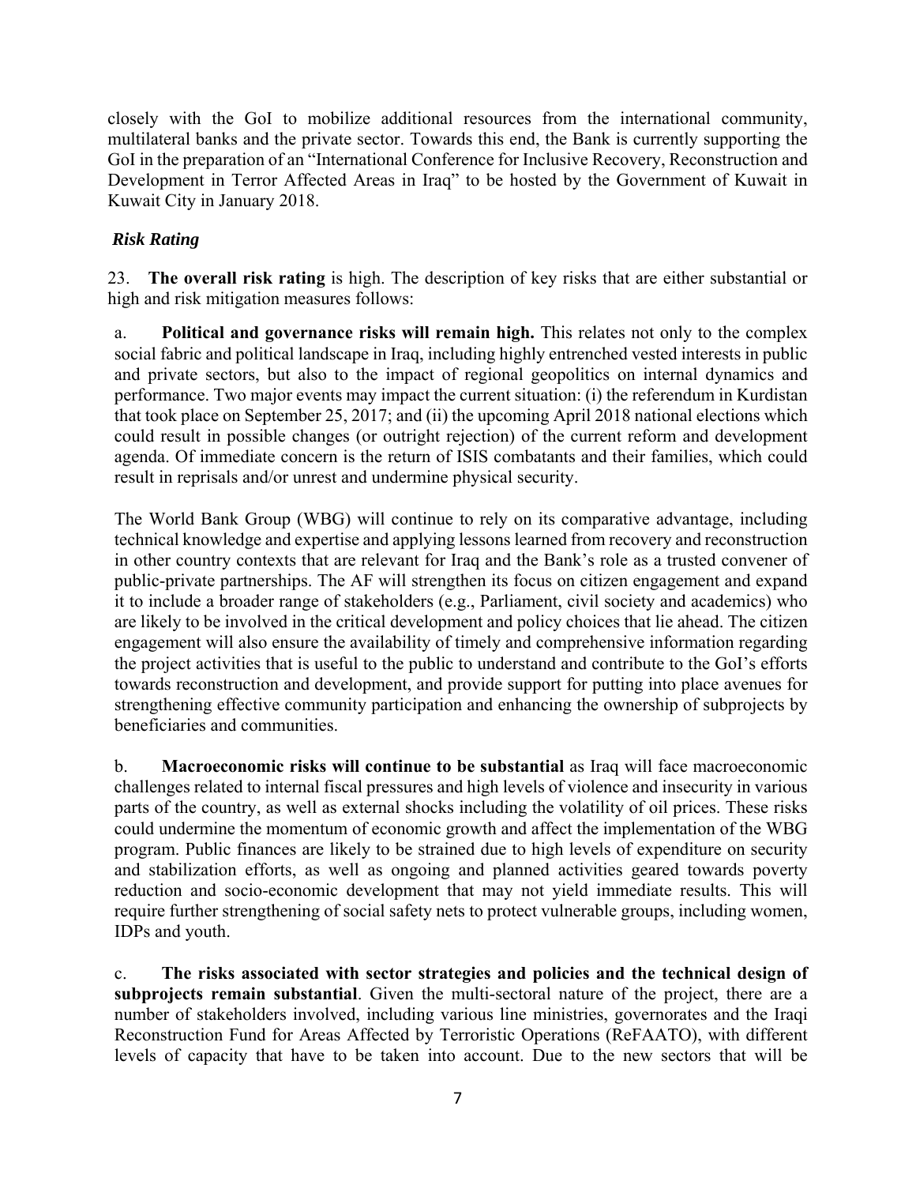closely with the GoI to mobilize additional resources from the international community, multilateral banks and the private sector. Towards this end, the Bank is currently supporting the GoI in the preparation of an "International Conference for Inclusive Recovery, Reconstruction and Development in Terror Affected Areas in Iraq" to be hosted by the Government of Kuwait in Kuwait City in January 2018.

***Risk Rating***

23. **The overall risk rating** is high. The description of key risks that are either substantial or high and risk mitigation measures follows:

a. **Political and governance risks will remain high.** This relates not only to the complex social fabric and political landscape in Iraq, including highly entrenched vested interests in public and private sectors, but also to the impact of regional geopolitics on internal dynamics and performance. Two major events may impact the current situation: (i) the referendum in Kurdistan that took place on September 25, 2017; and (ii) the upcoming April 2018 national elections which could result in possible changes (or outright rejection) of the current reform and development agenda. Of immediate concern is the return of ISIS combatants and their families, which could result in reprisals and/or unrest and undermine physical security.

The World Bank Group (WBG) will continue to rely on its comparative advantage, including technical knowledge and expertise and applying lessons learned from recovery and reconstruction in other country contexts that are relevant for Iraq and the Bank's role as a trusted convener of public-private partnerships. The AF will strengthen its focus on citizen engagement and expand it to include a broader range of stakeholders (e.g., Parliament, civil society and academics) who are likely to be involved in the critical development and policy choices that lie ahead. The citizen engagement will also ensure the availability of timely and comprehensive information regarding the project activities that is useful to the public to understand and contribute to the GoI's efforts towards reconstruction and development, and provide support for putting into place avenues for strengthening effective community participation and enhancing the ownership of subprojects by beneficiaries and communities.

b. **Macroeconomic risks will continue to be substantial** as Iraq will face macroeconomic challenges related to internal fiscal pressures and high levels of violence and insecurity in various parts of the country, as well as external shocks including the volatility of oil prices. These risks could undermine the momentum of economic growth and affect the implementation of the WBG program. Public finances are likely to be strained due to high levels of expenditure on security and stabilization efforts, as well as ongoing and planned activities geared towards poverty reduction and socio-economic development that may not yield immediate results. This will require further strengthening of social safety nets to protect vulnerable groups, including women, IDPs and youth.

c. **The risks associated with sector strategies and policies and the technical design of subprojects remain substantial**. Given the multi-sectoral nature of the project, there are a number of stakeholders involved, including various line ministries, governorates and the Iraqi Reconstruction Fund for Areas Affected by Terroristic Operations (ReFAATO), with different levels of capacity that have to be taken into account. Due to the new sectors that will be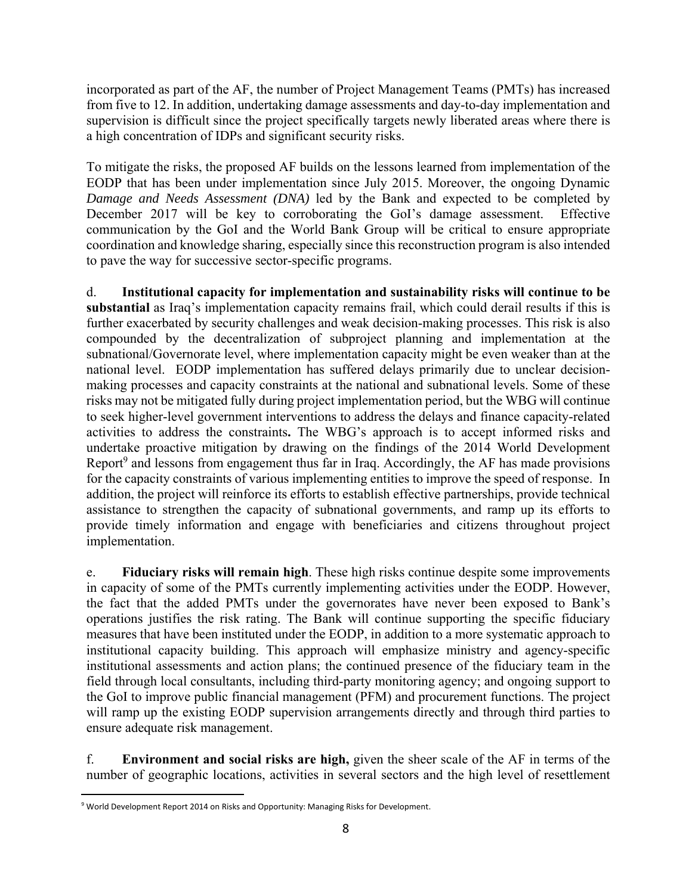incorporated as part of the AF, the number of Project Management Teams (PMTs) has increased from five to 12. In addition, undertaking damage assessments and day-to-day implementation and supervision is difficult since the project specifically targets newly liberated areas where there is a high concentration of IDPs and significant security risks.

To mitigate the risks, the proposed AF builds on the lessons learned from implementation of the EODP that has been under implementation since July 2015. Moreover, the ongoing Dynamic *Damage and Needs Assessment (DNA)* led by the Bank and expected to be completed by December 2017 will be key to corroborating the GoI's damage assessment. Effective communication by the GoI and the World Bank Group will be critical to ensure appropriate coordination and knowledge sharing, especially since this reconstruction program is also intended to pave the way for successive sector-specific programs.

d. **Institutional capacity for implementation and sustainability risks will continue to be substantial** as Iraq's implementation capacity remains frail, which could derail results if this is further exacerbated by security challenges and weak decision-making processes. This risk is also compounded by the decentralization of subproject planning and implementation at the subnational/Governorate level, where implementation capacity might be even weaker than at the national level. EODP implementation has suffered delays primarily due to unclear decision-making processes and capacity constraints at the national and subnational levels. Some of these risks may not be mitigated fully during project implementation period, but the WBG will continue to seek higher-level government interventions to address the delays and finance capacity-related activities to address the constraints**.** The WBG's approach is to accept informed risks and undertake proactive mitigation by drawing on the findings of the 2014 World Development Report[9] and lessons from engagement thus far in Iraq. Accordingly, the AF has made provisions for the capacity constraints of various implementing entities to improve the speed of response. In addition, the project will reinforce its efforts to establish effective partnerships, provide technical assistance to strengthen the capacity of subnational governments, and ramp up its efforts to provide timely information and engage with beneficiaries and citizens throughout project implementation.

e. **Fiduciary risks will remain high**. These high risks continue despite some improvements in capacity of some of the PMTs currently implementing activities under the EODP. However, the fact that the added PMTs under the governorates have never been exposed to Bank's operations justifies the risk rating. The Bank will continue supporting the specific fiduciary measures that have been instituted under the EODP, in addition to a more systematic approach to institutional capacity building. This approach will emphasize ministry and agency-specific institutional assessments and action plans; the continued presence of the fiduciary team in the field through local consultants, including third-party monitoring agency; and ongoing support to the GoI to improve public financial management (PFM) and procurement functions. The project will ramp up the existing EODP supervision arrangements directly and through third parties to ensure adequate risk management.

f. **Environment and social risks are high,** given the sheer scale of the AF in terms of the number of geographic locations, activities in several sectors and the high level of resettlement

---

[9] World Development Report 2014 on Risks and Opportunity: Managing Risks for Development.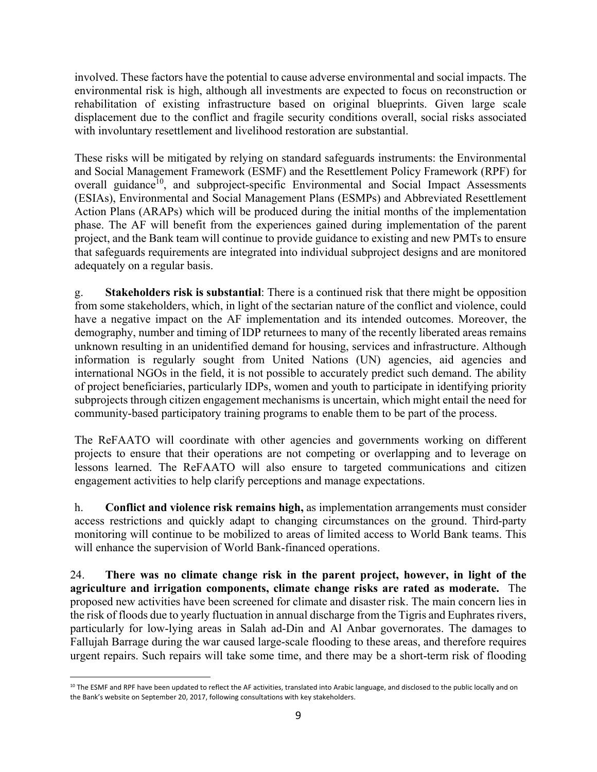involved. These factors have the potential to cause adverse environmental and social impacts. The environmental risk is high, although all investments are expected to focus on reconstruction or rehabilitation of existing infrastructure based on original blueprints. Given large scale displacement due to the conflict and fragile security conditions overall, social risks associated with involuntary resettlement and livelihood restoration are substantial.

These risks will be mitigated by relying on standard safeguards instruments: the Environmental and Social Management Framework (ESMF) and the Resettlement Policy Framework (RPF) for overall guidance[10], and subproject-specific Environmental and Social Impact Assessments (ESIAs), Environmental and Social Management Plans (ESMPs) and Abbreviated Resettlement Action Plans (ARAPs) which will be produced during the initial months of the implementation phase. The AF will benefit from the experiences gained during implementation of the parent project, and the Bank team will continue to provide guidance to existing and new PMTs to ensure that safeguards requirements are integrated into individual subproject designs and are monitored adequately on a regular basis.

g. **Stakeholders risk is substantial**: There is a continued risk that there might be opposition from some stakeholders, which, in light of the sectarian nature of the conflict and violence, could have a negative impact on the AF implementation and its intended outcomes. Moreover, the demography, number and timing of IDP returnees to many of the recently liberated areas remains unknown resulting in an unidentified demand for housing, services and infrastructure. Although information is regularly sought from United Nations (UN) agencies, aid agencies and international NGOs in the field, it is not possible to accurately predict such demand. The ability of project beneficiaries, particularly IDPs, women and youth to participate in identifying priority subprojects through citizen engagement mechanisms is uncertain, which might entail the need for community-based participatory training programs to enable them to be part of the process.

The ReFAATO will coordinate with other agencies and governments working on different projects to ensure that their operations are not competing or overlapping and to leverage on lessons learned. The ReFAATO will also ensure to targeted communications and citizen engagement activities to help clarify perceptions and manage expectations.

h. **Conflict and violence risk remains high,** as implementation arrangements must consider access restrictions and quickly adapt to changing circumstances on the ground. Third-party monitoring will continue to be mobilized to areas of limited access to World Bank teams. This will enhance the supervision of World Bank-financed operations.

24. **There was no climate change risk in the parent project, however, in light of the agriculture and irrigation components, climate change risks are rated as moderate.** The proposed new activities have been screened for climate and disaster risk. The main concern lies in the risk of floods due to yearly fluctuation in annual discharge from the Tigris and Euphrates rivers, particularly for low-lying areas in Salah ad-Din and Al Anbar governorates. The damages to Fallujah Barrage during the war caused large-scale flooding to these areas, and therefore requires urgent repairs. Such repairs will take some time, and there may be a short-term risk of flooding

[10] The ESMF and RPF have been updated to reflect the AF activities, translated into Arabic language, and disclosed to the public locally and on the Bank's website on September 20, 2017, following consultations with key stakeholders.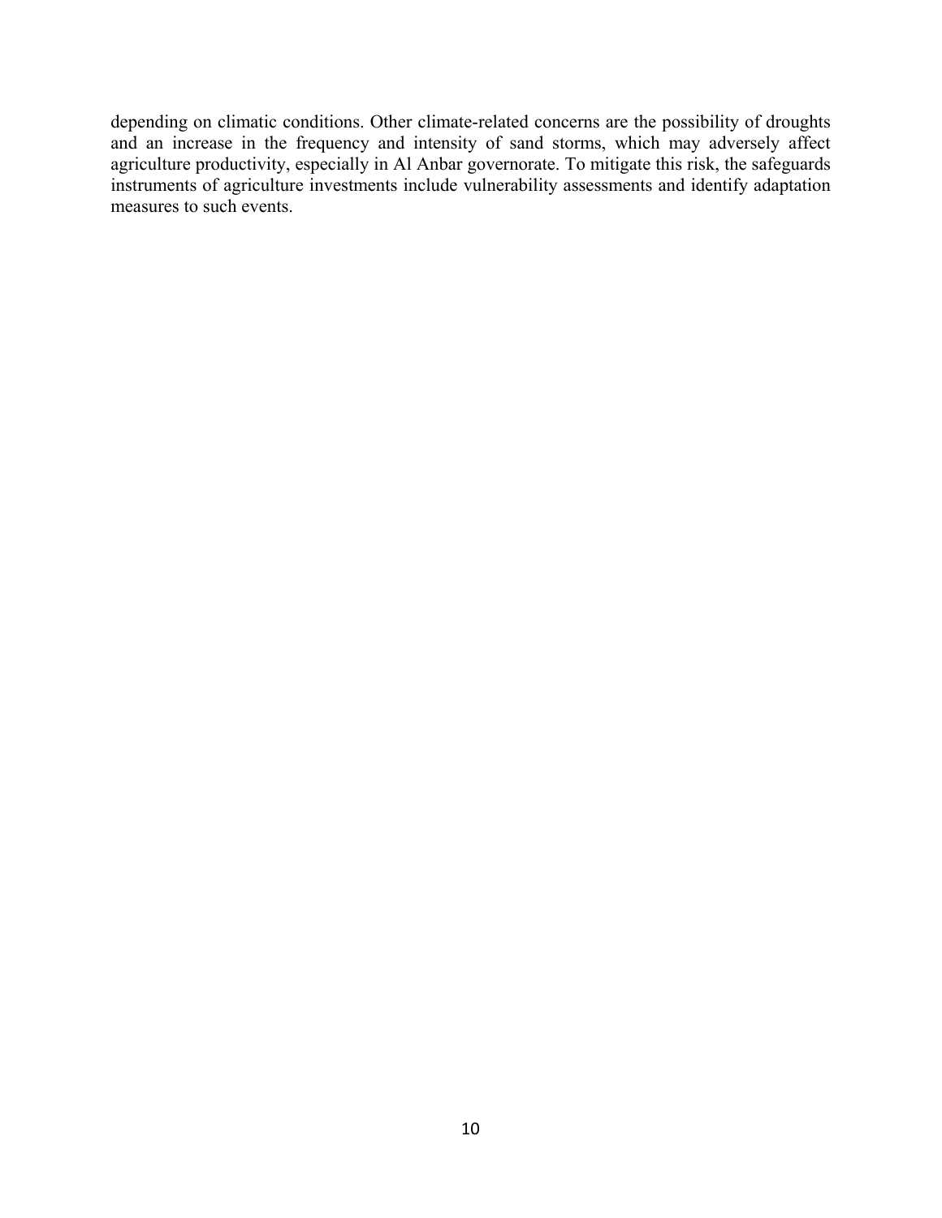depending on climatic conditions. Other climate-related concerns are the possibility of droughts and an increase in the frequency and intensity of sand storms, which may adversely affect agriculture productivity, especially in Al Anbar governorate. To mitigate this risk, the safeguards instruments of agriculture investments include vulnerability assessments and identify adaptation measures to such events.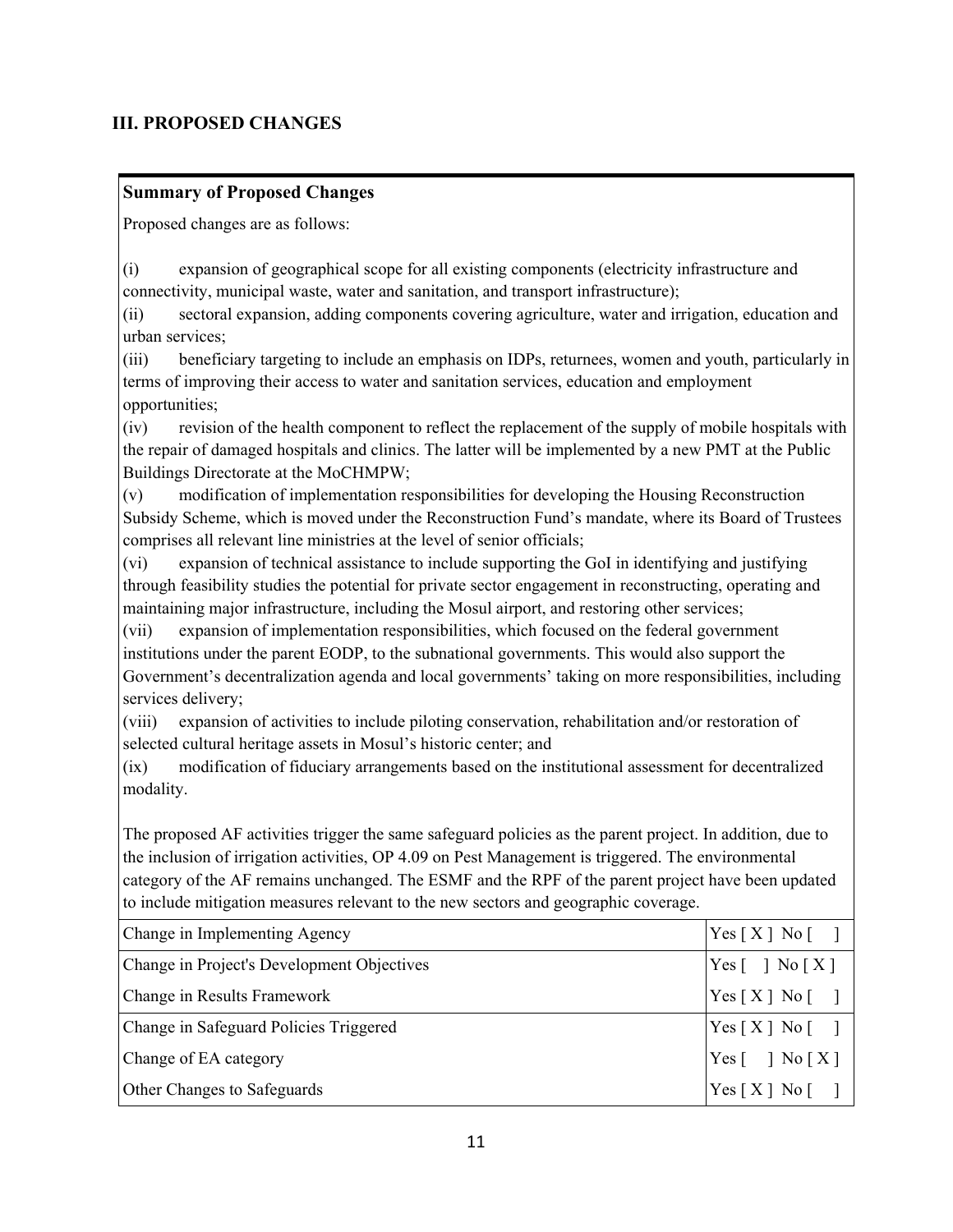## III. PROPOSED CHANGES

### Summary of Proposed Changes

Proposed changes are as follows:

(i) expansion of geographical scope for all existing components (electricity infrastructure and connectivity, municipal waste, water and sanitation, and transport infrastructure);
(ii) sectoral expansion, adding components covering agriculture, water and irrigation, education and urban services;
(iii) beneficiary targeting to include an emphasis on IDPs, returnees, women and youth, particularly in terms of improving their access to water and sanitation services, education and employment opportunities;
(iv) revision of the health component to reflect the replacement of the supply of mobile hospitals with the repair of damaged hospitals and clinics. The latter will be implemented by a new PMT at the Public Buildings Directorate at the MoCHMPW;
(v) modification of implementation responsibilities for developing the Housing Reconstruction Subsidy Scheme, which is moved under the Reconstruction Fund's mandate, where its Board of Trustees comprises all relevant line ministries at the level of senior officials;
(vi) expansion of technical assistance to include supporting the GoI in identifying and justifying through feasibility studies the potential for private sector engagement in reconstructing, operating and maintaining major infrastructure, including the Mosul airport, and restoring other services;
(vii) expansion of implementation responsibilities, which focused on the federal government institutions under the parent EODP, to the subnational governments. This would also support the Government's decentralization agenda and local governments' taking on more responsibilities, including services delivery;
(viii) expansion of activities to include piloting conservation, rehabilitation and/or restoration of selected cultural heritage assets in Mosul's historic center; and
(ix) modification of fiduciary arrangements based on the institutional assessment for decentralized modality.

The proposed AF activities trigger the same safeguard policies as the parent project. In addition, due to the inclusion of irrigation activities, OP 4.09 on Pest Management is triggered. The environmental category of the AF remains unchanged. The ESMF and the RPF of the parent project have been updated to include mitigation measures relevant to the new sectors and geographic coverage.

| | |
|---|---|
| Change in Implementing Agency | Yes [ X ] No [ ] |
| Change in Project's Development Objectives | Yes [ ] No [ X ] |
| Change in Results Framework | Yes [ X ] No [ ] |
| Change in Safeguard Policies Triggered | Yes [ X ] No [ ] |
| Change of EA category | Yes [ ] No [ X ] |
| Other Changes to Safeguards | Yes [ X ] No [ ] |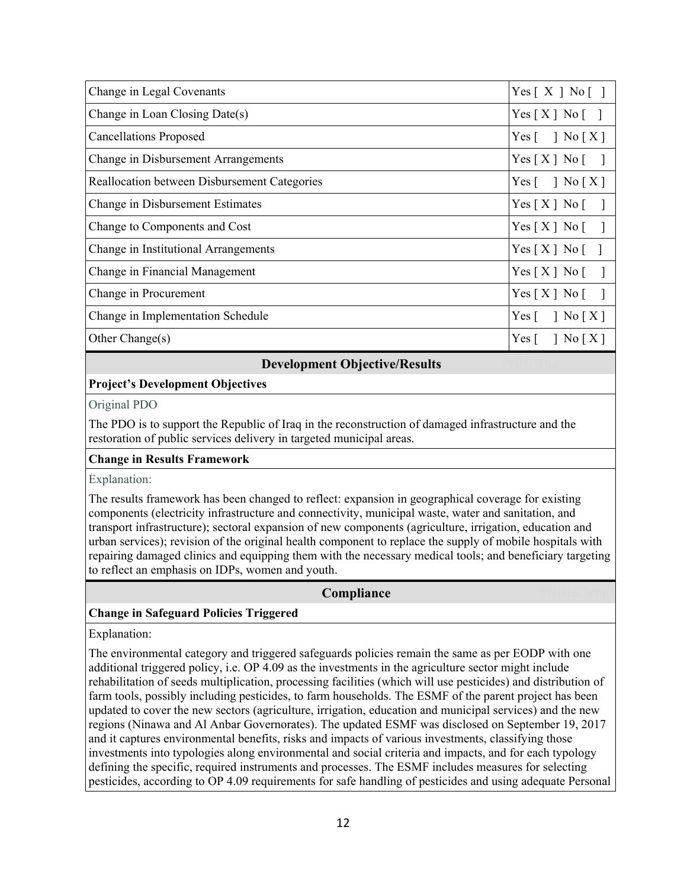| | |
|---|---|
| Change in Legal Covenants | Yes [ X ] No [ ] |
| Change in Loan Closing Date(s) | Yes [ X ] No [ ] |
| Cancellations Proposed | Yes [ ] No [ X ] |
| Change in Disbursement Arrangements | Yes [ X ] No [ ] |
| Reallocation between Disbursement Categories | Yes [ ] No [ X ] |
| Change in Disbursement Estimates | Yes [ X ] No [ ] |
| Change to Components and Cost | Yes [ X ] No [ ] |
| Change in Institutional Arrangements | Yes [ X ] No [ ] |
| Change in Financial Management | Yes [ X ] No [ ] |
| Change in Procurement | Yes [ X ] No [ ] |
| Change in Implementation Schedule | Yes [ ] No [ X ] |
| Other Change(s) | Yes [ ] No [ X ] |

## Development Objective/Results

**Project's Development Objectives**

Original PDO

The PDO is to support the Republic of Iraq in the reconstruction of damaged infrastructure and the restoration of public services delivery in targeted municipal areas.

**Change in Results Framework**

Explanation:

The results framework has been changed to reflect: expansion in geographical coverage for existing components (electricity infrastructure and connectivity, municipal waste, water and sanitation, and transport infrastructure); sectoral expansion of new components (agriculture, irrigation, education and urban services); revision of the original health component to replace the supply of mobile hospitals with repairing damaged clinics and equipping them with the necessary medical tools; and beneficiary targeting to reflect an emphasis on IDPs, women and youth.

## Compliance

**Change in Safeguard Policies Triggered**

Explanation:

The environmental category and triggered safeguards policies remain the same as per EODP with one additional triggered policy, i.e. OP 4.09 as the investments in the agriculture sector might include rehabilitation of seeds multiplication, processing facilities (which will use pesticides) and distribution of farm tools, possibly including pesticides, to farm households. The ESMF of the parent project has been updated to cover the new sectors (agriculture, irrigation, education and municipal services) and the new regions (Ninawa and Al Anbar Governorates). The updated ESMF was disclosed on September 19, 2017 and it captures environmental benefits, risks and impacts of various investments, classifying those investments into typologies along environmental and social criteria and impacts, and for each typology defining the specific, required instruments and processes. The ESMF includes measures for selecting pesticides, according to OP 4.09 requirements for safe handling of pesticides and using adequate Personal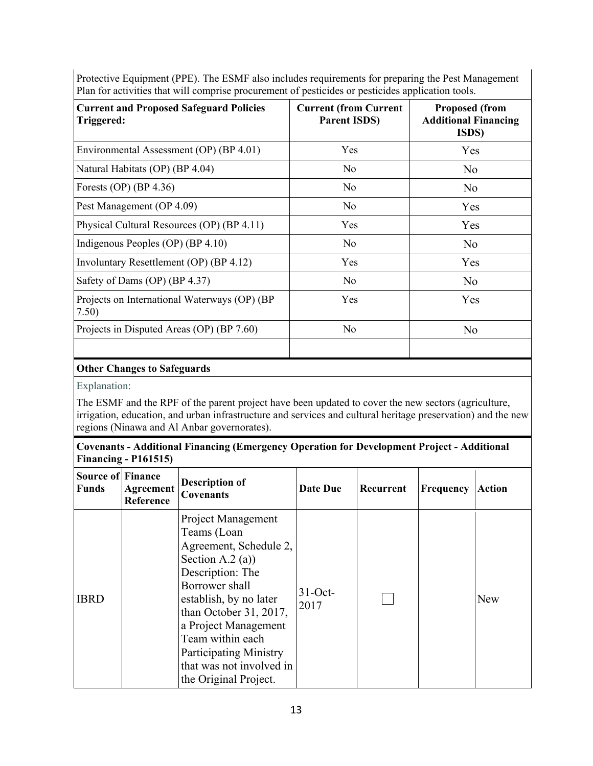Protective Equipment (PPE). The ESMF also includes requirements for preparing the Pest Management Plan for activities that will comprise procurement of pesticides or pesticides application tools.

| Current and Proposed Safeguard Policies Triggered: | Current (from Current Parent ISDS) | Proposed (from Additional Financing ISDS) |
|---|---|---|
| Environmental Assessment (OP) (BP 4.01) | Yes | Yes |
| Natural Habitats (OP) (BP 4.04) | No | No |
| Forests (OP) (BP 4.36) | No | No |
| Pest Management (OP 4.09) | No | Yes |
| Physical Cultural Resources (OP) (BP 4.11) | Yes | Yes |
| Indigenous Peoples (OP) (BP 4.10) | No | No |
| Involuntary Resettlement (OP) (BP 4.12) | Yes | Yes |
| Safety of Dams (OP) (BP 4.37) | No | No |
| Projects on International Waterways (OP) (BP 7.50) | Yes | Yes |
| Projects in Disputed Areas (OP) (BP 7.60) | No | No |
| | | |

**Other Changes to Safeguards**

Explanation:

The ESMF and the RPF of the parent project have been updated to cover the new sectors (agriculture, irrigation, education, and urban infrastructure and services and cultural heritage preservation) and the new regions (Ninawa and Al Anbar governorates).

**Covenants - Additional Financing (Emergency Operation for Development Project - Additional Financing - P161515)**

| Source of Funds | Finance Agreement Reference | Description of Covenants | Date Due | Recurrent | Frequency | Action |
|---|---|---|---|---|---|---|
| IBRD | | Project Management Teams (Loan Agreement, Schedule 2, Section A.2 (a)) Description: The Borrower shall establish, by no later than October 31, 2017, a Project Management Team within each Participating Ministry that was not involved in the Original Project. | 31-Oct-2017 | ☐ | | New |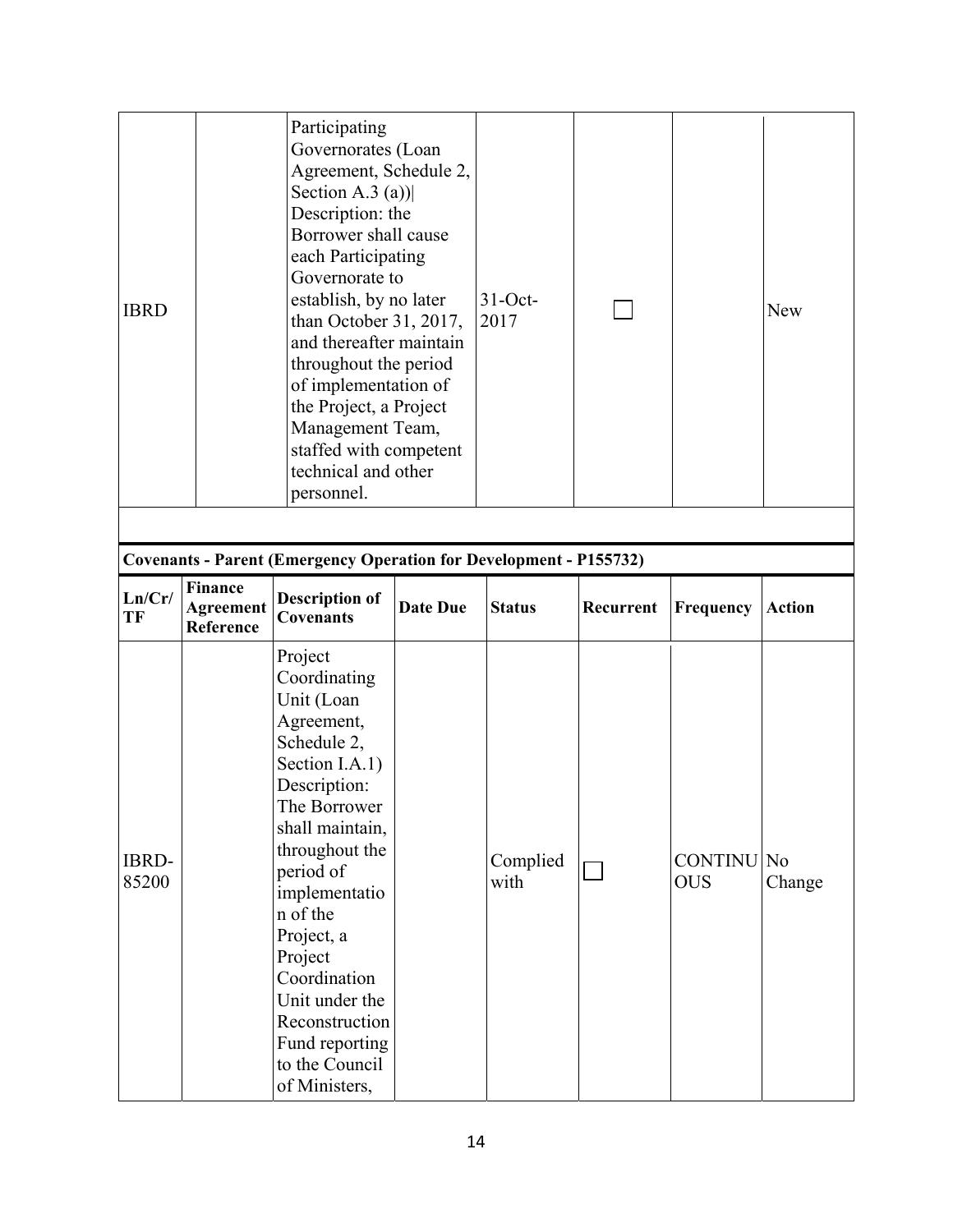| IBRD | | Participating Governorates (Loan Agreement, Schedule 2, Section A.3 (a))\| Description: the Borrower shall cause each Participating Governorate to establish, by no later than October 31, 2017, and thereafter maintain throughout the period of implementation of the Project, a Project Management Team, staffed with competent technical and other personnel. | 31-Oct-2017 | ☐ | | New |
|---|---|---|---|---|---|---|

**Covenants - Parent (Emergency Operation for Development - P155732)**

| Ln/Cr/TF | Finance Agreement Reference | Description of Covenants | Date Due | Status | Recurrent | Frequency | Action |
|---|---|---|---|---|---|---|---|
| IBRD-85200 | | Project Coordinating Unit (Loan Agreement, Schedule 2, Section I.A.1) Description: The Borrower shall maintain, throughout the period of implementation of the Project, a Project Coordination Unit under the Reconstruction Fund reporting to the Council of Ministers, | | Complied with | ☐ | CONTINUOUS | No Change |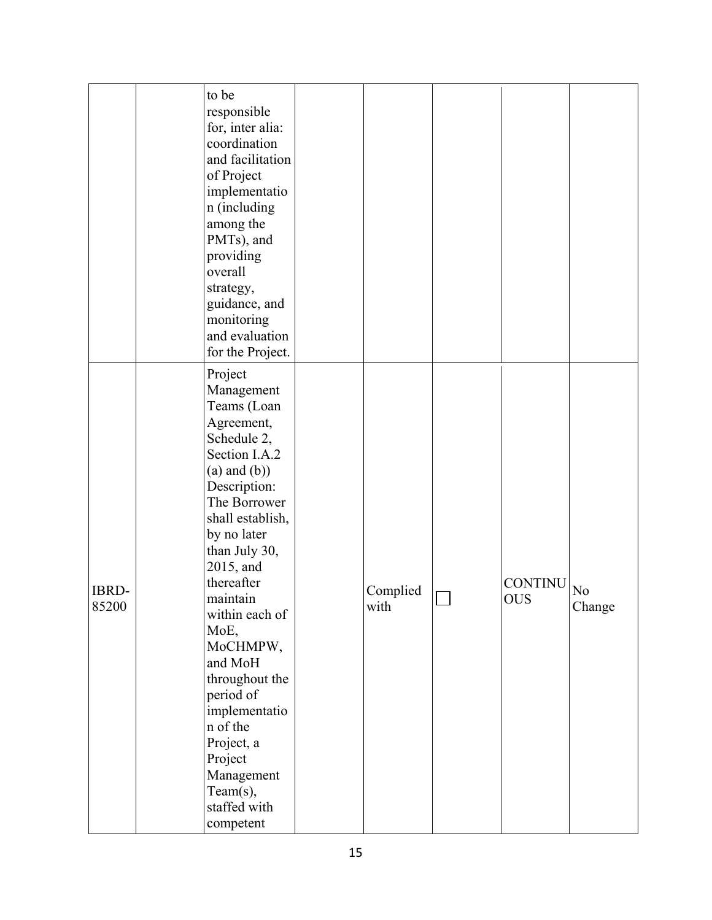|  |  |  |  |  |  |  |  |
|---|---|---|---|---|---|---|---|
|  |  | to be responsible for, inter alia: coordination and facilitation of Project implementation (including among the PMTs), and providing overall strategy, guidance, and monitoring and evaluation for the Project. |  |  |  |  |  |
| IBRD-85200 |  | Project Management Teams (Loan Agreement, Schedule 2, Section I.A.2 (a) and (b)) Description: The Borrower shall establish, by no later than July 30, 2015, and thereafter maintain within each of MoE, MoCHMPW, and MoH throughout the period of implementation of the Project, a Project Management Team(s), staffed with competent |  | Complied with | ☐ | CONTINUOUS | No Change |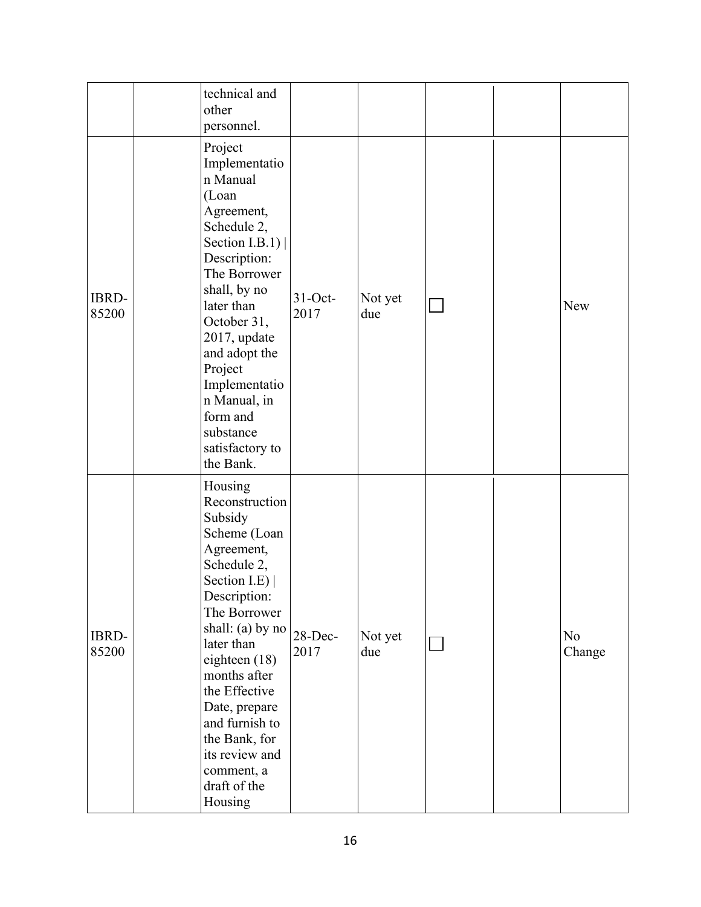| | | | | | | | |
|---|---|---|---|---|---|---|---|
| | | technical and other personnel. | | | | | |
| IBRD-85200 | | Project Implementation Manual (Loan Agreement, Schedule 2, Section I.B.1) \| Description: The Borrower shall, by no later than October 31, 2017, update and adopt the Project Implementation Manual, in form and substance satisfactory to the Bank. | 31-Oct-2017 | Not yet due | ☐ | | New |
| IBRD-85200 | | Housing Reconstruction Subsidy Scheme (Loan Agreement, Schedule 2, Section I.E) \| Description: The Borrower shall: (a) by no later than eighteen (18) months after the Effective Date, prepare and furnish to the Bank, for its review and comment, a draft of the Housing | 28-Dec-2017 | Not yet due | ☐ | | No Change |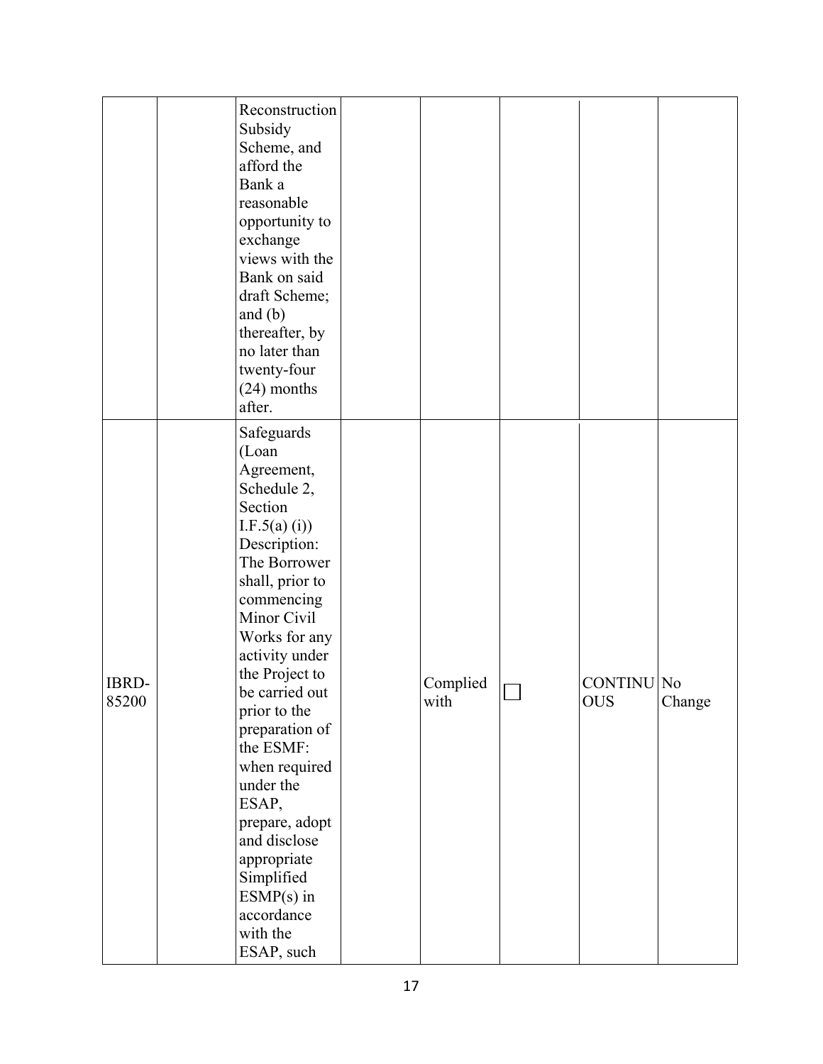| | | | | | | | |
|---|---|---|---|---|---|---|---|
| | | Reconstruction Subsidy Scheme, and afford the Bank a reasonable opportunity to exchange views with the Bank on said draft Scheme; and (b) thereafter, by no later than twenty-four (24) months after. | | | | | |
| IBRD-85200 | | Safeguards (Loan Agreement, Schedule 2, Section I.F.5(a) (i)) Description: The Borrower shall, prior to commencing Minor Civil Works for any activity under the Project to be carried out prior to the preparation of the ESMF: when required under the ESAP, prepare, adopt and disclose appropriate Simplified ESMP(s) in accordance with the ESAP, such | | Complied with | ☐ | CONTINUOUS | No Change |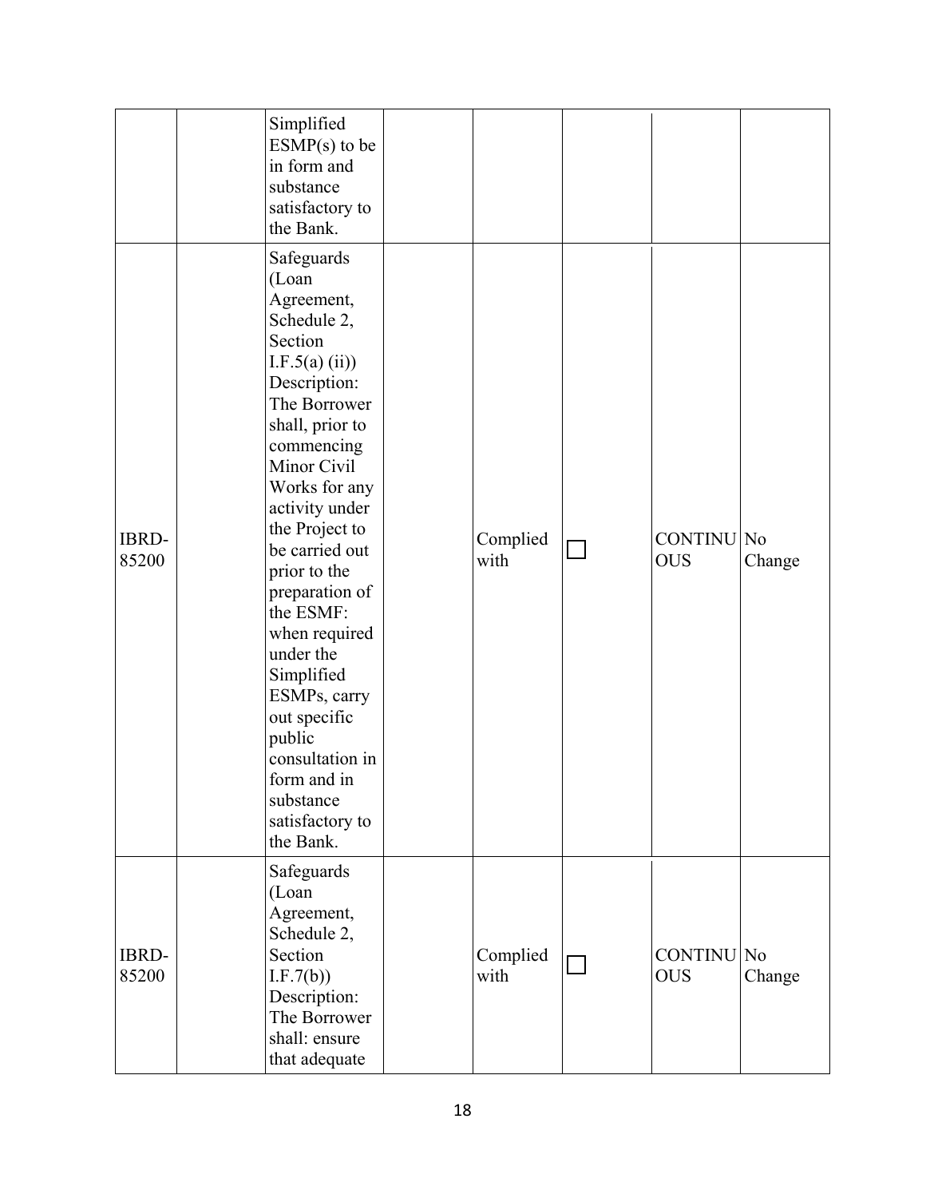| | | | | | | | |
|---|---|---|---|---|---|---|---|
| | | Simplified ESMP(s) to be in form and substance satisfactory to the Bank. | | | | | |
| IBRD-85200 | | Safeguards (Loan Agreement, Schedule 2, Section I.F.5(a) (ii)) Description: The Borrower shall, prior to commencing Minor Civil Works for any activity under the Project to be carried out prior to the preparation of the ESMF: when required under the Simplified ESMPs, carry out specific public consultation in form and in substance satisfactory to the Bank. | | Complied with | ☐ | CONTINUOUS | No Change |
| IBRD-85200 | | Safeguards (Loan Agreement, Schedule 2, Section I.F.7(b)) Description: The Borrower shall: ensure that adequate | | Complied with | ☐ | CONTINUOUS | No Change |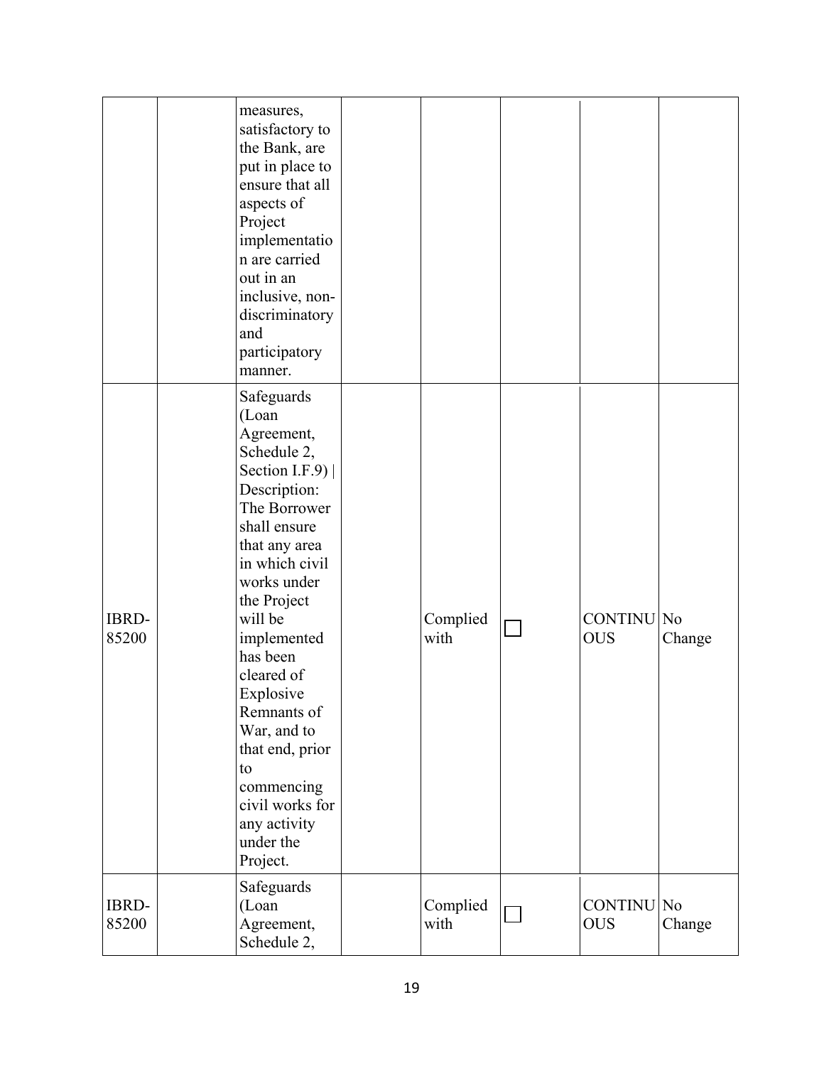| | | | | | | | |
|---|---|---|---|---|---|---|---|
| | | measures, satisfactory to the Bank, are put in place to ensure that all aspects of Project implementation are carried out in an inclusive, non-discriminatory and participatory manner. | | | | | |
| IBRD-85200 | | Safeguards (Loan Agreement, Schedule 2, Section I.F.9) \| Description: The Borrower shall ensure that any area in which civil works under the Project will be implemented has been cleared of Explosive Remnants of War, and to that end, prior to commencing civil works for any activity under the Project. | | Complied with | ☐ | CONTINUOUS | No Change |
| IBRD-85200 | | Safeguards (Loan Agreement, Schedule 2, | | Complied with | ☐ | CONTINUOUS | No Change |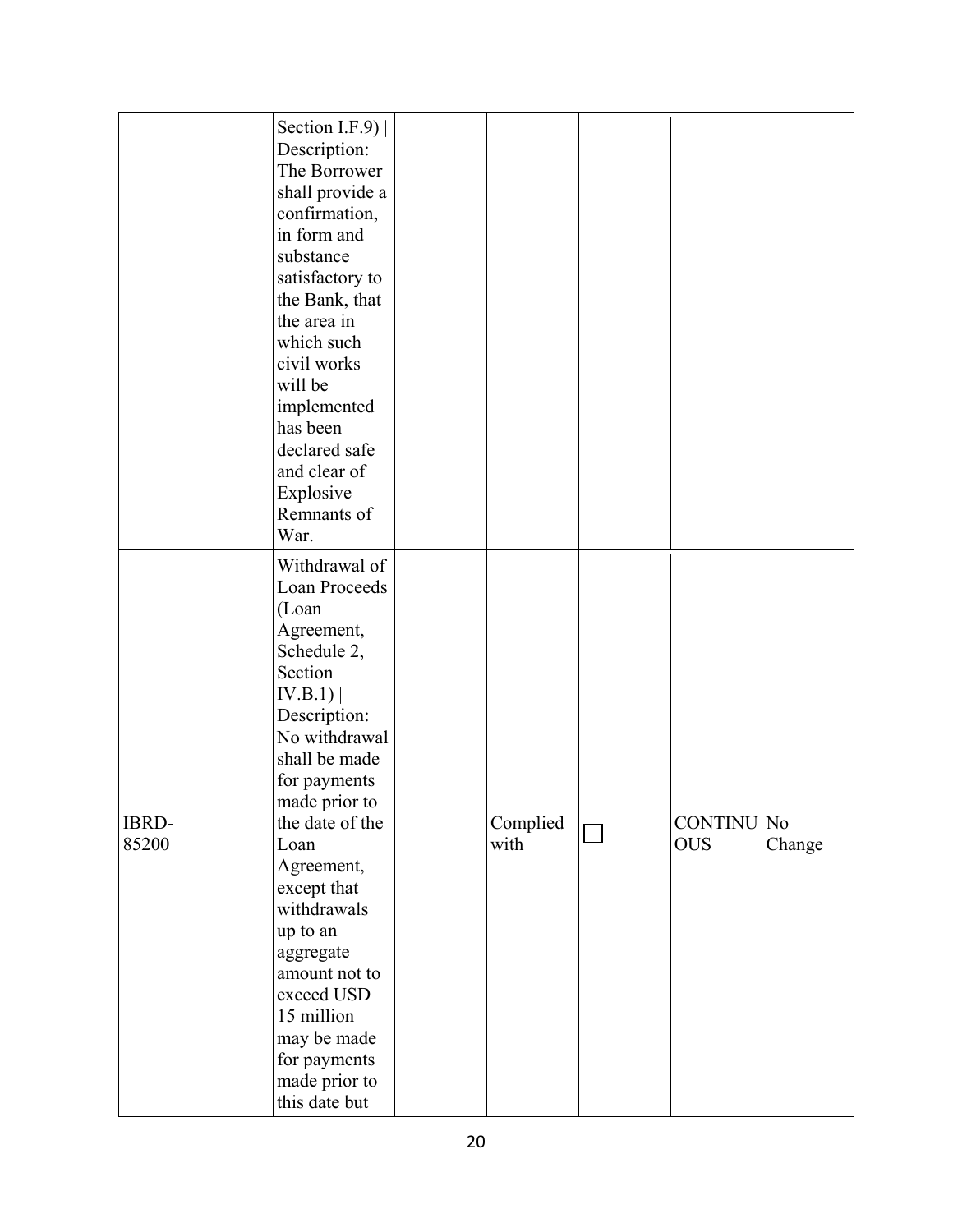| | | | | | | | |
|---|---|---|---|---|---|---|---|
| | | Section I.F.9) \| Description: The Borrower shall provide a confirmation, in form and substance satisfactory to the Bank, that the area in which such civil works will be implemented has been declared safe and clear of Explosive Remnants of War. | | | | | |
| IBRD-85200 | | Withdrawal of Loan Proceeds (Loan Agreement, Schedule 2, Section IV.B.1) \| Description: No withdrawal shall be made for payments made prior to the date of the Loan Agreement, except that withdrawals up to an aggregate amount not to exceed USD 15 million may be made for payments made prior to this date but | | Complied with | ☐ | CONTINUOUS | No Change |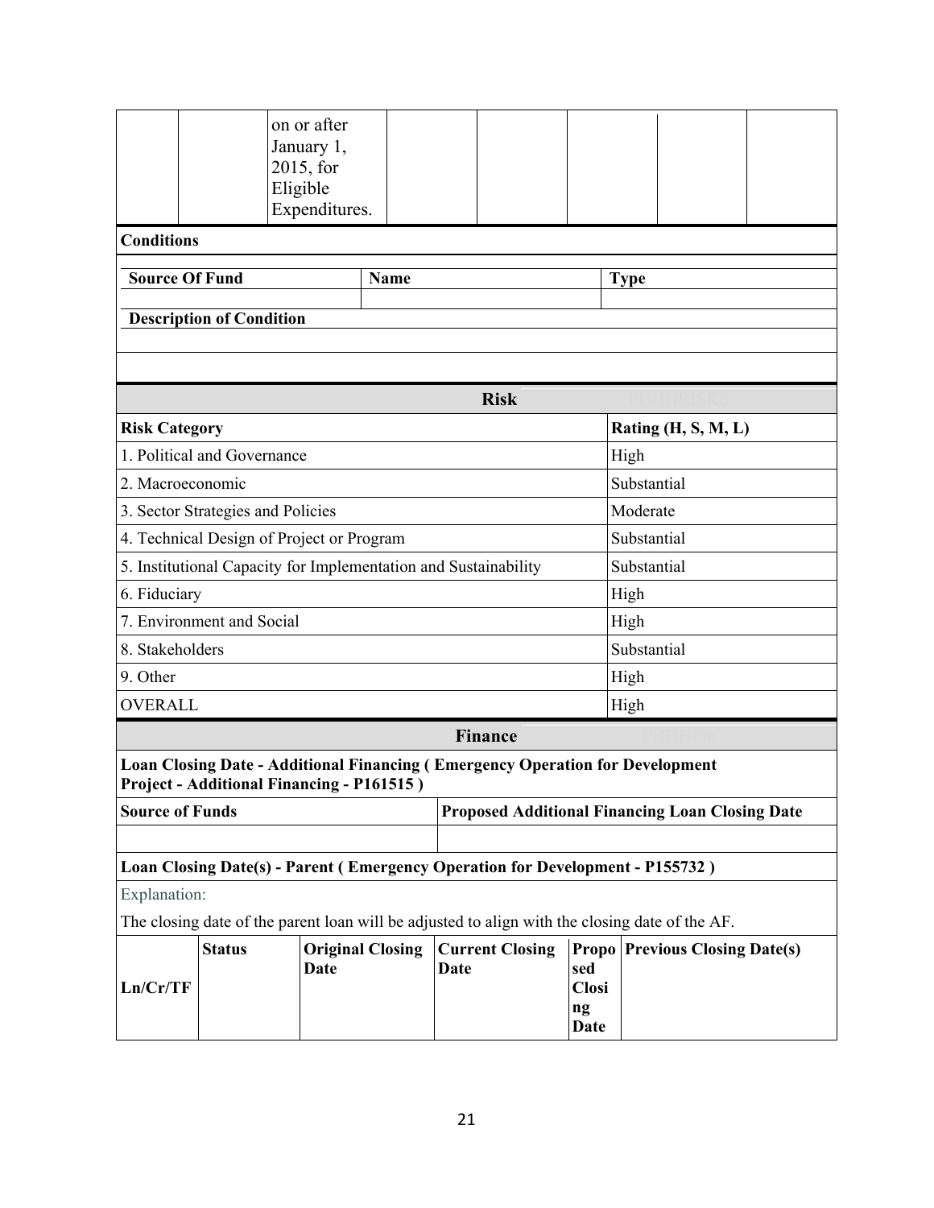| | | on or after January 1, 2015, for Eligible Expenditures. | | | | | |
|---|---|---|---|---|---|---|---|

**Conditions**

| Source Of Fund | Name | Type |
|---|---|---|
| | | |

**Description of Condition**

| Risk | |
|---|---|
| **Risk Category** | **Rating (H, S, M, L)** |
| 1. Political and Governance | High |
| 2. Macroeconomic | Substantial |
| 3. Sector Strategies and Policies | Moderate |
| 4. Technical Design of Project or Program | Substantial |
| 5. Institutional Capacity for Implementation and Sustainability | Substantial |
| 6. Fiduciary | High |
| 7. Environment and Social | High |
| 8. Stakeholders | Substantial |
| 9. Other | High |
| OVERALL | High |

## Finance

**Loan Closing Date - Additional Financing ( Emergency Operation for Development Project - Additional Financing - P161515 )**

| Source of Funds | Proposed Additional Financing Loan Closing Date |
|---|---|
| | |

**Loan Closing Date(s) - Parent ( Emergency Operation for Development - P155732 )**

Explanation:

The closing date of the parent loan will be adjusted to align with the closing date of the AF.

| Ln/Cr/TF | Status | Original Closing Date | Current Closing Date | Proposed Closing Date | Previous Closing Date(s) |
|---|---|---|---|---|---|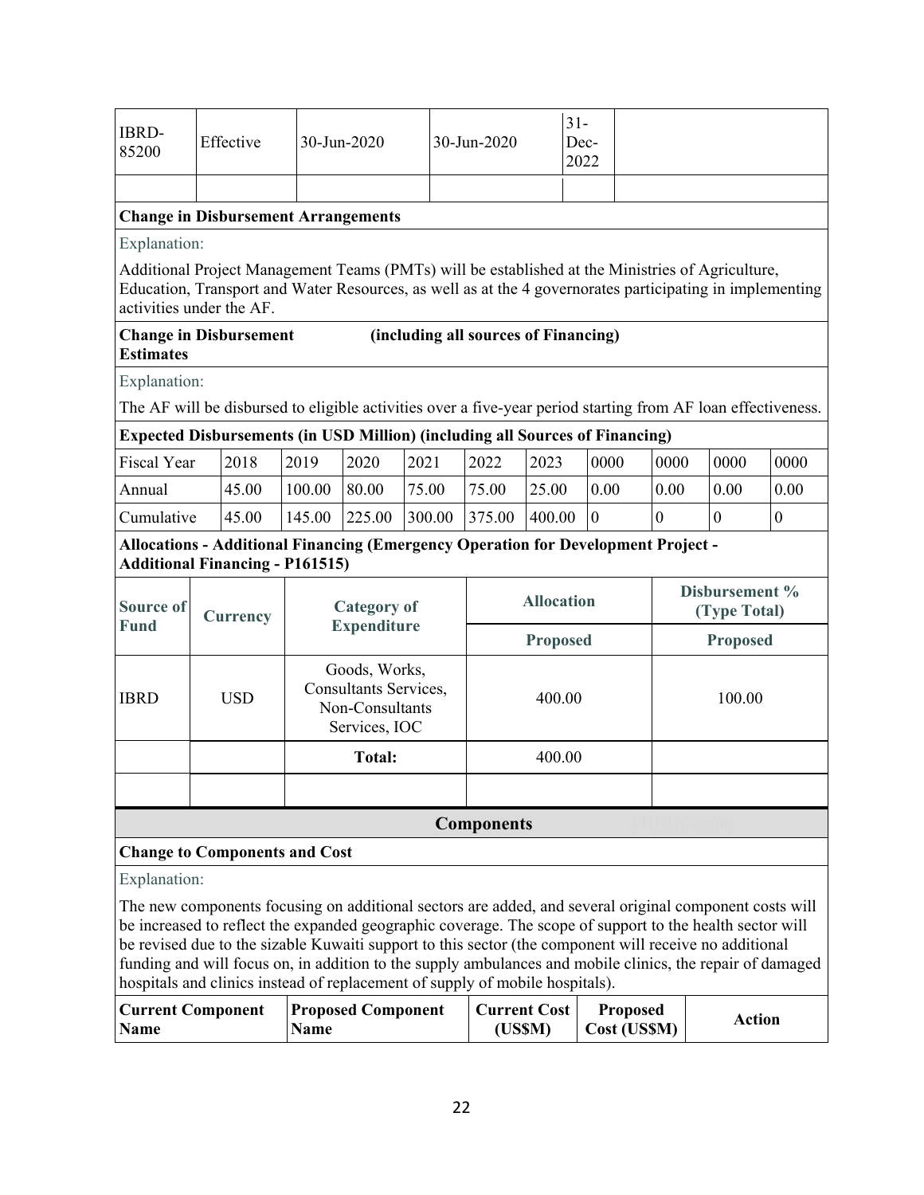| IBRD-85200 | Effective | 30-Jun-2020 | 30-Jun-2020 | 31-Dec-2022 | |
|---|---|---|---|---|---|
| | | | | | |

**Change in Disbursement Arrangements**

Explanation:

Additional Project Management Teams (PMTs) will be established at the Ministries of Agriculture, Education, Transport and Water Resources, as well as at the 4 governorates participating in implementing activities under the AF.

**Change in Disbursement Estimates** **(including all sources of Financing)**

Explanation:

The AF will be disbursed to eligible activities over a five-year period starting from AF loan effectiveness.

**Expected Disbursements (in USD Million) (including all Sources of Financing)**

| Fiscal Year | 2018 | 2019 | 2020 | 2021 | 2022 | 2023 | 0000 | 0000 | 0000 | 0000 |
|---|---|---|---|---|---|---|---|---|---|---|
| Annual | 45.00 | 100.00 | 80.00 | 75.00 | 75.00 | 25.00 | 0.00 | 0.00 | 0.00 | 0.00 |
| Cumulative | 45.00 | 145.00 | 225.00 | 300.00 | 375.00 | 400.00 | 0 | 0 | 0 | 0 |

**Allocations - Additional Financing (Emergency Operation for Development Project - Additional Financing - P161515)**

| Source of Fund | Currency | Category of Expenditure | Allocation | Disbursement % (Type Total) |
|---|---|---|---|---|
| | | | Proposed | Proposed |
| IBRD | USD | Goods, Works, Consultants Services, Non-Consultants Services, IOC | 400.00 | 100.00 |
| | | Total: | 400.00 | |
| | | | | |

## Components

**Change to Components and Cost**

Explanation:

The new components focusing on additional sectors are added, and several original component costs will be increased to reflect the expanded geographic coverage. The scope of support to the health sector will be revised due to the sizable Kuwaiti support to this sector (the component will receive no additional funding and will focus on, in addition to the supply ambulances and mobile clinics, the repair of damaged hospitals and clinics instead of replacement of supply of mobile hospitals).

| Current Component Name | Proposed Component Name | Current Cost (US$M) | Proposed Cost (US$M) | Action |
|---|---|---|---|---|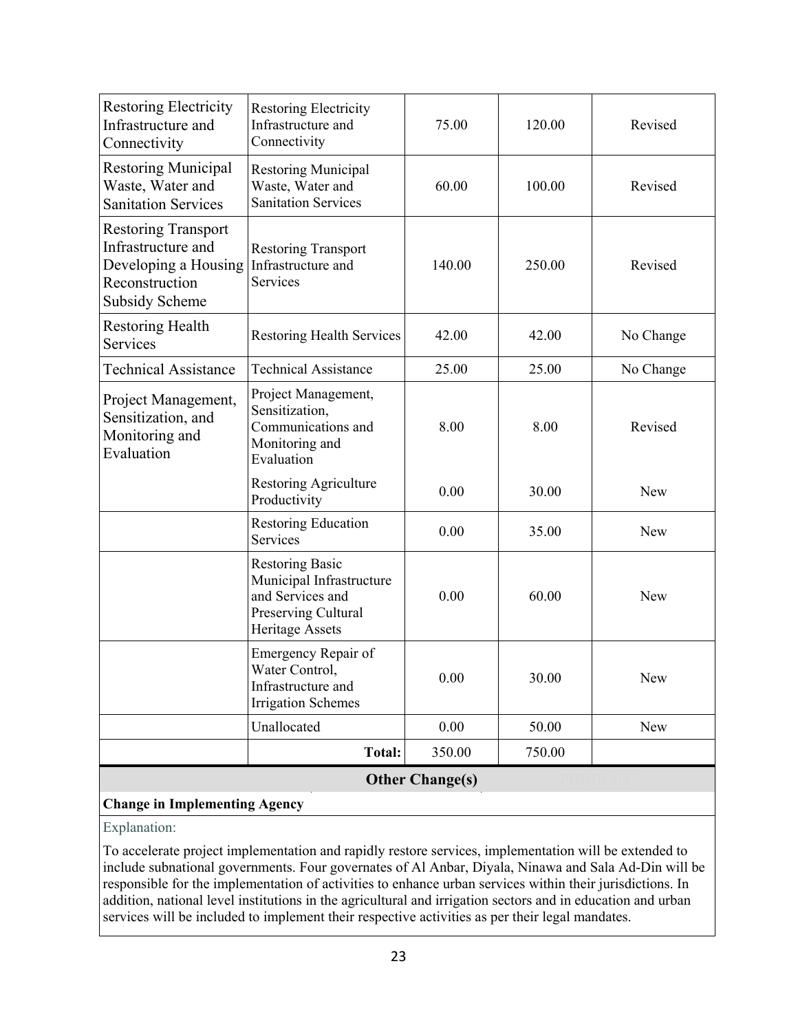| | | | | |
|---|---|---|---|---|
| Restoring Electricity Infrastructure and Connectivity | Restoring Electricity Infrastructure and Connectivity | 75.00 | 120.00 | Revised |
| Restoring Municipal Waste, Water and Sanitation Services | Restoring Municipal Waste, Water and Sanitation Services | 60.00 | 100.00 | Revised |
| Restoring Transport Infrastructure and Developing a Housing Reconstruction Subsidy Scheme | Restoring Transport Infrastructure and Services | 140.00 | 250.00 | Revised |
| Restoring Health Services | Restoring Health Services | 42.00 | 42.00 | No Change |
| Technical Assistance | Technical Assistance | 25.00 | 25.00 | No Change |
| Project Management, Sensitization, and Monitoring and Evaluation | Project Management, Sensitization, Communications and Monitoring and Evaluation | 8.00 | 8.00 | Revised |
| | Restoring Agriculture Productivity | 0.00 | 30.00 | New |
| | Restoring Education Services | 0.00 | 35.00 | New |
| | Restoring Basic Municipal Infrastructure and Services and Preserving Cultural Heritage Assets | 0.00 | 60.00 | New |
| | Emergency Repair of Water Control, Infrastructure and Irrigation Schemes | 0.00 | 30.00 | New |
| | Unallocated | 0.00 | 50.00 | New |
| | **Total:** | 350.00 | 750.00 | |

**Other Change(s)**

**Change in Implementing Agency**

Explanation:

To accelerate project implementation and rapidly restore services, implementation will be extended to include subnational governments. Four governates of Al Anbar, Diyala, Ninawa and Sala Ad-Din will be responsible for the implementation of activities to enhance urban services within their jurisdictions. In addition, national level institutions in the agricultural and irrigation sectors and in education and urban services will be included to implement their respective activities as per their legal mandates.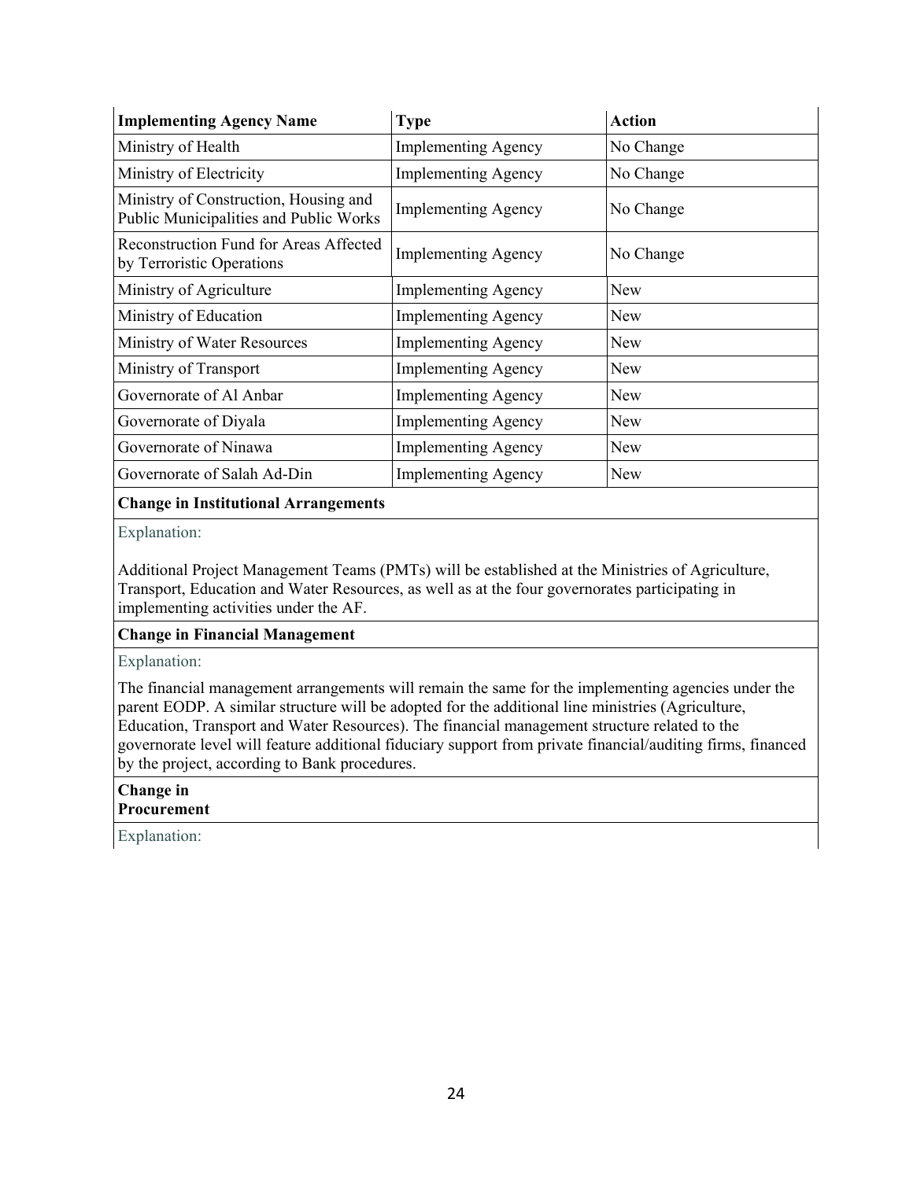| Implementing Agency Name | Type | Action |
|---|---|---|
| Ministry of Health | Implementing Agency | No Change |
| Ministry of Electricity | Implementing Agency | No Change |
| Ministry of Construction, Housing and Public Municipalities and Public Works | Implementing Agency | No Change |
| Reconstruction Fund for Areas Affected by Terroristic Operations | Implementing Agency | No Change |
| Ministry of Agriculture | Implementing Agency | New |
| Ministry of Education | Implementing Agency | New |
| Ministry of Water Resources | Implementing Agency | New |
| Ministry of Transport | Implementing Agency | New |
| Governorate of Al Anbar | Implementing Agency | New |
| Governorate of Diyala | Implementing Agency | New |
| Governorate of Ninawa | Implementing Agency | New |
| Governorate of Salah Ad-Din | Implementing Agency | New |

**Change in Institutional Arrangements**

Explanation:

Additional Project Management Teams (PMTs) will be established at the Ministries of Agriculture, Transport, Education and Water Resources, as well as at the four governorates participating in implementing activities under the AF.

**Change in Financial Management**

Explanation:

The financial management arrangements will remain the same for the implementing agencies under the parent EODP. A similar structure will be adopted for the additional line ministries (Agriculture, Education, Transport and Water Resources). The financial management structure related to the governorate level will feature additional fiduciary support from private financial/auditing firms, financed by the project, according to Bank procedures.

**Change in Procurement**

Explanation: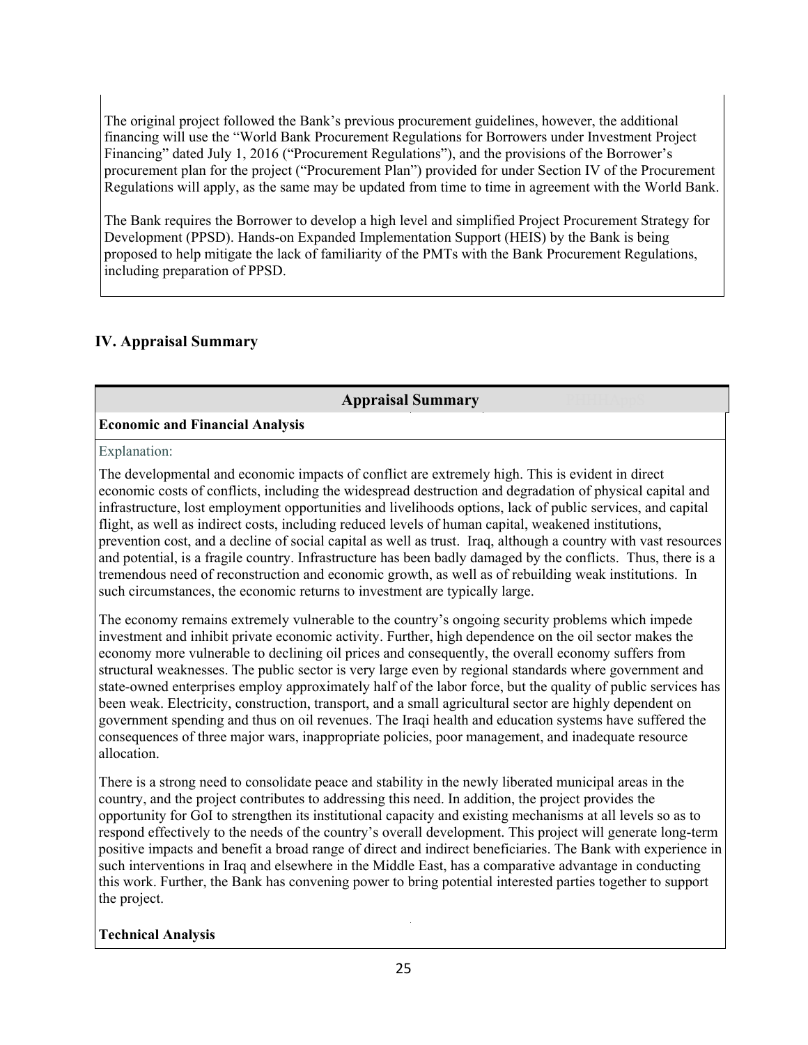The original project followed the Bank's previous procurement guidelines, however, the additional financing will use the "World Bank Procurement Regulations for Borrowers under Investment Project Financing" dated July 1, 2016 ("Procurement Regulations"), and the provisions of the Borrower's procurement plan for the project ("Procurement Plan") provided for under Section IV of the Procurement Regulations will apply, as the same may be updated from time to time in agreement with the World Bank.

The Bank requires the Borrower to develop a high level and simplified Project Procurement Strategy for Development (PPSD). Hands-on Expanded Implementation Support (HEIS) by the Bank is being proposed to help mitigate the lack of familiarity of the PMTs with the Bank Procurement Regulations, including preparation of PPSD.

## IV. Appraisal Summary

### Appraisal Summary

**Economic and Financial Analysis**

Explanation:

The developmental and economic impacts of conflict are extremely high. This is evident in direct economic costs of conflicts, including the widespread destruction and degradation of physical capital and infrastructure, lost employment opportunities and livelihoods options, lack of public services, and capital flight, as well as indirect costs, including reduced levels of human capital, weakened institutions, prevention cost, and a decline of social capital as well as trust. Iraq, although a country with vast resources and potential, is a fragile country. Infrastructure has been badly damaged by the conflicts. Thus, there is a tremendous need of reconstruction and economic growth, as well as of rebuilding weak institutions. In such circumstances, the economic returns to investment are typically large.

The economy remains extremely vulnerable to the country's ongoing security problems which impede investment and inhibit private economic activity. Further, high dependence on the oil sector makes the economy more vulnerable to declining oil prices and consequently, the overall economy suffers from structural weaknesses. The public sector is very large even by regional standards where government and state-owned enterprises employ approximately half of the labor force, but the quality of public services has been weak. Electricity, construction, transport, and a small agricultural sector are highly dependent on government spending and thus on oil revenues. The Iraqi health and education systems have suffered the consequences of three major wars, inappropriate policies, poor management, and inadequate resource allocation.

There is a strong need to consolidate peace and stability in the newly liberated municipal areas in the country, and the project contributes to addressing this need. In addition, the project provides the opportunity for GoI to strengthen its institutional capacity and existing mechanisms at all levels so as to respond effectively to the needs of the country's overall development. This project will generate long-term positive impacts and benefit a broad range of direct and indirect beneficiaries. The Bank with experience in such interventions in Iraq and elsewhere in the Middle East, has a comparative advantage in conducting this work. Further, the Bank has convening power to bring potential interested parties together to support the project.

**Technical Analysis**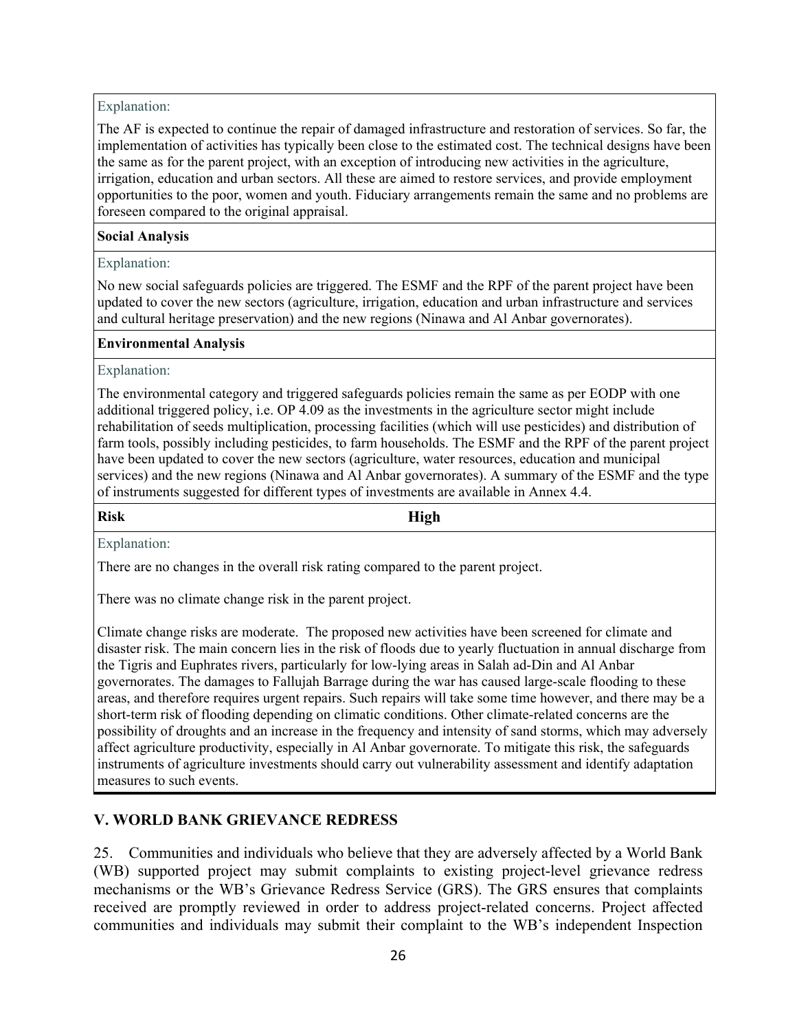Explanation:

The AF is expected to continue the repair of damaged infrastructure and restoration of services. So far, the implementation of activities has typically been close to the estimated cost. The technical designs have been the same as for the parent project, with an exception of introducing new activities in the agriculture, irrigation, education and urban sectors. All these are aimed to restore services, and provide employment opportunities to the poor, women and youth. Fiduciary arrangements remain the same and no problems are foreseen compared to the original appraisal.

**Social Analysis**

Explanation:

No new social safeguards policies are triggered. The ESMF and the RPF of the parent project have been updated to cover the new sectors (agriculture, irrigation, education and urban infrastructure and services and cultural heritage preservation) and the new regions (Ninawa and Al Anbar governorates).

**Environmental Analysis**

Explanation:

The environmental category and triggered safeguards policies remain the same as per EODP with one additional triggered policy, i.e. OP 4.09 as the investments in the agriculture sector might include rehabilitation of seeds multiplication, processing facilities (which will use pesticides) and distribution of farm tools, possibly including pesticides, to farm households. The ESMF and the RPF of the parent project have been updated to cover the new sectors (agriculture, water resources, education and municipal services) and the new regions (Ninawa and Al Anbar governorates). A summary of the ESMF and the type of instruments suggested for different types of investments are available in Annex 4.4.

| **Risk** | **High** |
| --- | --- |

Explanation:

There are no changes in the overall risk rating compared to the parent project.

There was no climate change risk in the parent project.

Climate change risks are moderate. The proposed new activities have been screened for climate and disaster risk. The main concern lies in the risk of floods due to yearly fluctuation in annual discharge from the Tigris and Euphrates rivers, particularly for low-lying areas in Salah ad-Din and Al Anbar governorates. The damages to Fallujah Barrage during the war has caused large-scale flooding to these areas, and therefore requires urgent repairs. Such repairs will take some time however, and there may be a short-term risk of flooding depending on climatic conditions. Other climate-related concerns are the possibility of droughts and an increase in the frequency and intensity of sand storms, which may adversely affect agriculture productivity, especially in Al Anbar governorate. To mitigate this risk, the safeguards instruments of agriculture investments should carry out vulnerability assessment and identify adaptation measures to such events.

## V. WORLD BANK GRIEVANCE REDRESS

25. Communities and individuals who believe that they are adversely affected by a World Bank (WB) supported project may submit complaints to existing project-level grievance redress mechanisms or the WB's Grievance Redress Service (GRS). The GRS ensures that complaints received are promptly reviewed in order to address project-related concerns. Project affected communities and individuals may submit their complaint to the WB's independent Inspection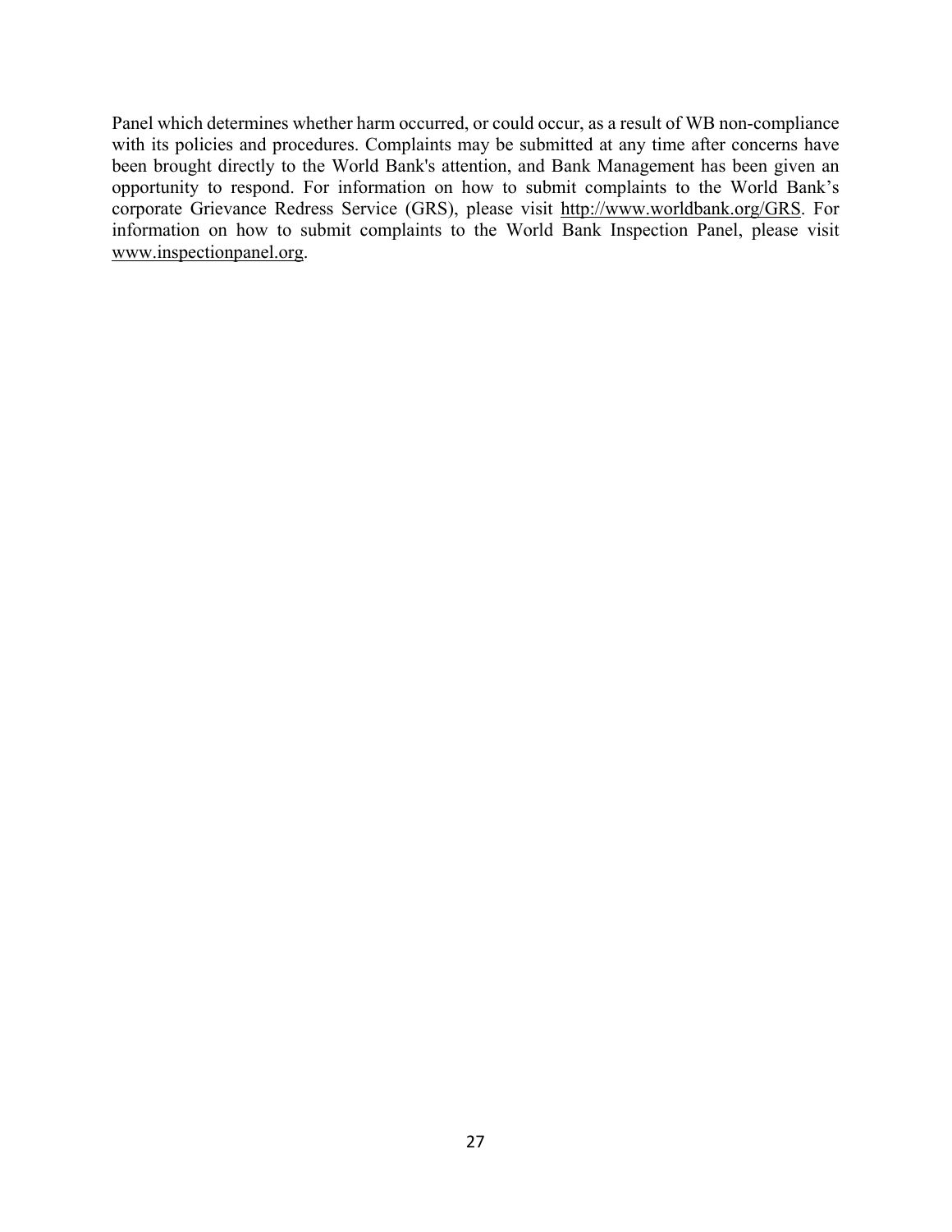Panel which determines whether harm occurred, or could occur, as a result of WB non-compliance with its policies and procedures. Complaints may be submitted at any time after concerns have been brought directly to the World Bank's attention, and Bank Management has been given an opportunity to respond. For information on how to submit complaints to the World Bank's corporate Grievance Redress Service (GRS), please visit http://www.worldbank.org/GRS. For information on how to submit complaints to the World Bank Inspection Panel, please visit www.inspectionpanel.org.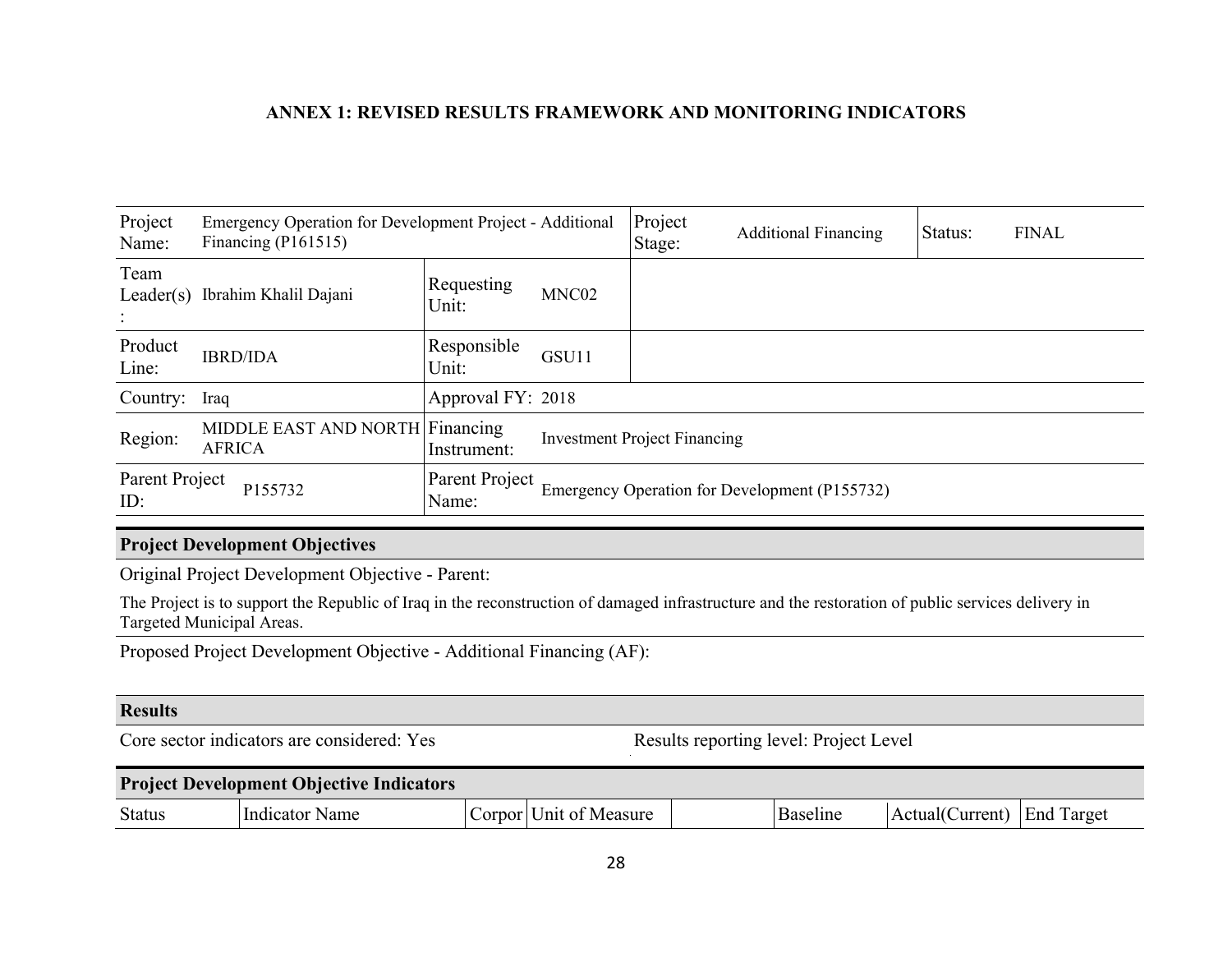# ANNEX 1: REVISED RESULTS FRAMEWORK AND MONITORING INDICATORS

| Project Name: | Emergency Operation for Development Project - Additional Financing (P161515) | | | Project Stage: | Additional Financing | Status: | FINAL |
|---|---|---|---|---|---|---|---|
| Team Leader(s): | Ibrahim Khalil Dajani | Requesting Unit: | MNC02 | | | | |
| Product Line: | IBRD/IDA | Responsible Unit: | GSU11 | | | | |
| Country: | Iraq | Approval FY: | 2018 | | | | |
| Region: | MIDDLE EAST AND NORTH AFRICA | Financing Instrument: | Investment Project Financing | | | | |
| Parent Project ID: | P155732 | Parent Project Name: | Emergency Operation for Development (P155732) | | | | |

**Project Development Objectives**

Original Project Development Objective - Parent:

The Project is to support the Republic of Iraq in the reconstruction of damaged infrastructure and the restoration of public services delivery in Targeted Municipal Areas.

Proposed Project Development Objective - Additional Financing (AF):

**Results**

Core sector indicators are considered: Yes

Results reporting level: Project Level

**Project Development Objective Indicators**

| Status | Indicator Name | Corpor | Unit of Measure | | Baseline | Actual(Current) | End Target |
|---|---|---|---|---|---|---|---|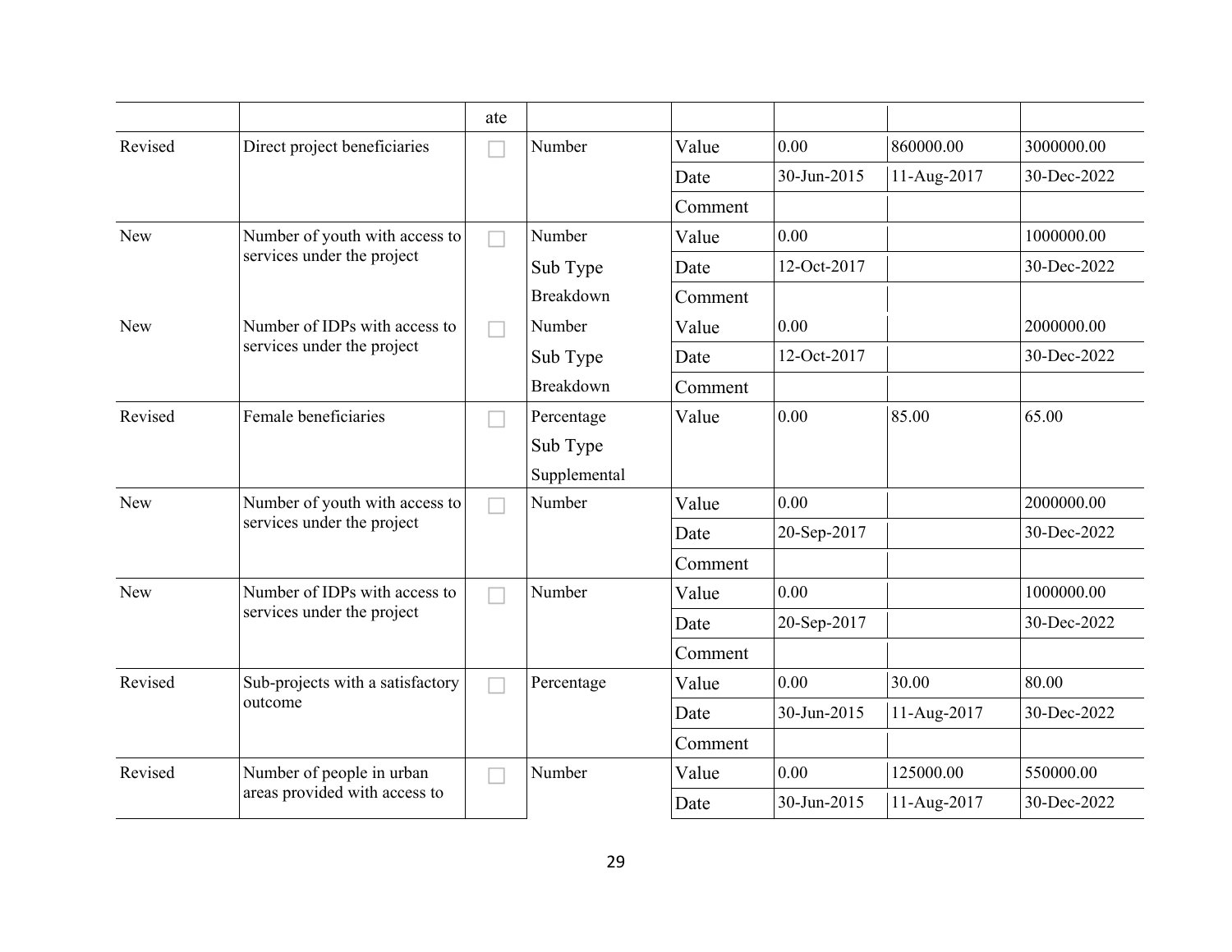| | | ate | | | | | |
|---|---|---|---|---|---|---|---|
| Revised | Direct project beneficiaries | ☐ | Number | Value | 0.00 | 860000.00 | 3000000.00 |
| | | | | Date | 30-Jun-2015 | 11-Aug-2017 | 30-Dec-2022 |
| | | | | Comment | | | |
| New | Number of youth with access to services under the project | ☐ | Number Sub Type Breakdown | Value | 0.00 | | 1000000.00 |
| | | | | Date | 12-Oct-2017 | | 30-Dec-2022 |
| | | | | Comment | | | |
| New | Number of IDPs with access to services under the project | ☐ | Number Sub Type Breakdown | Value | 0.00 | | 2000000.00 |
| | | | | Date | 12-Oct-2017 | | 30-Dec-2022 |
| | | | | Comment | | | |
| Revised | Female beneficiaries | ☐ | Percentage Sub Type Supplemental | Value | 0.00 | 85.00 | 65.00 |
| New | Number of youth with access to services under the project | ☐ | Number | Value | 0.00 | | 2000000.00 |
| | | | | Date | 20-Sep-2017 | | 30-Dec-2022 |
| | | | | Comment | | | |
| New | Number of IDPs with access to services under the project | ☐ | Number | Value | 0.00 | | 1000000.00 |
| | | | | Date | 20-Sep-2017 | | 30-Dec-2022 |
| | | | | Comment | | | |
| Revised | Sub-projects with a satisfactory outcome | ☐ | Percentage | Value | 0.00 | 30.00 | 80.00 |
| | | | | Date | 30-Jun-2015 | 11-Aug-2017 | 30-Dec-2022 |
| | | | | Comment | | | |
| Revised | Number of people in urban areas provided with access to | ☐ | Number | Value | 0.00 | 125000.00 | 550000.00 |
| | | | | Date | 30-Jun-2015 | 11-Aug-2017 | 30-Dec-2022 |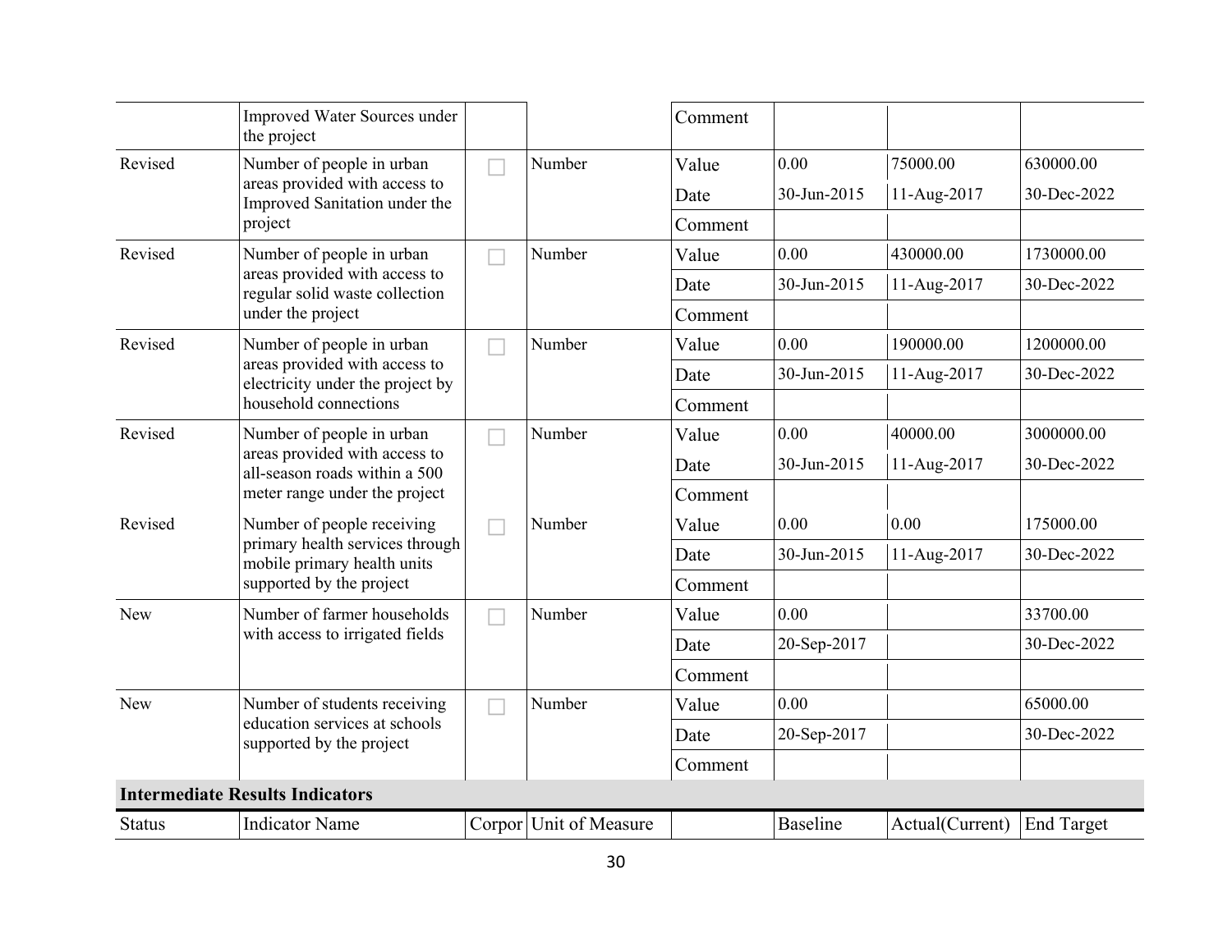| Status | Indicator Name | Corpor | Unit of Measure | | Baseline | Actual(Current) | End Target |
|---|---|---|---|---|---|---|---|
| | Improved Water Sources under the project | | | Comment | | | |
| Revised | Number of people in urban areas provided with access to Improved Sanitation under the project | ☐ | Number | Value | 0.00 | 75000.00 | 630000.00 |
| | | | | Date | 30-Jun-2015 | 11-Aug-2017 | 30-Dec-2022 |
| | | | | Comment | | | |
| Revised | Number of people in urban areas provided with access to regular solid waste collection under the project | ☐ | Number | Value | 0.00 | 430000.00 | 1730000.00 |
| | | | | Date | 30-Jun-2015 | 11-Aug-2017 | 30-Dec-2022 |
| | | | | Comment | | | |
| Revised | Number of people in urban areas provided with access to electricity under the project by household connections | ☐ | Number | Value | 0.00 | 190000.00 | 1200000.00 |
| | | | | Date | 30-Jun-2015 | 11-Aug-2017 | 30-Dec-2022 |
| | | | | Comment | | | |
| Revised | Number of people in urban areas provided with access to all-season roads within a 500 meter range under the project | ☐ | Number | Value | 0.00 | 40000.00 | 3000000.00 |
| | | | | Date | 30-Jun-2015 | 11-Aug-2017 | 30-Dec-2022 |
| | | | | Comment | | | |
| Revised | Number of people receiving primary health services through mobile primary health units supported by the project | ☐ | Number | Value | 0.00 | 0.00 | 175000.00 |
| | | | | Date | 30-Jun-2015 | 11-Aug-2017 | 30-Dec-2022 |
| | | | | Comment | | | |
| New | Number of farmer households with access to irrigated fields | ☐ | Number | Value | 0.00 | | 33700.00 |
| | | | | Date | 20-Sep-2017 | | 30-Dec-2022 |
| | | | | Comment | | | |
| New | Number of students receiving education services at schools supported by the project | ☐ | Number | Value | 0.00 | | 65000.00 |
| | | | | Date | 20-Sep-2017 | | 30-Dec-2022 |
| | | | | Comment | | | |

**Intermediate Results Indicators**

| Status | Indicator Name | Corpor | Unit of Measure | | Baseline | Actual(Current) | End Target |
|---|---|---|---|---|---|---|---|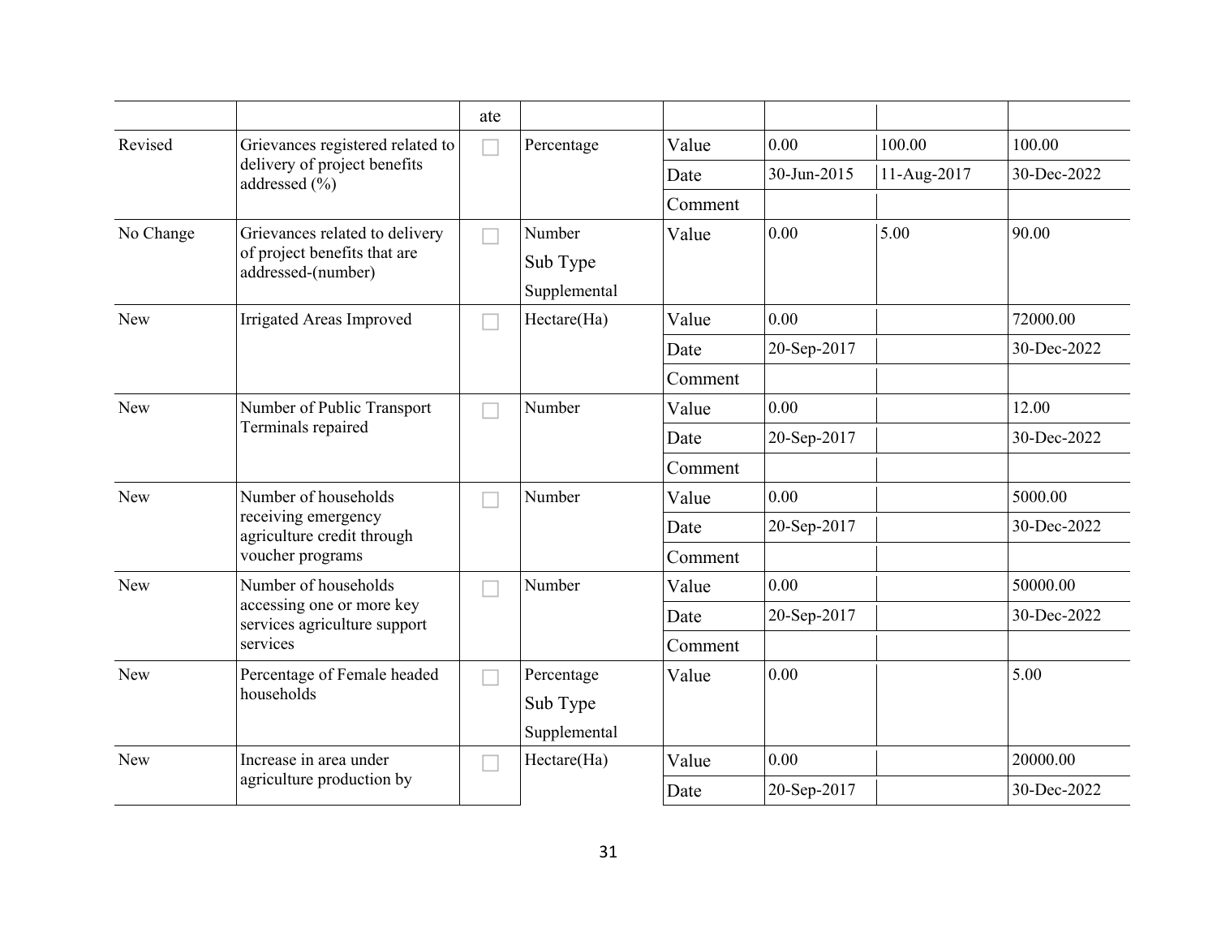| | | ate | | | | | |
|---|---|---|---|---|---|---|---|
| Revised | Grievances registered related to delivery of project benefits addressed (%) | ☐ | Percentage | Value | 0.00 | 100.00 | 100.00 |
| | | | | Date | 30-Jun-2015 | 11-Aug-2017 | 30-Dec-2022 |
| | | | | Comment | | | |
| No Change | Grievances related to delivery of project benefits that are addressed-(number) | ☐ | Number Sub Type Supplemental | Value | 0.00 | 5.00 | 90.00 |
| New | Irrigated Areas Improved | ☐ | Hectare(Ha) | Value | 0.00 | | 72000.00 |
| | | | | Date | 20-Sep-2017 | | 30-Dec-2022 |
| | | | | Comment | | | |
| New | Number of Public Transport Terminals repaired | ☐ | Number | Value | 0.00 | | 12.00 |
| | | | | Date | 20-Sep-2017 | | 30-Dec-2022 |
| | | | | Comment | | | |
| New | Number of households receiving emergency agriculture credit through voucher programs | ☐ | Number | Value | 0.00 | | 5000.00 |
| | | | | Date | 20-Sep-2017 | | 30-Dec-2022 |
| | | | | Comment | | | |
| New | Number of households accessing one or more key services agriculture support services | ☐ | Number | Value | 0.00 | | 50000.00 |
| | | | | Date | 20-Sep-2017 | | 30-Dec-2022 |
| | | | | Comment | | | |
| New | Percentage of Female headed households | ☐ | Percentage Sub Type Supplemental | Value | 0.00 | | 5.00 |
| New | Increase in area under agriculture production by | ☐ | Hectare(Ha) | Value | 0.00 | | 20000.00 |
| | | | | Date | 20-Sep-2017 | | 30-Dec-2022 |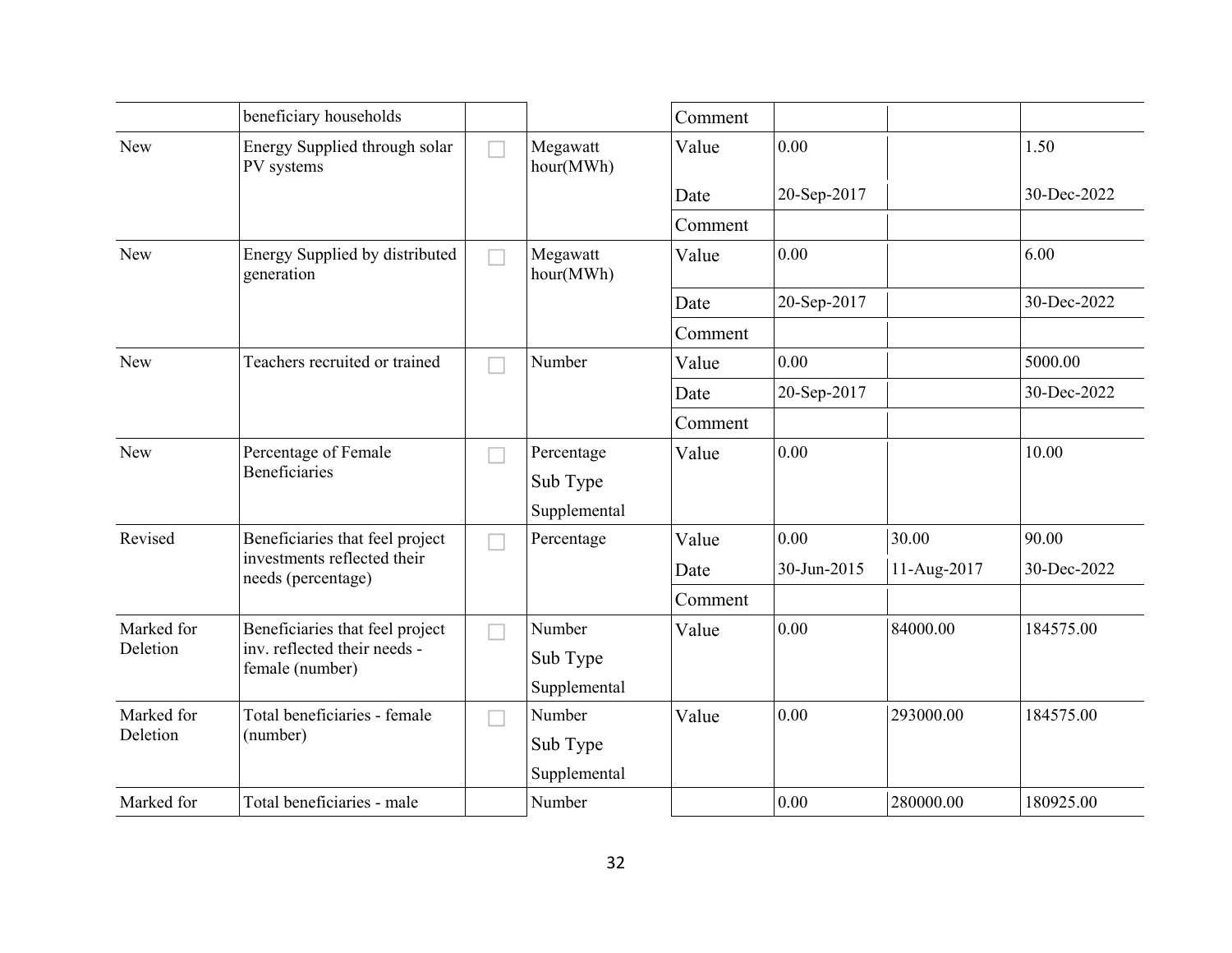| | | | | | | | |
|---|---|---|---|---|---|---|---|
| | beneficiary households | | | Comment | | | |
| New | Energy Supplied through solar PV systems | ☐ | Megawatt hour(MWh) | Value | 0.00 | | 1.50 |
| | | | | Date | 20-Sep-2017 | | 30-Dec-2022 |
| | | | | Comment | | | |
| New | Energy Supplied by distributed generation | ☐ | Megawatt hour(MWh) | Value | 0.00 | | 6.00 |
| | | | | Date | 20-Sep-2017 | | 30-Dec-2022 |
| | | | | Comment | | | |
| New | Teachers recruited or trained | ☐ | Number | Value | 0.00 | | 5000.00 |
| | | | | Date | 20-Sep-2017 | | 30-Dec-2022 |
| | | | | Comment | | | |
| New | Percentage of Female Beneficiaries | ☐ | Percentage<br>Sub Type<br>Supplemental | Value | 0.00 | | 10.00 |
| Revised | Beneficiaries that feel project investments reflected their needs (percentage) | ☐ | Percentage | Value | 0.00 | 30.00 | 90.00 |
| | | | | Date | 30-Jun-2015 | 11-Aug-2017 | 30-Dec-2022 |
| | | | | Comment | | | |
| Marked for Deletion | Beneficiaries that feel project inv. reflected their needs - female (number) | ☐ | Number<br>Sub Type<br>Supplemental | Value | 0.00 | 84000.00 | 184575.00 |
| Marked for Deletion | Total beneficiaries - female (number) | ☐ | Number<br>Sub Type<br>Supplemental | Value | 0.00 | 293000.00 | 184575.00 |
| Marked for | Total beneficiaries - male | | Number | | 0.00 | 280000.00 | 180925.00 |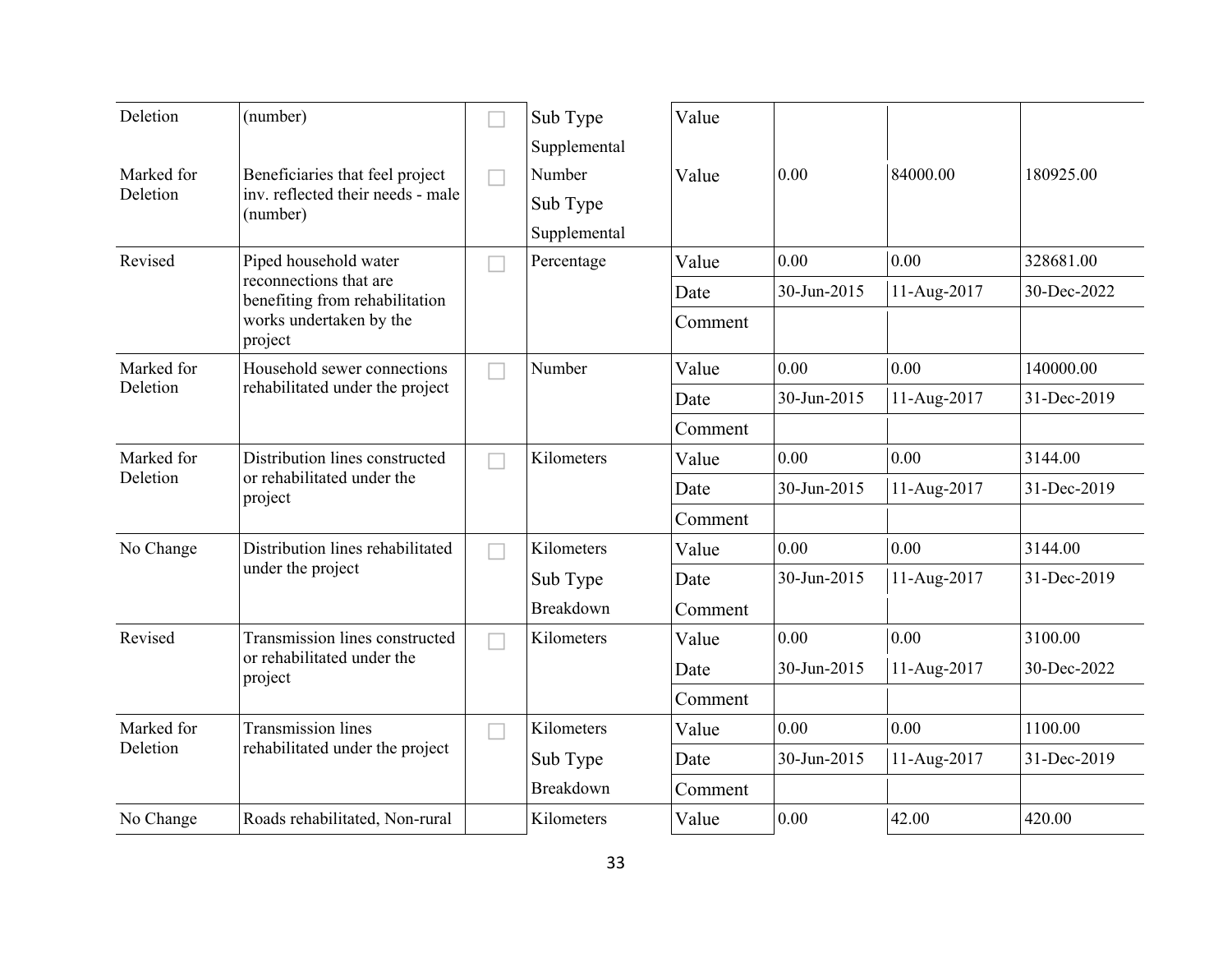| | | | | | | | |
|---|---|---|---|---|---|---|---|
| Deletion | (number) | ☐ | Sub Type<br>Supplemental | Value | | | |
| Marked for Deletion | Beneficiaries that feel project inv. reflected their needs - male (number) | ☐ | Number<br>Sub Type<br>Supplemental | Value | 0.00 | 84000.00 | 180925.00 |
| Revised | Piped household water reconnections that are benefiting from rehabilitation works undertaken by the project | ☐ | Percentage | Value | 0.00 | 0.00 | 328681.00 |
| | | | | Date | 30-Jun-2015 | 11-Aug-2017 | 30-Dec-2022 |
| | | | | Comment | | | |
| Marked for Deletion | Household sewer connections rehabilitated under the project | ☐ | Number | Value | 0.00 | 0.00 | 140000.00 |
| | | | | Date | 30-Jun-2015 | 11-Aug-2017 | 31-Dec-2019 |
| | | | | Comment | | | |
| Marked for Deletion | Distribution lines constructed or rehabilitated under the project | ☐ | Kilometers | Value | 0.00 | 0.00 | 3144.00 |
| | | | | Date | 30-Jun-2015 | 11-Aug-2017 | 31-Dec-2019 |
| | | | | Comment | | | |
| No Change | Distribution lines rehabilitated under the project | ☐ | Kilometers<br>Sub Type<br>Breakdown | Value | 0.00 | 0.00 | 3144.00 |
| | | | | Date | 30-Jun-2015 | 11-Aug-2017 | 31-Dec-2019 |
| | | | | Comment | | | |
| Revised | Transmission lines constructed or rehabilitated under the project | ☐ | Kilometers | Value | 0.00 | 0.00 | 3100.00 |
| | | | | Date | 30-Jun-2015 | 11-Aug-2017 | 30-Dec-2022 |
| | | | | Comment | | | |
| Marked for Deletion | Transmission lines rehabilitated under the project | ☐ | Kilometers<br>Sub Type<br>Breakdown | Value | 0.00 | 0.00 | 1100.00 |
| | | | | Date | 30-Jun-2015 | 11-Aug-2017 | 31-Dec-2019 |
| | | | | Comment | | | |
| No Change | Roads rehabilitated, Non-rural | | Kilometers | Value | 0.00 | 42.00 | 420.00 |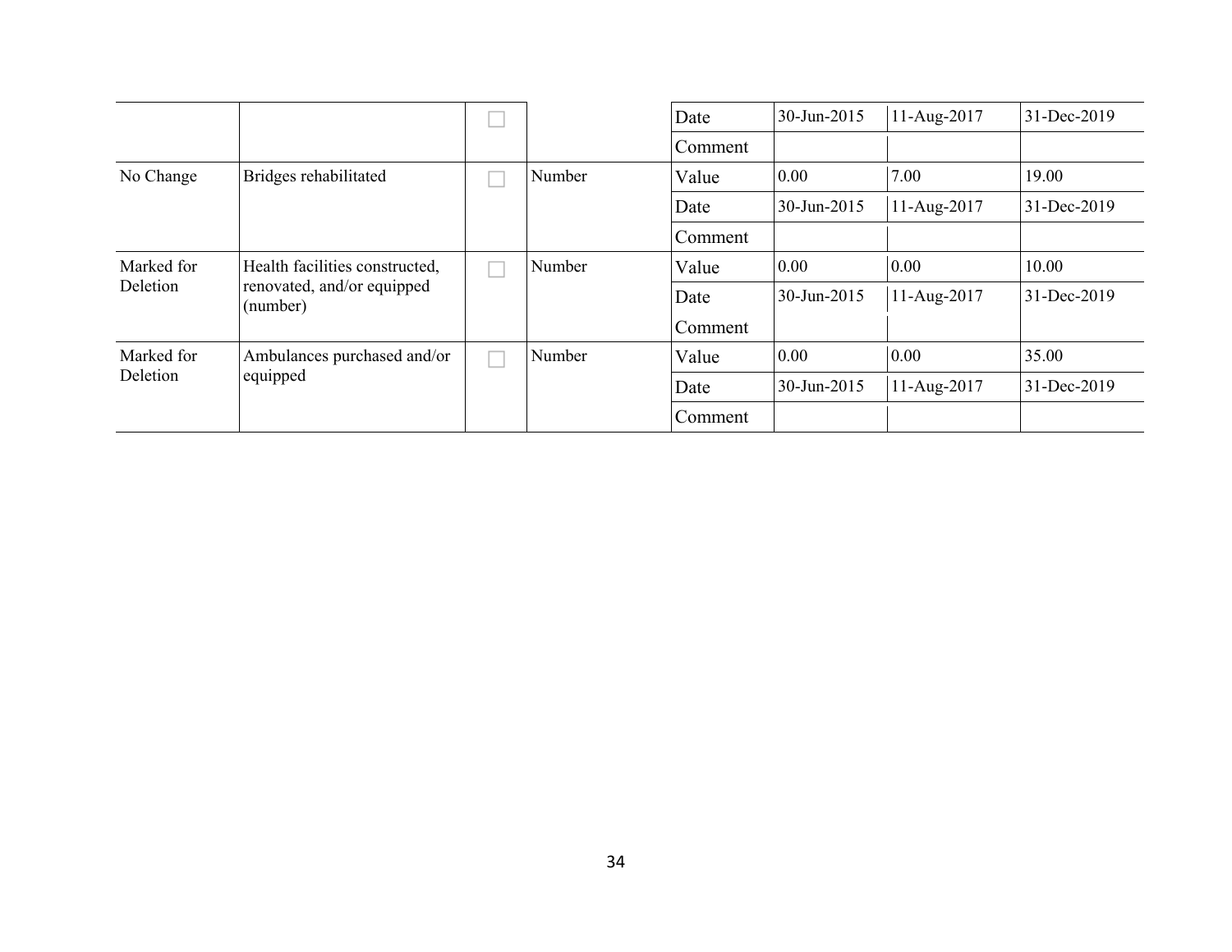| | | | | | | | |
|---|---|---|---|---|---|---|---|
| | | ☐ | | Date | 30-Jun-2015 | 11-Aug-2017 | 31-Dec-2019 |
| | | | | Comment | | | |
| No Change | Bridges rehabilitated | ☐ | Number | Value | 0.00 | 7.00 | 19.00 |
| | | | | Date | 30-Jun-2015 | 11-Aug-2017 | 31-Dec-2019 |
| | | | | Comment | | | |
| Marked for Deletion | Health facilities constructed, renovated, and/or equipped (number) | ☐ | Number | Value | 0.00 | 0.00 | 10.00 |
| | | | | Date | 30-Jun-2015 | 11-Aug-2017 | 31-Dec-2019 |
| | | | | Comment | | | |
| Marked for Deletion | Ambulances purchased and/or equipped | ☐ | Number | Value | 0.00 | 0.00 | 35.00 |
| | | | | Date | 30-Jun-2015 | 11-Aug-2017 | 31-Dec-2019 |
| | | | | Comment | | | |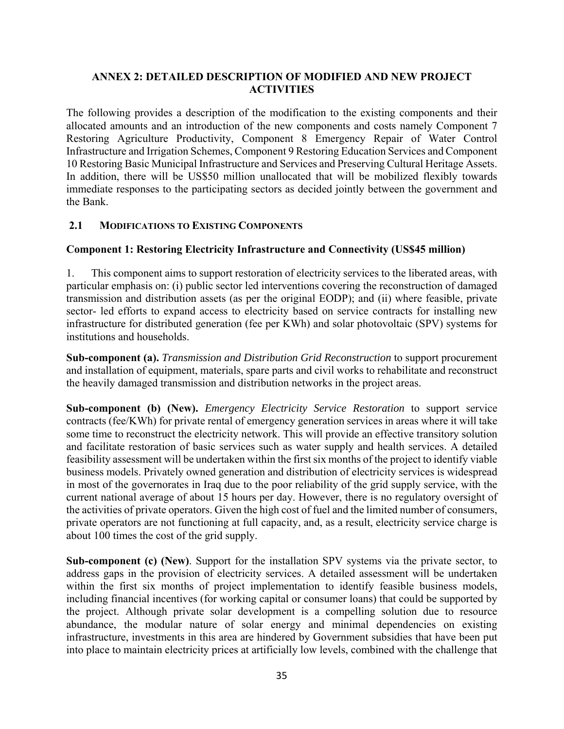# ANNEX 2: DETAILED DESCRIPTION OF MODIFIED AND NEW PROJECT ACTIVITIES

The following provides a description of the modification to the existing components and their allocated amounts and an introduction of the new components and costs namely Component 7 Restoring Agriculture Productivity, Component 8 Emergency Repair of Water Control Infrastructure and Irrigation Schemes, Component 9 Restoring Education Services and Component 10 Restoring Basic Municipal Infrastructure and Services and Preserving Cultural Heritage Assets. In addition, there will be US$50 million unallocated that will be mobilized flexibly towards immediate responses to the participating sectors as decided jointly between the government and the Bank.

## 2.1 MODIFICATIONS TO EXISTING COMPONENTS

### Component 1: Restoring Electricity Infrastructure and Connectivity (US$45 million)

1. This component aims to support restoration of electricity services to the liberated areas, with particular emphasis on: (i) public sector led interventions covering the reconstruction of damaged transmission and distribution assets (as per the original EODP); and (ii) where feasible, private sector- led efforts to expand access to electricity based on service contracts for installing new infrastructure for distributed generation (fee per KWh) and solar photovoltaic (SPV) systems for institutions and households.

**Sub-component (a).** *Transmission and Distribution Grid Reconstruction* to support procurement and installation of equipment, materials, spare parts and civil works to rehabilitate and reconstruct the heavily damaged transmission and distribution networks in the project areas.

**Sub-component (b) (New).** *Emergency Electricity Service Restoration* to support service contracts (fee/KWh) for private rental of emergency generation services in areas where it will take some time to reconstruct the electricity network. This will provide an effective transitory solution and facilitate restoration of basic services such as water supply and health services. A detailed feasibility assessment will be undertaken within the first six months of the project to identify viable business models. Privately owned generation and distribution of electricity services is widespread in most of the governorates in Iraq due to the poor reliability of the grid supply service, with the current national average of about 15 hours per day. However, there is no regulatory oversight of the activities of private operators. Given the high cost of fuel and the limited number of consumers, private operators are not functioning at full capacity, and, as a result, electricity service charge is about 100 times the cost of the grid supply.

**Sub-component (c) (New)**. Support for the installation SPV systems via the private sector, to address gaps in the provision of electricity services. A detailed assessment will be undertaken within the first six months of project implementation to identify feasible business models, including financial incentives (for working capital or consumer loans) that could be supported by the project. Although private solar development is a compelling solution due to resource abundance, the modular nature of solar energy and minimal dependencies on existing infrastructure, investments in this area are hindered by Government subsidies that have been put into place to maintain electricity prices at artificially low levels, combined with the challenge that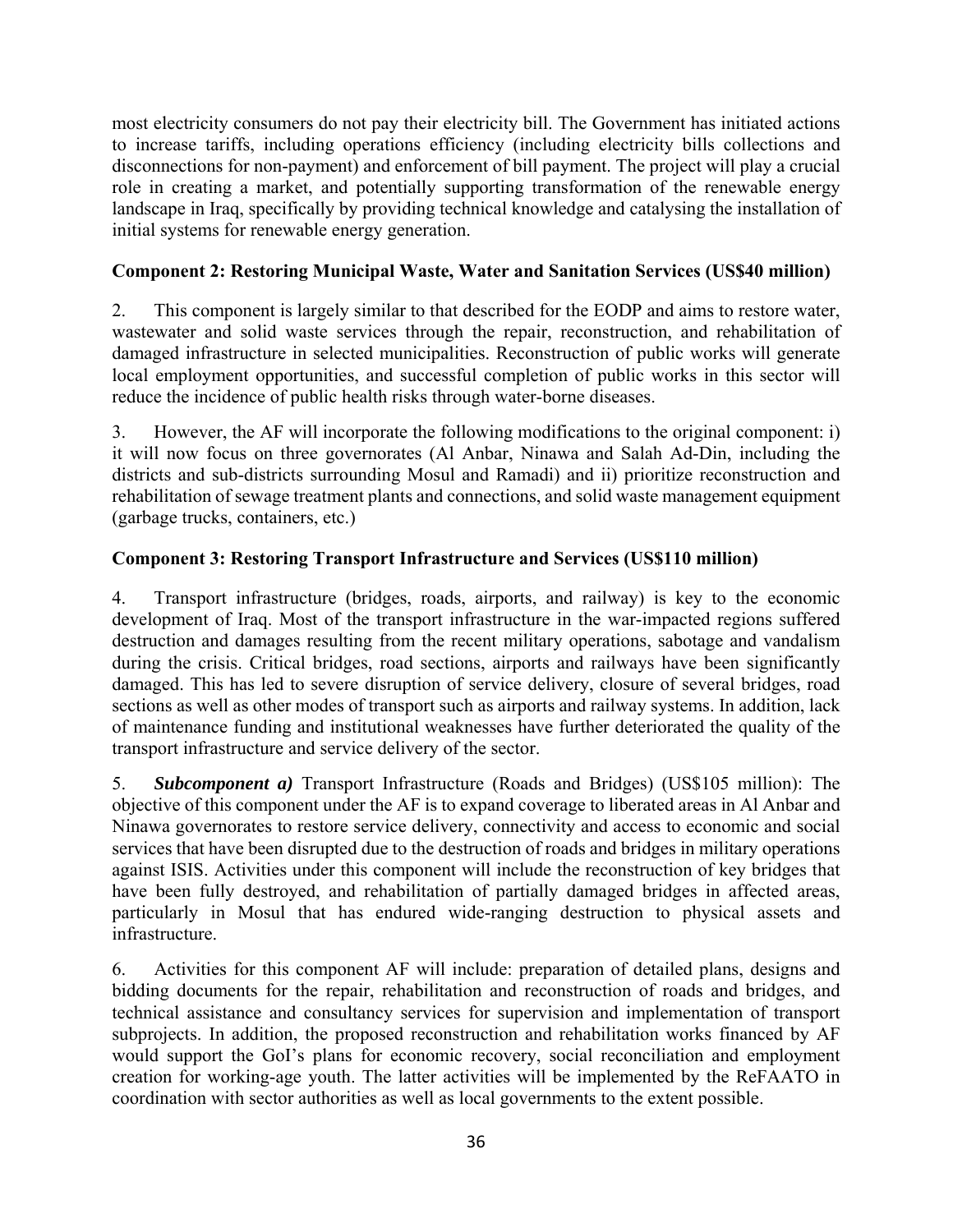most electricity consumers do not pay their electricity bill. The Government has initiated actions to increase tariffs, including operations efficiency (including electricity bills collections and disconnections for non-payment) and enforcement of bill payment. The project will play a crucial role in creating a market, and potentially supporting transformation of the renewable energy landscape in Iraq, specifically by providing technical knowledge and catalysing the installation of initial systems for renewable energy generation.

**Component 2: Restoring Municipal Waste, Water and Sanitation Services (US$40 million)**

2. This component is largely similar to that described for the EODP and aims to restore water, wastewater and solid waste services through the repair, reconstruction, and rehabilitation of damaged infrastructure in selected municipalities. Reconstruction of public works will generate local employment opportunities, and successful completion of public works in this sector will reduce the incidence of public health risks through water-borne diseases.

3. However, the AF will incorporate the following modifications to the original component: i) it will now focus on three governorates (Al Anbar, Ninawa and Salah Ad-Din, including the districts and sub-districts surrounding Mosul and Ramadi) and ii) prioritize reconstruction and rehabilitation of sewage treatment plants and connections, and solid waste management equipment (garbage trucks, containers, etc.)

**Component 3: Restoring Transport Infrastructure and Services (US$110 million)**

4. Transport infrastructure (bridges, roads, airports, and railway) is key to the economic development of Iraq. Most of the transport infrastructure in the war-impacted regions suffered destruction and damages resulting from the recent military operations, sabotage and vandalism during the crisis. Critical bridges, road sections, airports and railways have been significantly damaged. This has led to severe disruption of service delivery, closure of several bridges, road sections as well as other modes of transport such as airports and railway systems. In addition, lack of maintenance funding and institutional weaknesses have further deteriorated the quality of the transport infrastructure and service delivery of the sector.

5. ***Subcomponent a)*** Transport Infrastructure (Roads and Bridges) (US$105 million): The objective of this component under the AF is to expand coverage to liberated areas in Al Anbar and Ninawa governorates to restore service delivery, connectivity and access to economic and social services that have been disrupted due to the destruction of roads and bridges in military operations against ISIS. Activities under this component will include the reconstruction of key bridges that have been fully destroyed, and rehabilitation of partially damaged bridges in affected areas, particularly in Mosul that has endured wide-ranging destruction to physical assets and infrastructure.

6. Activities for this component AF will include: preparation of detailed plans, designs and bidding documents for the repair, rehabilitation and reconstruction of roads and bridges, and technical assistance and consultancy services for supervision and implementation of transport subprojects. In addition, the proposed reconstruction and rehabilitation works financed by AF would support the GoI's plans for economic recovery, social reconciliation and employment creation for working-age youth. The latter activities will be implemented by the ReFAATO in coordination with sector authorities as well as local governments to the extent possible.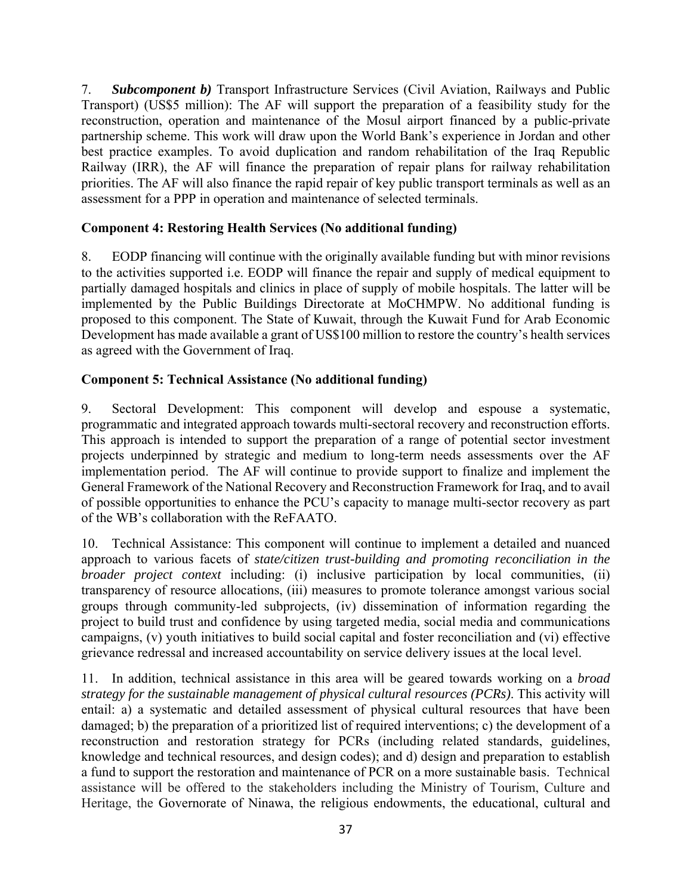7. ***Subcomponent b)*** Transport Infrastructure Services (Civil Aviation, Railways and Public Transport) (US$5 million): The AF will support the preparation of a feasibility study for the reconstruction, operation and maintenance of the Mosul airport financed by a public-private partnership scheme. This work will draw upon the World Bank's experience in Jordan and other best practice examples. To avoid duplication and random rehabilitation of the Iraq Republic Railway (IRR), the AF will finance the preparation of repair plans for railway rehabilitation priorities. The AF will also finance the rapid repair of key public transport terminals as well as an assessment for a PPP in operation and maintenance of selected terminals.

**Component 4: Restoring Health Services (No additional funding)**

8. EODP financing will continue with the originally available funding but with minor revisions to the activities supported i.e. EODP will finance the repair and supply of medical equipment to partially damaged hospitals and clinics in place of supply of mobile hospitals. The latter will be implemented by the Public Buildings Directorate at MoCHMPW. No additional funding is proposed to this component. The State of Kuwait, through the Kuwait Fund for Arab Economic Development has made available a grant of US$100 million to restore the country's health services as agreed with the Government of Iraq.

**Component 5: Technical Assistance (No additional funding)**

9. Sectoral Development: This component will develop and espouse a systematic, programmatic and integrated approach towards multi-sectoral recovery and reconstruction efforts. This approach is intended to support the preparation of a range of potential sector investment projects underpinned by strategic and medium to long-term needs assessments over the AF implementation period. The AF will continue to provide support to finalize and implement the General Framework of the National Recovery and Reconstruction Framework for Iraq, and to avail of possible opportunities to enhance the PCU's capacity to manage multi-sector recovery as part of the WB's collaboration with the ReFAATO.

10. Technical Assistance: This component will continue to implement a detailed and nuanced approach to various facets of *state/citizen trust-building and promoting reconciliation in the broader project context* including: (i) inclusive participation by local communities, (ii) transparency of resource allocations, (iii) measures to promote tolerance amongst various social groups through community-led subprojects, (iv) dissemination of information regarding the project to build trust and confidence by using targeted media, social media and communications campaigns, (v) youth initiatives to build social capital and foster reconciliation and (vi) effective grievance redressal and increased accountability on service delivery issues at the local level.

11. In addition, technical assistance in this area will be geared towards working on a *broad strategy for the sustainable management of physical cultural resources (PCRs)*. This activity will entail: a) a systematic and detailed assessment of physical cultural resources that have been damaged; b) the preparation of a prioritized list of required interventions; c) the development of a reconstruction and restoration strategy for PCRs (including related standards, guidelines, knowledge and technical resources, and design codes); and d) design and preparation to establish a fund to support the restoration and maintenance of PCR on a more sustainable basis. Technical assistance will be offered to the stakeholders including the Ministry of Tourism, Culture and Heritage, the Governorate of Ninawa, the religious endowments, the educational, cultural and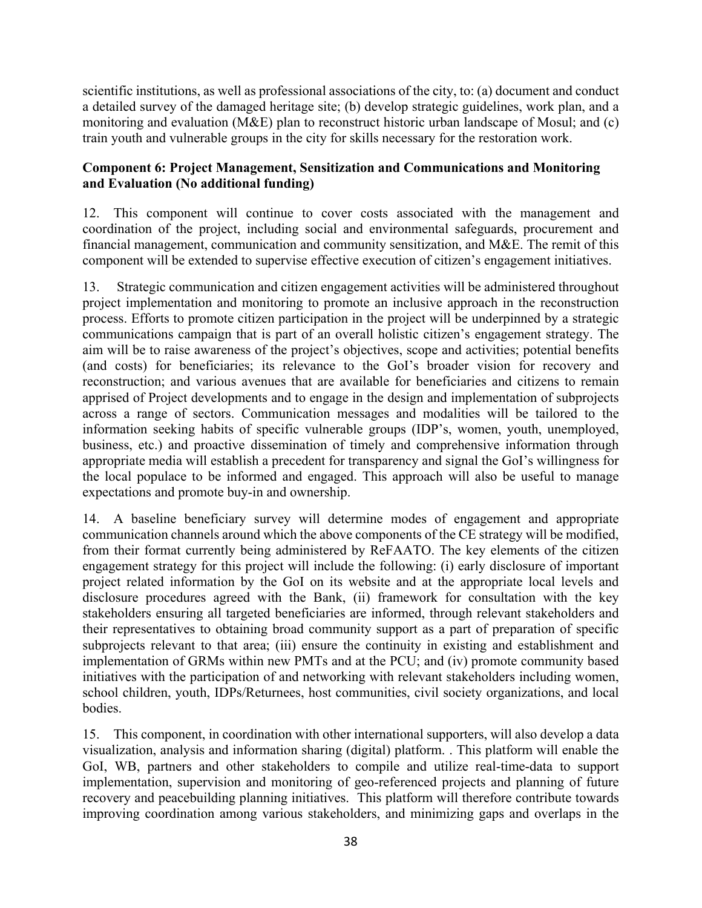scientific institutions, as well as professional associations of the city, to: (a) document and conduct a detailed survey of the damaged heritage site; (b) develop strategic guidelines, work plan, and a monitoring and evaluation (M&E) plan to reconstruct historic urban landscape of Mosul; and (c) train youth and vulnerable groups in the city for skills necessary for the restoration work.

**Component 6: Project Management, Sensitization and Communications and Monitoring and Evaluation (No additional funding)**

12. This component will continue to cover costs associated with the management and coordination of the project, including social and environmental safeguards, procurement and financial management, communication and community sensitization, and M&E. The remit of this component will be extended to supervise effective execution of citizen's engagement initiatives.

13. Strategic communication and citizen engagement activities will be administered throughout project implementation and monitoring to promote an inclusive approach in the reconstruction process. Efforts to promote citizen participation in the project will be underpinned by a strategic communications campaign that is part of an overall holistic citizen's engagement strategy. The aim will be to raise awareness of the project's objectives, scope and activities; potential benefits (and costs) for beneficiaries; its relevance to the GoI's broader vision for recovery and reconstruction; and various avenues that are available for beneficiaries and citizens to remain apprised of Project developments and to engage in the design and implementation of subprojects across a range of sectors. Communication messages and modalities will be tailored to the information seeking habits of specific vulnerable groups (IDP's, women, youth, unemployed, business, etc.) and proactive dissemination of timely and comprehensive information through appropriate media will establish a precedent for transparency and signal the GoI's willingness for the local populace to be informed and engaged. This approach will also be useful to manage expectations and promote buy-in and ownership.

14. A baseline beneficiary survey will determine modes of engagement and appropriate communication channels around which the above components of the CE strategy will be modified, from their format currently being administered by ReFAATO. The key elements of the citizen engagement strategy for this project will include the following: (i) early disclosure of important project related information by the GoI on its website and at the appropriate local levels and disclosure procedures agreed with the Bank, (ii) framework for consultation with the key stakeholders ensuring all targeted beneficiaries are informed, through relevant stakeholders and their representatives to obtaining broad community support as a part of preparation of specific subprojects relevant to that area; (iii) ensure the continuity in existing and establishment and implementation of GRMs within new PMTs and at the PCU; and (iv) promote community based initiatives with the participation of and networking with relevant stakeholders including women, school children, youth, IDPs/Returnees, host communities, civil society organizations, and local bodies.

15. This component, in coordination with other international supporters, will also develop a data visualization, analysis and information sharing (digital) platform. . This platform will enable the GoI, WB, partners and other stakeholders to compile and utilize real-time-data to support implementation, supervision and monitoring of geo-referenced projects and planning of future recovery and peacebuilding planning initiatives. This platform will therefore contribute towards improving coordination among various stakeholders, and minimizing gaps and overlaps in the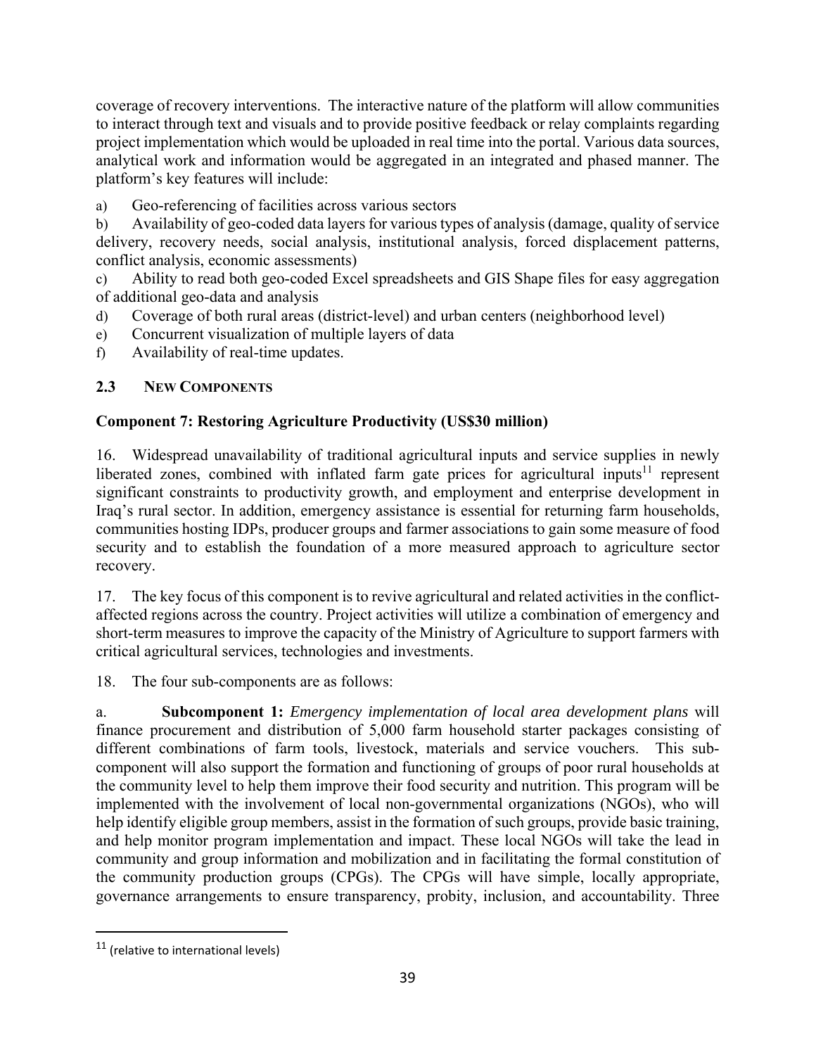coverage of recovery interventions. The interactive nature of the platform will allow communities to interact through text and visuals and to provide positive feedback or relay complaints regarding project implementation which would be uploaded in real time into the portal. Various data sources, analytical work and information would be aggregated in an integrated and phased manner. The platform's key features will include:

a) Geo-referencing of facilities across various sectors

b) Availability of geo-coded data layers for various types of analysis (damage, quality of service delivery, recovery needs, social analysis, institutional analysis, forced displacement patterns, conflict analysis, economic assessments)

c) Ability to read both geo-coded Excel spreadsheets and GIS Shape files for easy aggregation of additional geo-data and analysis

d) Coverage of both rural areas (district-level) and urban centers (neighborhood level)

e) Concurrent visualization of multiple layers of data

f) Availability of real-time updates.

### 2.3 New Components

**Component 7: Restoring Agriculture Productivity (US$30 million)**

16. Widespread unavailability of traditional agricultural inputs and service supplies in newly liberated zones, combined with inflated farm gate prices for agricultural inputs[11] represent significant constraints to productivity growth, and employment and enterprise development in Iraq's rural sector. In addition, emergency assistance is essential for returning farm households, communities hosting IDPs, producer groups and farmer associations to gain some measure of food security and to establish the foundation of a more measured approach to agriculture sector recovery.

17. The key focus of this component is to revive agricultural and related activities in the conflict-affected regions across the country. Project activities will utilize a combination of emergency and short-term measures to improve the capacity of the Ministry of Agriculture to support farmers with critical agricultural services, technologies and investments.

18. The four sub-components are as follows:

a. **Subcomponent 1:** *Emergency implementation of local area development plans* will finance procurement and distribution of 5,000 farm household starter packages consisting of different combinations of farm tools, livestock, materials and service vouchers. This sub-component will also support the formation and functioning of groups of poor rural households at the community level to help them improve their food security and nutrition. This program will be implemented with the involvement of local non-governmental organizations (NGOs), who will help identify eligible group members, assist in the formation of such groups, provide basic training, and help monitor program implementation and impact. These local NGOs will take the lead in community and group information and mobilization and in facilitating the formal constitution of the community production groups (CPGs). The CPGs will have simple, locally appropriate, governance arrangements to ensure transparency, probity, inclusion, and accountability. Three

[11] (relative to international levels)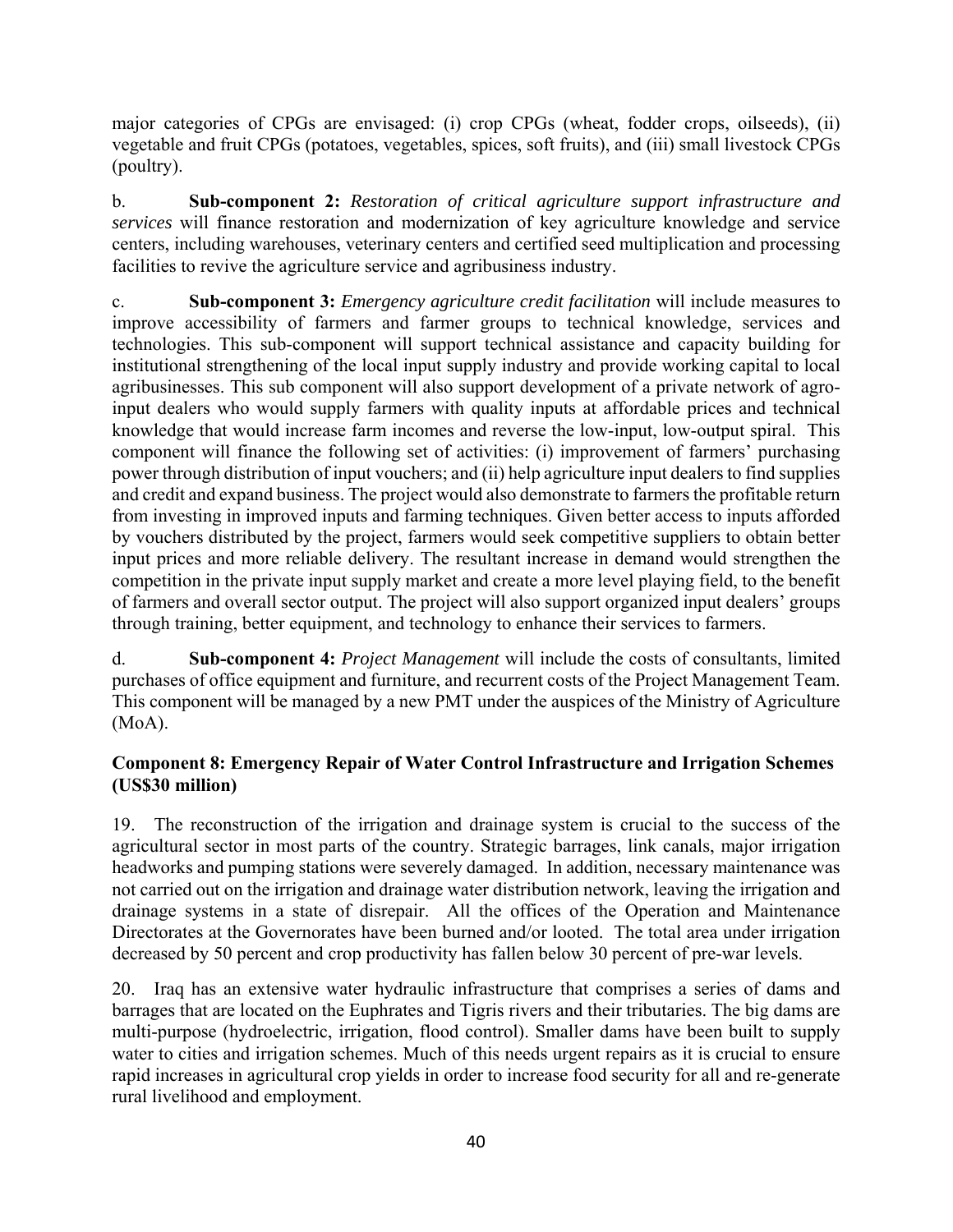major categories of CPGs are envisaged: (i) crop CPGs (wheat, fodder crops, oilseeds), (ii) vegetable and fruit CPGs (potatoes, vegetables, spices, soft fruits), and (iii) small livestock CPGs (poultry).

b. **Sub-component 2:** *Restoration of critical agriculture support infrastructure and services* will finance restoration and modernization of key agriculture knowledge and service centers, including warehouses, veterinary centers and certified seed multiplication and processing facilities to revive the agriculture service and agribusiness industry.

c. **Sub-component 3:** *Emergency agriculture credit facilitation* will include measures to improve accessibility of farmers and farmer groups to technical knowledge, services and technologies. This sub-component will support technical assistance and capacity building for institutional strengthening of the local input supply industry and provide working capital to local agribusinesses. This sub component will also support development of a private network of agro-input dealers who would supply farmers with quality inputs at affordable prices and technical knowledge that would increase farm incomes and reverse the low-input, low-output spiral. This component will finance the following set of activities: (i) improvement of farmers' purchasing power through distribution of input vouchers; and (ii) help agriculture input dealers to find supplies and credit and expand business. The project would also demonstrate to farmers the profitable return from investing in improved inputs and farming techniques. Given better access to inputs afforded by vouchers distributed by the project, farmers would seek competitive suppliers to obtain better input prices and more reliable delivery. The resultant increase in demand would strengthen the competition in the private input supply market and create a more level playing field, to the benefit of farmers and overall sector output. The project will also support organized input dealers' groups through training, better equipment, and technology to enhance their services to farmers.

d. **Sub-component 4:** *Project Management* will include the costs of consultants, limited purchases of office equipment and furniture, and recurrent costs of the Project Management Team. This component will be managed by a new PMT under the auspices of the Ministry of Agriculture (MoA).

**Component 8: Emergency Repair of Water Control Infrastructure and Irrigation Schemes (US$30 million)**

19. The reconstruction of the irrigation and drainage system is crucial to the success of the agricultural sector in most parts of the country. Strategic barrages, link canals, major irrigation headworks and pumping stations were severely damaged. In addition, necessary maintenance was not carried out on the irrigation and drainage water distribution network, leaving the irrigation and drainage systems in a state of disrepair. All the offices of the Operation and Maintenance Directorates at the Governorates have been burned and/or looted. The total area under irrigation decreased by 50 percent and crop productivity has fallen below 30 percent of pre-war levels.

20. Iraq has an extensive water hydraulic infrastructure that comprises a series of dams and barrages that are located on the Euphrates and Tigris rivers and their tributaries. The big dams are multi-purpose (hydroelectric, irrigation, flood control). Smaller dams have been built to supply water to cities and irrigation schemes. Much of this needs urgent repairs as it is crucial to ensure rapid increases in agricultural crop yields in order to increase food security for all and re-generate rural livelihood and employment.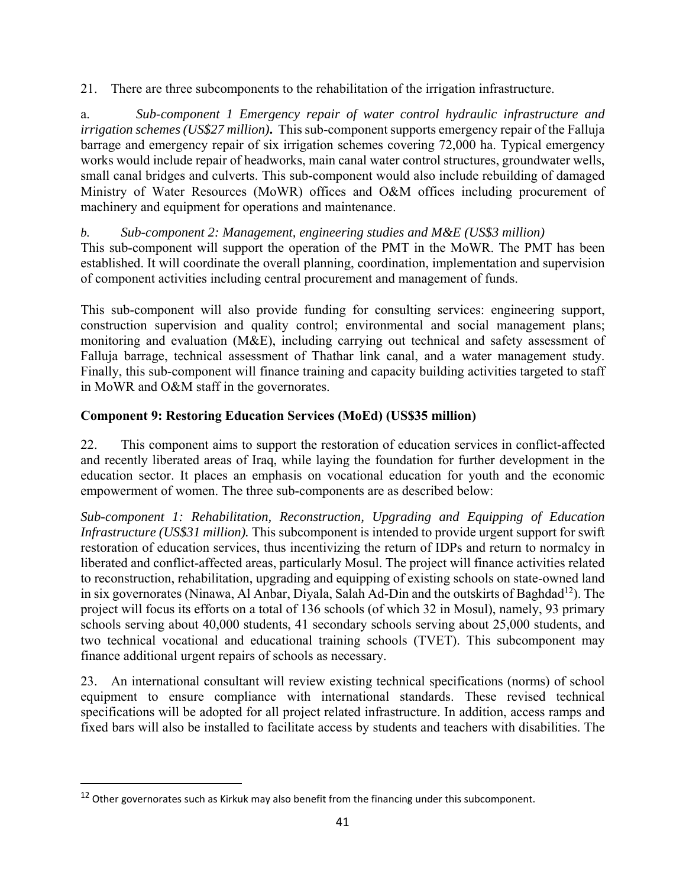21. There are three subcomponents to the rehabilitation of the irrigation infrastructure.

a. *Sub-component 1 Emergency repair of water control hydraulic infrastructure and irrigation schemes (US$27 million)***.** This sub-component supports emergency repair of the Falluja barrage and emergency repair of six irrigation schemes covering 72,000 ha. Typical emergency works would include repair of headworks, main canal water control structures, groundwater wells, small canal bridges and culverts. This sub-component would also include rebuilding of damaged Ministry of Water Resources (MoWR) offices and O&M offices including procurement of machinery and equipment for operations and maintenance.

*b. Sub-component 2: Management, engineering studies and M&E (US$3 million)*
This sub-component will support the operation of the PMT in the MoWR. The PMT has been established. It will coordinate the overall planning, coordination, implementation and supervision of component activities including central procurement and management of funds.

This sub-component will also provide funding for consulting services: engineering support, construction supervision and quality control; environmental and social management plans; monitoring and evaluation (M&E), including carrying out technical and safety assessment of Falluja barrage, technical assessment of Thathar link canal, and a water management study. Finally, this sub-component will finance training and capacity building activities targeted to staff in MoWR and O&M staff in the governorates.

**Component 9: Restoring Education Services (MoEd) (US$35 million)**

22. This component aims to support the restoration of education services in conflict-affected and recently liberated areas of Iraq, while laying the foundation for further development in the education sector. It places an emphasis on vocational education for youth and the economic empowerment of women. The three sub-components are as described below:

*Sub-component 1: Rehabilitation, Reconstruction, Upgrading and Equipping of Education Infrastructure (US$31 million).* This subcomponent is intended to provide urgent support for swift restoration of education services, thus incentivizing the return of IDPs and return to normalcy in liberated and conflict-affected areas, particularly Mosul. The project will finance activities related to reconstruction, rehabilitation, upgrading and equipping of existing schools on state-owned land in six governorates (Ninawa, Al Anbar, Diyala, Salah Ad-Din and the outskirts of Baghdad[12]). The project will focus its efforts on a total of 136 schools (of which 32 in Mosul), namely, 93 primary schools serving about 40,000 students, 41 secondary schools serving about 25,000 students, and two technical vocational and educational training schools (TVET). This subcomponent may finance additional urgent repairs of schools as necessary.

23. An international consultant will review existing technical specifications (norms) of school equipment to ensure compliance with international standards. These revised technical specifications will be adopted for all project related infrastructure. In addition, access ramps and fixed bars will also be installed to facilitate access by students and teachers with disabilities. The

[12] Other governorates such as Kirkuk may also benefit from the financing under this subcomponent.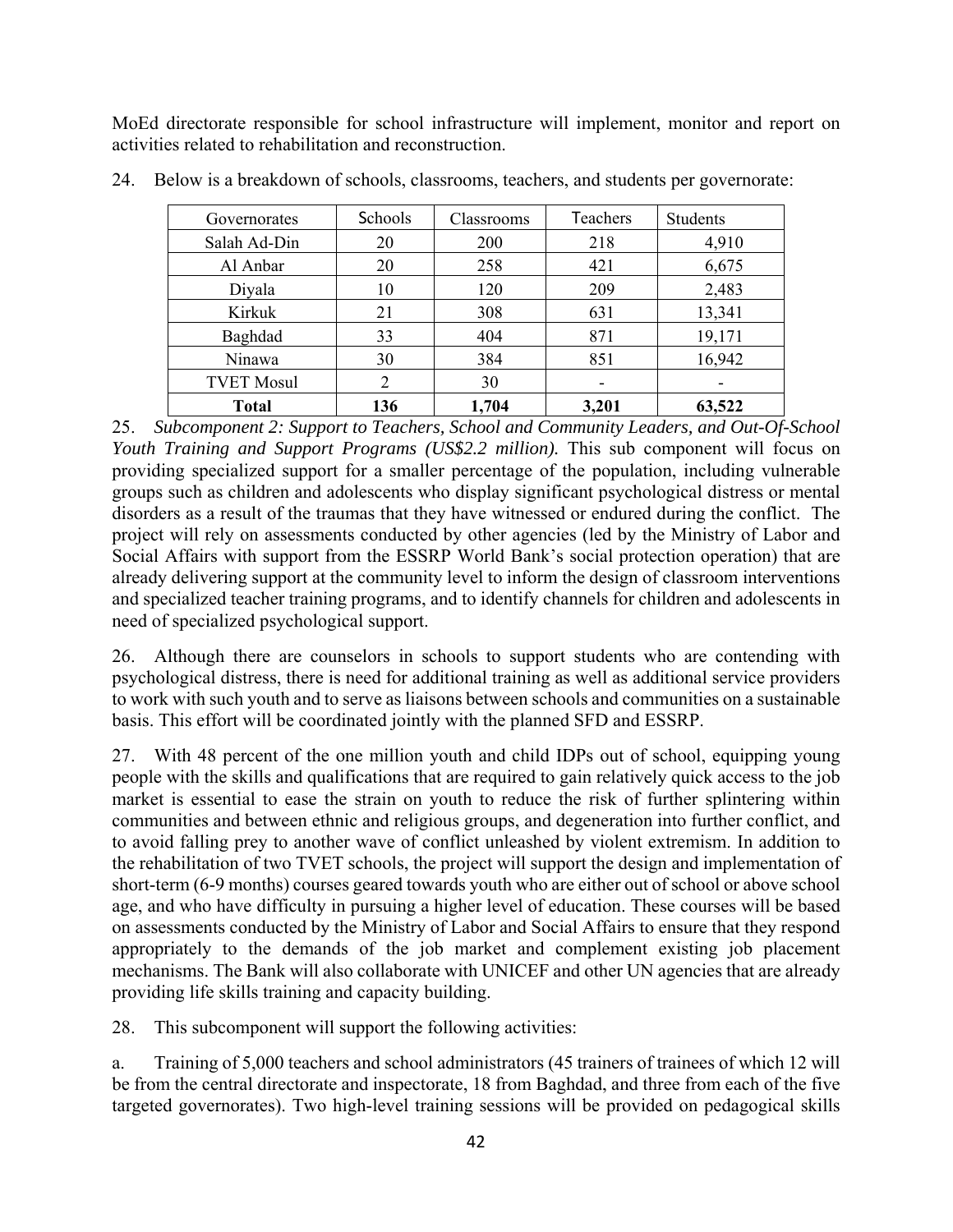MoEd directorate responsible for school infrastructure will implement, monitor and report on activities related to rehabilitation and reconstruction.

24. Below is a breakdown of schools, classrooms, teachers, and students per governorate:

| Governorates | Schools | Classrooms | Teachers | Students |
|---|---|---|---|---|
| Salah Ad-Din | 20 | 200 | 218 | 4,910 |
| Al Anbar | 20 | 258 | 421 | 6,675 |
| Diyala | 10 | 120 | 209 | 2,483 |
| Kirkuk | 21 | 308 | 631 | 13,341 |
| Baghdad | 33 | 404 | 871 | 19,171 |
| Ninawa | 30 | 384 | 851 | 16,942 |
| TVET Mosul | 2 | 30 | - | - |
| **Total** | **136** | **1,704** | **3,201** | **63,522** |

25. *Subcomponent 2: Support to Teachers, School and Community Leaders, and Out-Of-School Youth Training and Support Programs (US$2.2 million).* This sub component will focus on providing specialized support for a smaller percentage of the population, including vulnerable groups such as children and adolescents who display significant psychological distress or mental disorders as a result of the traumas that they have witnessed or endured during the conflict. The project will rely on assessments conducted by other agencies (led by the Ministry of Labor and Social Affairs with support from the ESSRP World Bank's social protection operation) that are already delivering support at the community level to inform the design of classroom interventions and specialized teacher training programs, and to identify channels for children and adolescents in need of specialized psychological support.

26. Although there are counselors in schools to support students who are contending with psychological distress, there is need for additional training as well as additional service providers to work with such youth and to serve as liaisons between schools and communities on a sustainable basis. This effort will be coordinated jointly with the planned SFD and ESSRP.

27. With 48 percent of the one million youth and child IDPs out of school, equipping young people with the skills and qualifications that are required to gain relatively quick access to the job market is essential to ease the strain on youth to reduce the risk of further splintering within communities and between ethnic and religious groups, and degeneration into further conflict, and to avoid falling prey to another wave of conflict unleashed by violent extremism. In addition to the rehabilitation of two TVET schools, the project will support the design and implementation of short-term (6-9 months) courses geared towards youth who are either out of school or above school age, and who have difficulty in pursuing a higher level of education. These courses will be based on assessments conducted by the Ministry of Labor and Social Affairs to ensure that they respond appropriately to the demands of the job market and complement existing job placement mechanisms. The Bank will also collaborate with UNICEF and other UN agencies that are already providing life skills training and capacity building.

28. This subcomponent will support the following activities:

a. Training of 5,000 teachers and school administrators (45 trainers of trainees of which 12 will be from the central directorate and inspectorate, 18 from Baghdad, and three from each of the five targeted governorates). Two high-level training sessions will be provided on pedagogical skills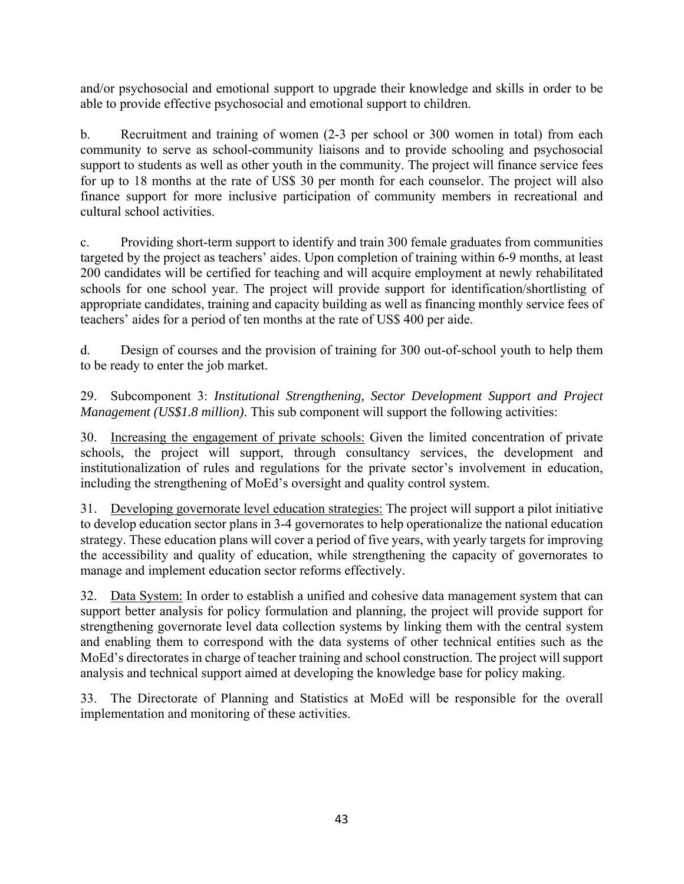and/or psychosocial and emotional support to upgrade their knowledge and skills in order to be able to provide effective psychosocial and emotional support to children.

b. Recruitment and training of women (2-3 per school or 300 women in total) from each community to serve as school-community liaisons and to provide schooling and psychosocial support to students as well as other youth in the community. The project will finance service fees for up to 18 months at the rate of US$ 30 per month for each counselor. The project will also finance support for more inclusive participation of community members in recreational and cultural school activities.

c. Providing short-term support to identify and train 300 female graduates from communities targeted by the project as teachers' aides. Upon completion of training within 6-9 months, at least 200 candidates will be certified for teaching and will acquire employment at newly rehabilitated schools for one school year. The project will provide support for identification/shortlisting of appropriate candidates, training and capacity building as well as financing monthly service fees of teachers' aides for a period of ten months at the rate of US$ 400 per aide.

d. Design of courses and the provision of training for 300 out-of-school youth to help them to be ready to enter the job market.

29. Subcomponent 3: *Institutional Strengthening, Sector Development Support and Project Management (US$1.8 million)*. This sub component will support the following activities:

30. Increasing the engagement of private schools: Given the limited concentration of private schools, the project will support, through consultancy services, the development and institutionalization of rules and regulations for the private sector's involvement in education, including the strengthening of MoEd's oversight and quality control system.

31. Developing governorate level education strategies: The project will support a pilot initiative to develop education sector plans in 3-4 governorates to help operationalize the national education strategy. These education plans will cover a period of five years, with yearly targets for improving the accessibility and quality of education, while strengthening the capacity of governorates to manage and implement education sector reforms effectively.

32. Data System: In order to establish a unified and cohesive data management system that can support better analysis for policy formulation and planning, the project will provide support for strengthening governorate level data collection systems by linking them with the central system and enabling them to correspond with the data systems of other technical entities such as the MoEd's directorates in charge of teacher training and school construction. The project will support analysis and technical support aimed at developing the knowledge base for policy making.

33. The Directorate of Planning and Statistics at MoEd will be responsible for the overall implementation and monitoring of these activities.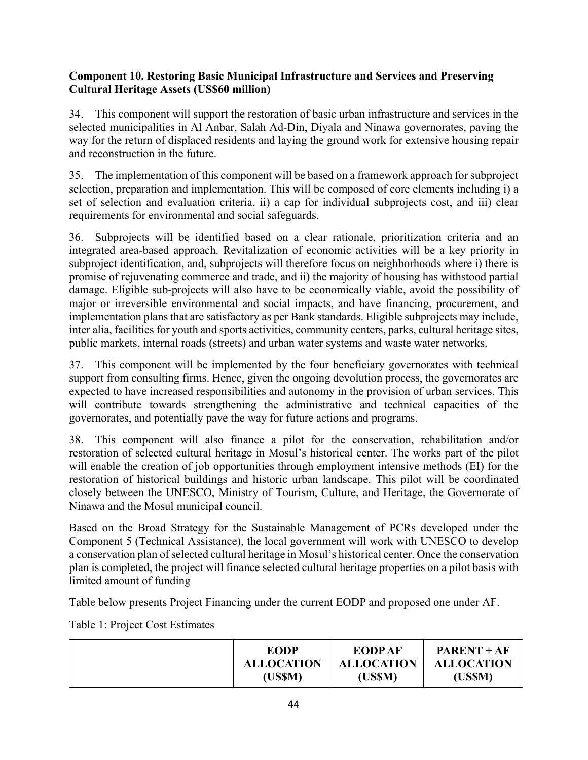**Component 10. Restoring Basic Municipal Infrastructure and Services and Preserving Cultural Heritage Assets (US$60 million)**

34. This component will support the restoration of basic urban infrastructure and services in the selected municipalities in Al Anbar, Salah Ad-Din, Diyala and Ninawa governorates, paving the way for the return of displaced residents and laying the ground work for extensive housing repair and reconstruction in the future.

35. The implementation of this component will be based on a framework approach for subproject selection, preparation and implementation. This will be composed of core elements including i) a set of selection and evaluation criteria, ii) a cap for individual subprojects cost, and iii) clear requirements for environmental and social safeguards.

36. Subprojects will be identified based on a clear rationale, prioritization criteria and an integrated area-based approach. Revitalization of economic activities will be a key priority in subproject identification, and, subprojects will therefore focus on neighborhoods where i) there is promise of rejuvenating commerce and trade, and ii) the majority of housing has withstood partial damage. Eligible sub-projects will also have to be economically viable, avoid the possibility of major or irreversible environmental and social impacts, and have financing, procurement, and implementation plans that are satisfactory as per Bank standards. Eligible subprojects may include, inter alia, facilities for youth and sports activities, community centers, parks, cultural heritage sites, public markets, internal roads (streets) and urban water systems and waste water networks.

37. This component will be implemented by the four beneficiary governorates with technical support from consulting firms. Hence, given the ongoing devolution process, the governorates are expected to have increased responsibilities and autonomy in the provision of urban services. This will contribute towards strengthening the administrative and technical capacities of the governorates, and potentially pave the way for future actions and programs.

38. This component will also finance a pilot for the conservation, rehabilitation and/or restoration of selected cultural heritage in Mosul's historical center. The works part of the pilot will enable the creation of job opportunities through employment intensive methods (EI) for the restoration of historical buildings and historic urban landscape. This pilot will be coordinated closely between the UNESCO, Ministry of Tourism, Culture, and Heritage, the Governorate of Ninawa and the Mosul municipal council.

Based on the Broad Strategy for the Sustainable Management of PCRs developed under the Component 5 (Technical Assistance), the local government will work with UNESCO to develop a conservation plan of selected cultural heritage in Mosul's historical center. Once the conservation plan is completed, the project will finance selected cultural heritage properties on a pilot basis with limited amount of funding

Table below presents Project Financing under the current EODP and proposed one under AF.

Table 1: Project Cost Estimates

| | EODP ALLOCATION (US$M) | EODP AF ALLOCATION (US$M) | PARENT + AF ALLOCATION (US$M) |
|---|---|---|---|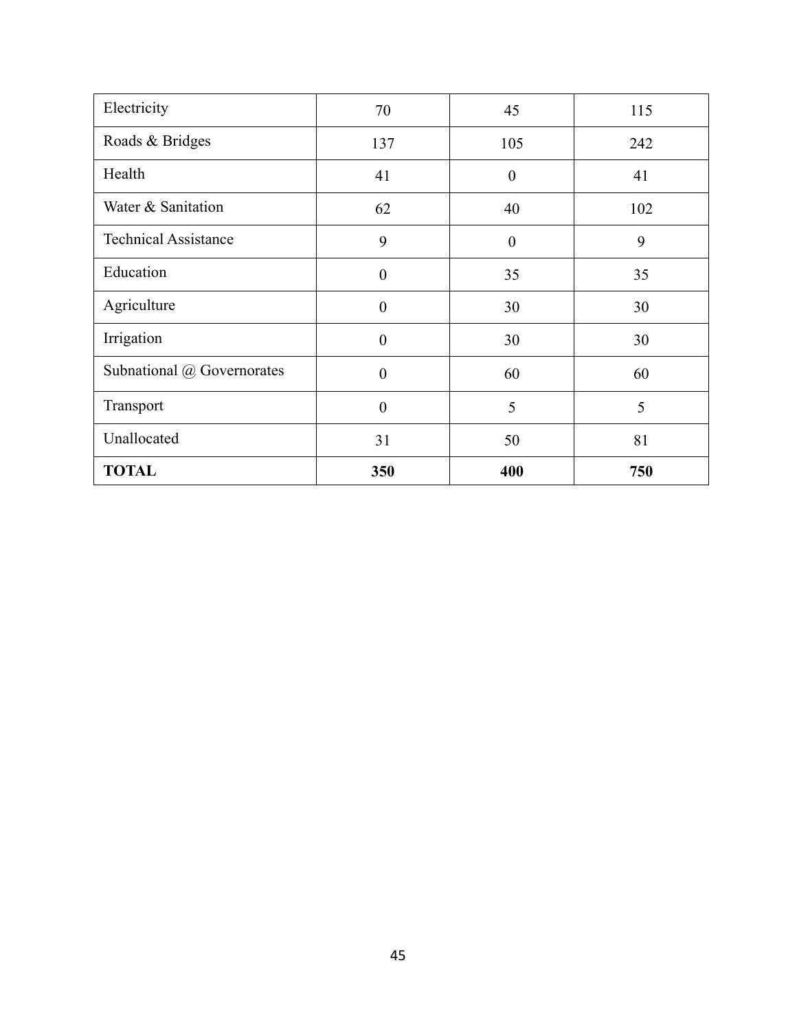| | | | |
|---|---|---|---|
| Electricity | 70 | 45 | 115 |
| Roads & Bridges | 137 | 105 | 242 |
| Health | 41 | 0 | 41 |
| Water & Sanitation | 62 | 40 | 102 |
| Technical Assistance | 9 | 0 | 9 |
| Education | 0 | 35 | 35 |
| Agriculture | 0 | 30 | 30 |
| Irrigation | 0 | 30 | 30 |
| Subnational @ Governorates | 0 | 60 | 60 |
| Transport | 0 | 5 | 5 |
| Unallocated | 31 | 50 | 81 |
| **TOTAL** | **350** | **400** | **750** |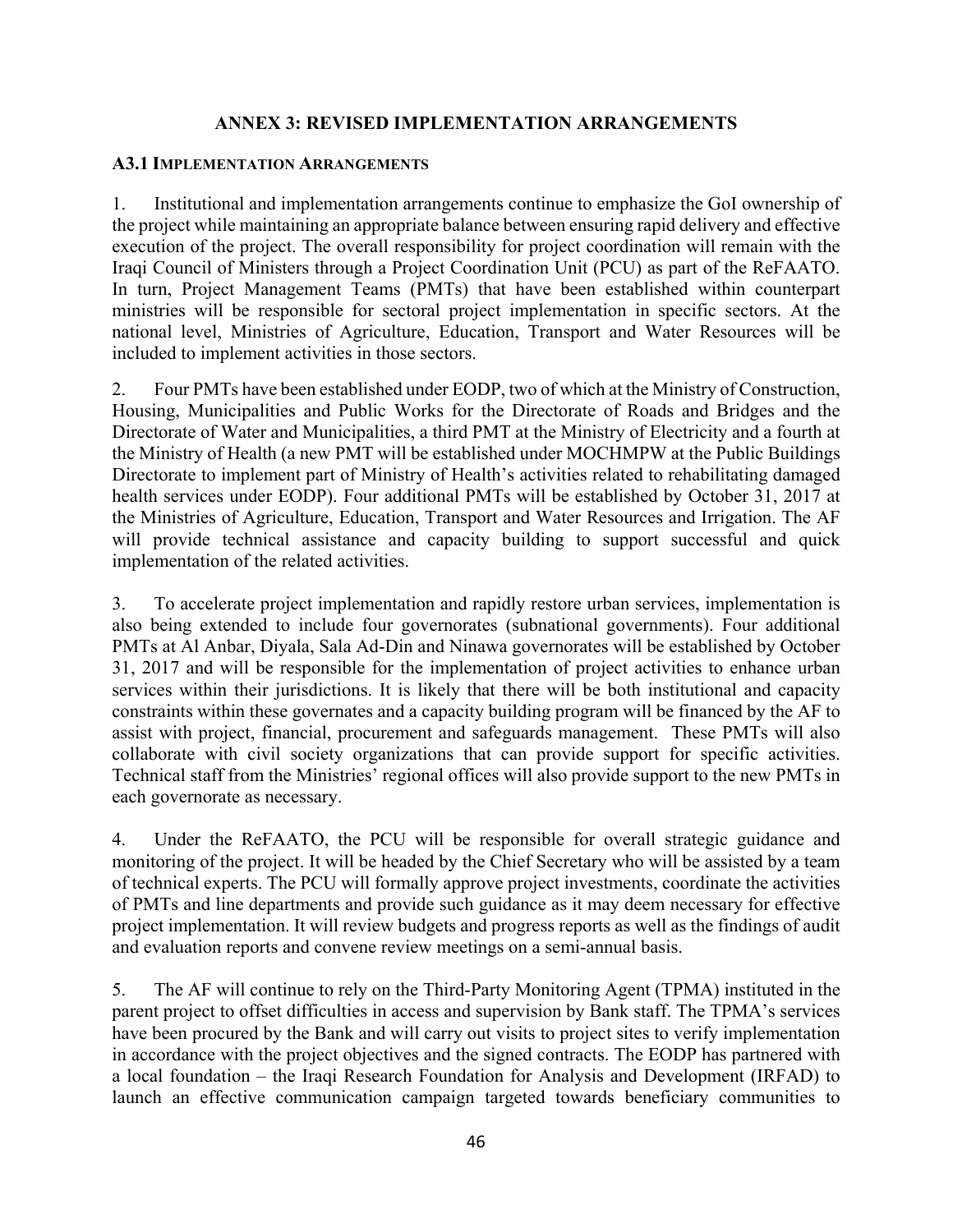# ANNEX 3: REVISED IMPLEMENTATION ARRANGEMENTS

## A3.1 IMPLEMENTATION ARRANGEMENTS

1. Institutional and implementation arrangements continue to emphasize the GoI ownership of the project while maintaining an appropriate balance between ensuring rapid delivery and effective execution of the project. The overall responsibility for project coordination will remain with the Iraqi Council of Ministers through a Project Coordination Unit (PCU) as part of the ReFAATO. In turn, Project Management Teams (PMTs) that have been established within counterpart ministries will be responsible for sectoral project implementation in specific sectors. At the national level, Ministries of Agriculture, Education, Transport and Water Resources will be included to implement activities in those sectors.

2. Four PMTs have been established under EODP, two of which at the Ministry of Construction, Housing, Municipalities and Public Works for the Directorate of Roads and Bridges and the Directorate of Water and Municipalities, a third PMT at the Ministry of Electricity and a fourth at the Ministry of Health (a new PMT will be established under MOCHMPW at the Public Buildings Directorate to implement part of Ministry of Health's activities related to rehabilitating damaged health services under EODP). Four additional PMTs will be established by October 31, 2017 at the Ministries of Agriculture, Education, Transport and Water Resources and Irrigation. The AF will provide technical assistance and capacity building to support successful and quick implementation of the related activities.

3. To accelerate project implementation and rapidly restore urban services, implementation is also being extended to include four governorates (subnational governments). Four additional PMTs at Al Anbar, Diyala, Sala Ad-Din and Ninawa governorates will be established by October 31, 2017 and will be responsible for the implementation of project activities to enhance urban services within their jurisdictions. It is likely that there will be both institutional and capacity constraints within these governates and a capacity building program will be financed by the AF to assist with project, financial, procurement and safeguards management. These PMTs will also collaborate with civil society organizations that can provide support for specific activities. Technical staff from the Ministries' regional offices will also provide support to the new PMTs in each governorate as necessary.

4. Under the ReFAATO, the PCU will be responsible for overall strategic guidance and monitoring of the project. It will be headed by the Chief Secretary who will be assisted by a team of technical experts. The PCU will formally approve project investments, coordinate the activities of PMTs and line departments and provide such guidance as it may deem necessary for effective project implementation. It will review budgets and progress reports as well as the findings of audit and evaluation reports and convene review meetings on a semi-annual basis.

5. The AF will continue to rely on the Third-Party Monitoring Agent (TPMA) instituted in the parent project to offset difficulties in access and supervision by Bank staff. The TPMA's services have been procured by the Bank and will carry out visits to project sites to verify implementation in accordance with the project objectives and the signed contracts. The EODP has partnered with a local foundation – the Iraqi Research Foundation for Analysis and Development (IRFAD) to launch an effective communication campaign targeted towards beneficiary communities to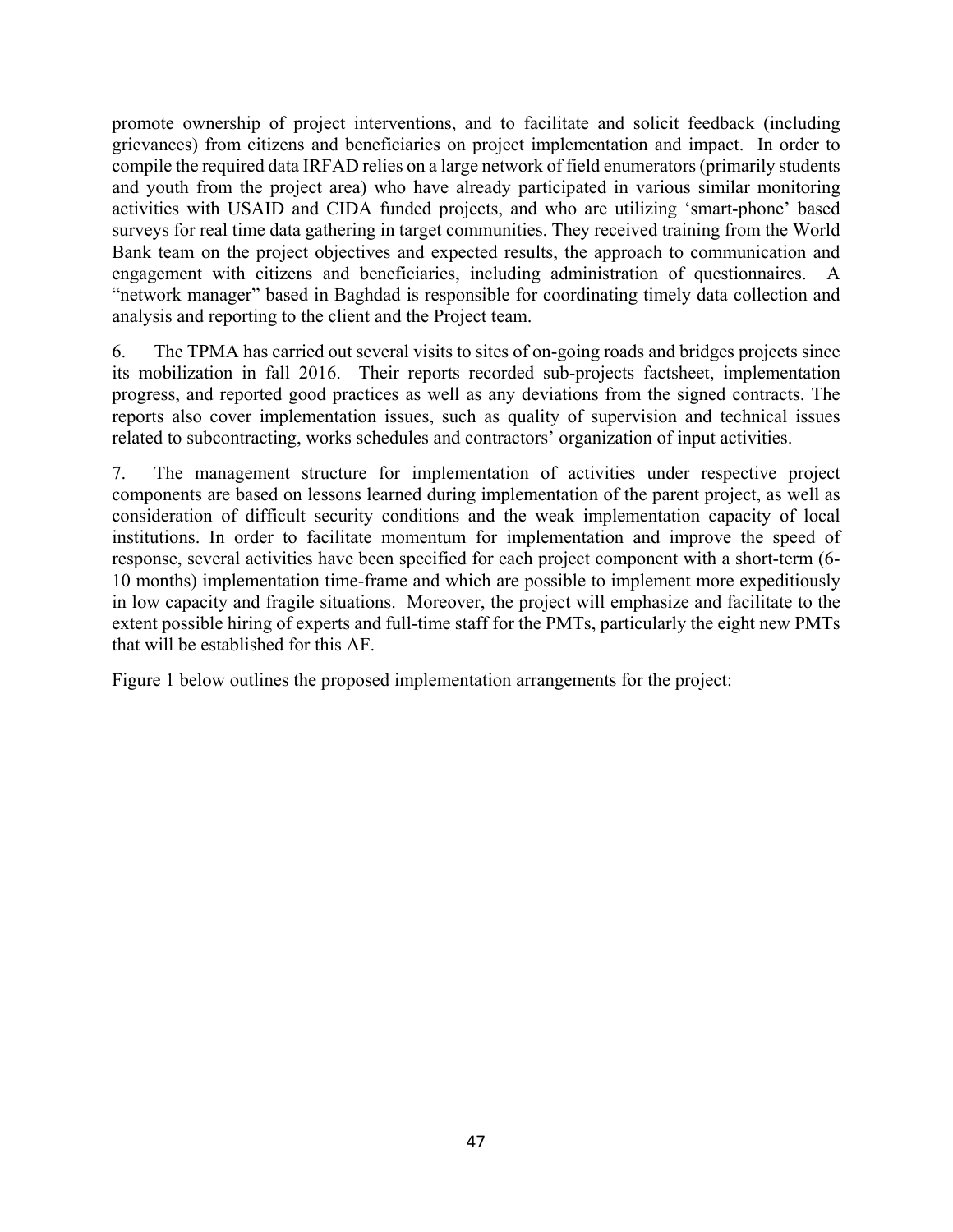promote ownership of project interventions, and to facilitate and solicit feedback (including grievances) from citizens and beneficiaries on project implementation and impact. In order to compile the required data IRFAD relies on a large network of field enumerators (primarily students and youth from the project area) who have already participated in various similar monitoring activities with USAID and CIDA funded projects, and who are utilizing 'smart-phone' based surveys for real time data gathering in target communities. They received training from the World Bank team on the project objectives and expected results, the approach to communication and engagement with citizens and beneficiaries, including administration of questionnaires. A "network manager" based in Baghdad is responsible for coordinating timely data collection and analysis and reporting to the client and the Project team.

6. The TPMA has carried out several visits to sites of on-going roads and bridges projects since its mobilization in fall 2016. Their reports recorded sub-projects factsheet, implementation progress, and reported good practices as well as any deviations from the signed contracts. The reports also cover implementation issues, such as quality of supervision and technical issues related to subcontracting, works schedules and contractors' organization of input activities.

7. The management structure for implementation of activities under respective project components are based on lessons learned during implementation of the parent project, as well as consideration of difficult security conditions and the weak implementation capacity of local institutions. In order to facilitate momentum for implementation and improve the speed of response, several activities have been specified for each project component with a short-term (6-10 months) implementation time-frame and which are possible to implement more expeditiously in low capacity and fragile situations. Moreover, the project will emphasize and facilitate to the extent possible hiring of experts and full-time staff for the PMTs, particularly the eight new PMTs that will be established for this AF.

Figure 1 below outlines the proposed implementation arrangements for the project: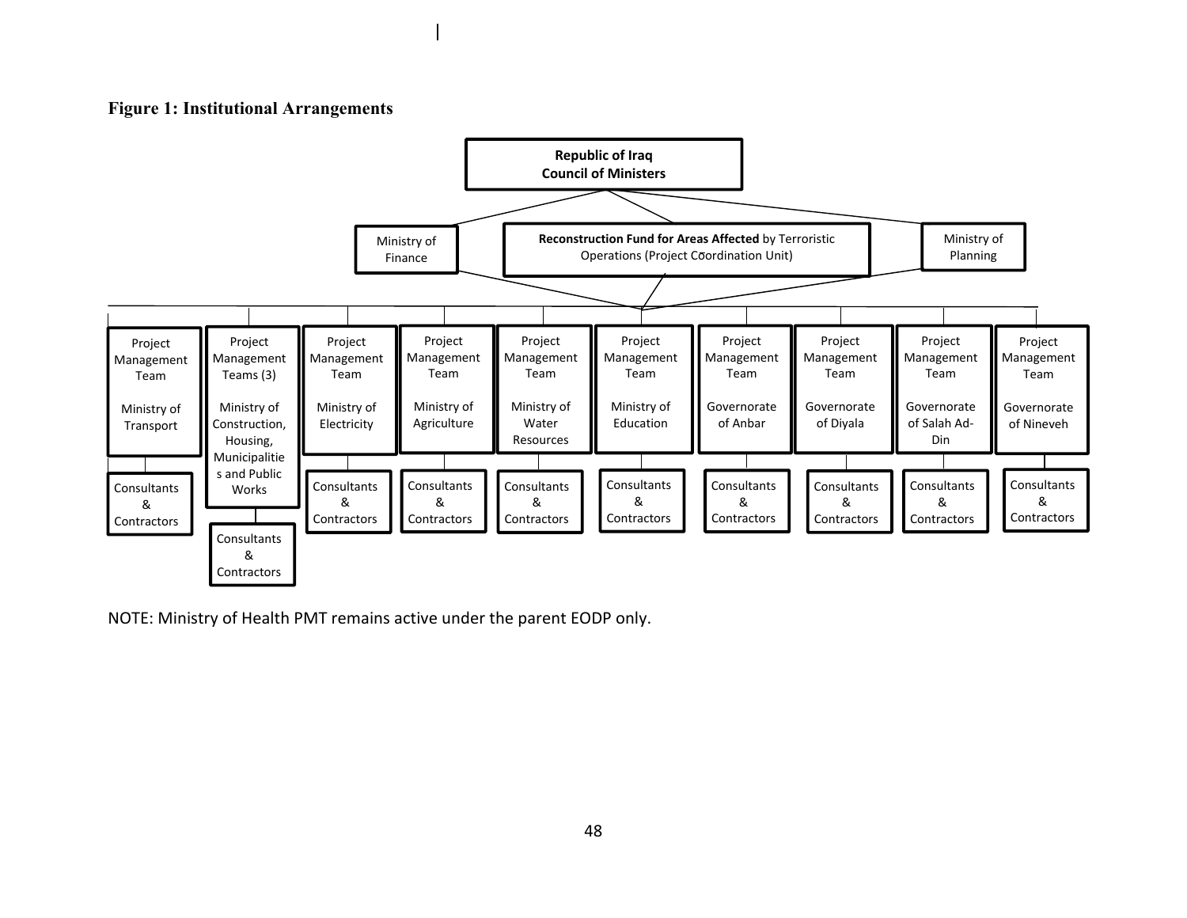**Figure 1: Institutional Arrangements**

**Republic of Iraq**
**Council of Ministers**

- Ministry of Finance
- **Reconstruction Fund for Areas Affected** by Terroristic Operations (Project Coordination Unit)
- Ministry of Planning

| Project Management Team | Consultants & Contractors |
|---|---|
| Ministry of Transport | Consultants & Contractors |
| Project Management Teams (3) – Ministry of Construction, Housing, Municipalities and Public Works | Consultants & Contractors |
| Ministry of Electricity | Consultants & Contractors |
| Ministry of Agriculture | Consultants & Contractors |
| Ministry of Water Resources | Consultants & Contractors |
| Ministry of Education | Consultants & Contractors |
| Governorate of Anbar | Consultants & Contractors |
| Governorate of Diyala | Consultants & Contractors |
| Governorate of Salah Ad-Din | Consultants & Contractors |
| Governorate of Nineveh | Consultants & Contractors |

NOTE: Ministry of Health PMT remains active under the parent EODP only.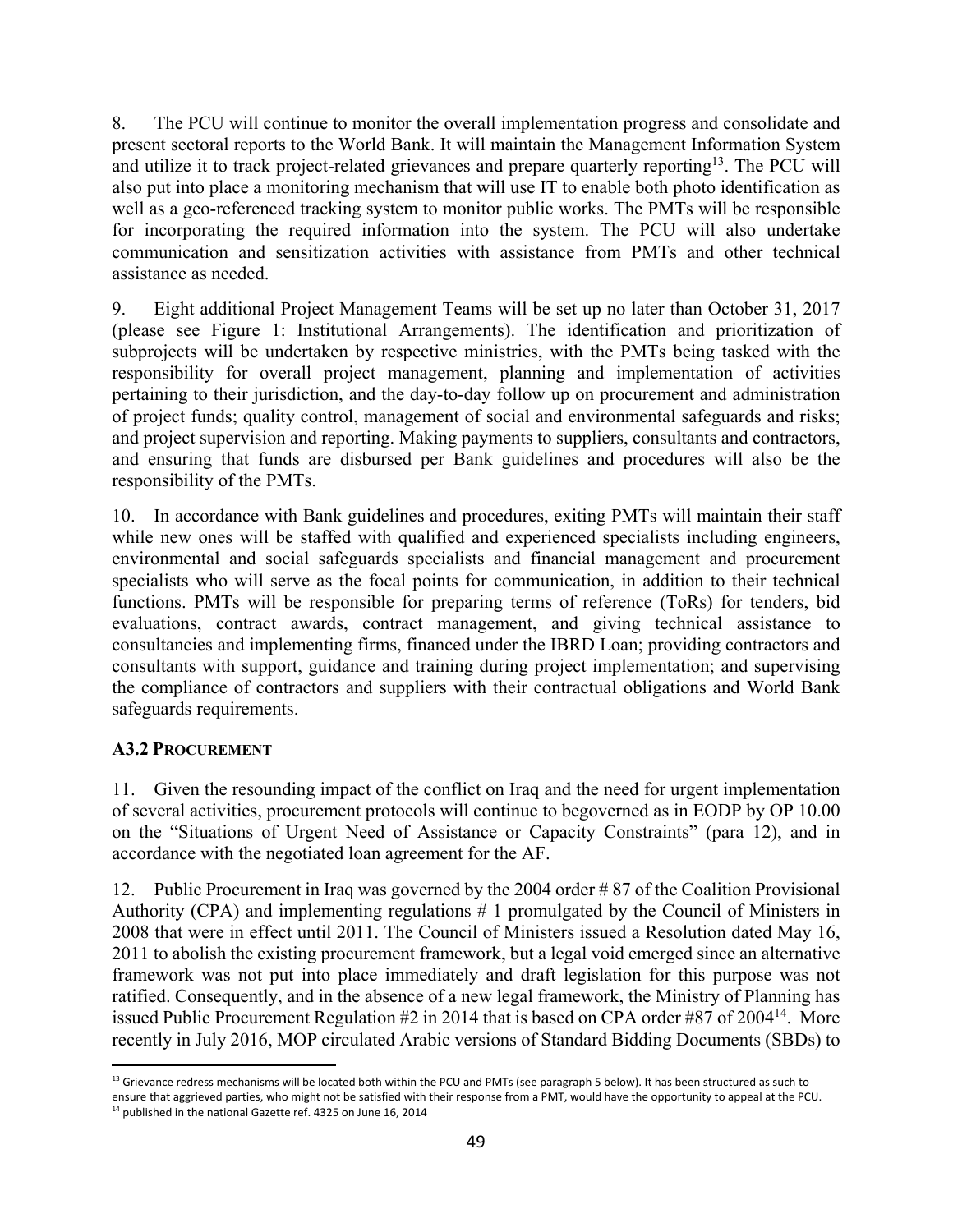8. The PCU will continue to monitor the overall implementation progress and consolidate and present sectoral reports to the World Bank. It will maintain the Management Information System and utilize it to track project-related grievances and prepare quarterly reporting[13]. The PCU will also put into place a monitoring mechanism that will use IT to enable both photo identification as well as a geo-referenced tracking system to monitor public works. The PMTs will be responsible for incorporating the required information into the system. The PCU will also undertake communication and sensitization activities with assistance from PMTs and other technical assistance as needed.

9. Eight additional Project Management Teams will be set up no later than October 31, 2017 (please see Figure 1: Institutional Arrangements). The identification and prioritization of subprojects will be undertaken by respective ministries, with the PMTs being tasked with the responsibility for overall project management, planning and implementation of activities pertaining to their jurisdiction, and the day-to-day follow up on procurement and administration of project funds; quality control, management of social and environmental safeguards and risks; and project supervision and reporting. Making payments to suppliers, consultants and contractors, and ensuring that funds are disbursed per Bank guidelines and procedures will also be the responsibility of the PMTs.

10. In accordance with Bank guidelines and procedures, exiting PMTs will maintain their staff while new ones will be staffed with qualified and experienced specialists including engineers, environmental and social safeguards specialists and financial management and procurement specialists who will serve as the focal points for communication, in addition to their technical functions. PMTs will be responsible for preparing terms of reference (ToRs) for tenders, bid evaluations, contract awards, contract management, and giving technical assistance to consultancies and implementing firms, financed under the IBRD Loan; providing contractors and consultants with support, guidance and training during project implementation; and supervising the compliance of contractors and suppliers with their contractual obligations and World Bank safeguards requirements.

### A3.2 PROCUREMENT

11. Given the resounding impact of the conflict on Iraq and the need for urgent implementation of several activities, procurement protocols will continue to begoverned as in EODP by OP 10.00 on the "Situations of Urgent Need of Assistance or Capacity Constraints" (para 12), and in accordance with the negotiated loan agreement for the AF.

12. Public Procurement in Iraq was governed by the 2004 order # 87 of the Coalition Provisional Authority (CPA) and implementing regulations # 1 promulgated by the Council of Ministers in 2008 that were in effect until 2011. The Council of Ministers issued a Resolution dated May 16, 2011 to abolish the existing procurement framework, but a legal void emerged since an alternative framework was not put into place immediately and draft legislation for this purpose was not ratified. Consequently, and in the absence of a new legal framework, the Ministry of Planning has issued Public Procurement Regulation #2 in 2014 that is based on CPA order #87 of 2004[14]. More recently in July 2016, MOP circulated Arabic versions of Standard Bidding Documents (SBDs) to

---

[13] Grievance redress mechanisms will be located both within the PCU and PMTs (see paragraph 5 below). It has been structured as such to ensure that aggrieved parties, who might not be satisfied with their response from a PMT, would have the opportunity to appeal at the PCU.

[14] published in the national Gazette ref. 4325 on June 16, 2014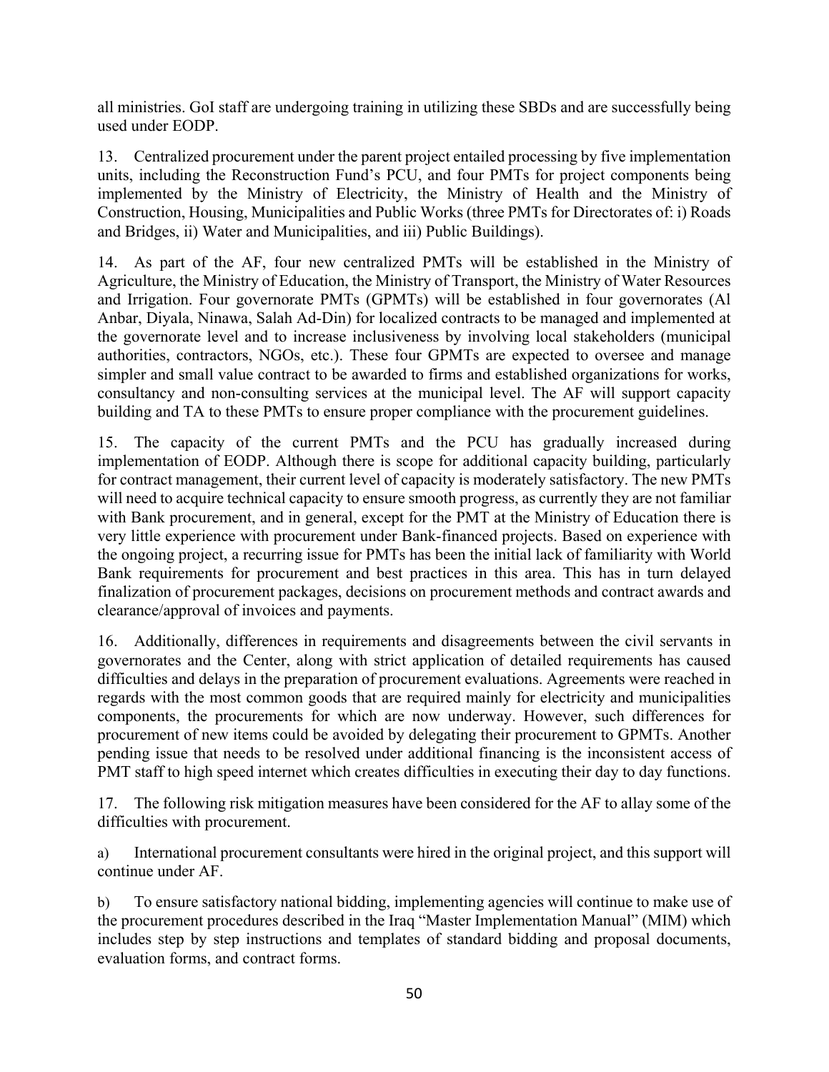all ministries. GoI staff are undergoing training in utilizing these SBDs and are successfully being used under EODP.

13. Centralized procurement under the parent project entailed processing by five implementation units, including the Reconstruction Fund's PCU, and four PMTs for project components being implemented by the Ministry of Electricity, the Ministry of Health and the Ministry of Construction, Housing, Municipalities and Public Works (three PMTs for Directorates of: i) Roads and Bridges, ii) Water and Municipalities, and iii) Public Buildings).

14. As part of the AF, four new centralized PMTs will be established in the Ministry of Agriculture, the Ministry of Education, the Ministry of Transport, the Ministry of Water Resources and Irrigation. Four governorate PMTs (GPMTs) will be established in four governorates (Al Anbar, Diyala, Ninawa, Salah Ad-Din) for localized contracts to be managed and implemented at the governorate level and to increase inclusiveness by involving local stakeholders (municipal authorities, contractors, NGOs, etc.). These four GPMTs are expected to oversee and manage simpler and small value contract to be awarded to firms and established organizations for works, consultancy and non-consulting services at the municipal level. The AF will support capacity building and TA to these PMTs to ensure proper compliance with the procurement guidelines.

15. The capacity of the current PMTs and the PCU has gradually increased during implementation of EODP. Although there is scope for additional capacity building, particularly for contract management, their current level of capacity is moderately satisfactory. The new PMTs will need to acquire technical capacity to ensure smooth progress, as currently they are not familiar with Bank procurement, and in general, except for the PMT at the Ministry of Education there is very little experience with procurement under Bank-financed projects. Based on experience with the ongoing project, a recurring issue for PMTs has been the initial lack of familiarity with World Bank requirements for procurement and best practices in this area. This has in turn delayed finalization of procurement packages, decisions on procurement methods and contract awards and clearance/approval of invoices and payments.

16. Additionally, differences in requirements and disagreements between the civil servants in governorates and the Center, along with strict application of detailed requirements has caused difficulties and delays in the preparation of procurement evaluations. Agreements were reached in regards with the most common goods that are required mainly for electricity and municipalities components, the procurements for which are now underway. However, such differences for procurement of new items could be avoided by delegating their procurement to GPMTs. Another pending issue that needs to be resolved under additional financing is the inconsistent access of PMT staff to high speed internet which creates difficulties in executing their day to day functions.

17. The following risk mitigation measures have been considered for the AF to allay some of the difficulties with procurement.

a) International procurement consultants were hired in the original project, and this support will continue under AF.

b) To ensure satisfactory national bidding, implementing agencies will continue to make use of the procurement procedures described in the Iraq "Master Implementation Manual" (MIM) which includes step by step instructions and templates of standard bidding and proposal documents, evaluation forms, and contract forms.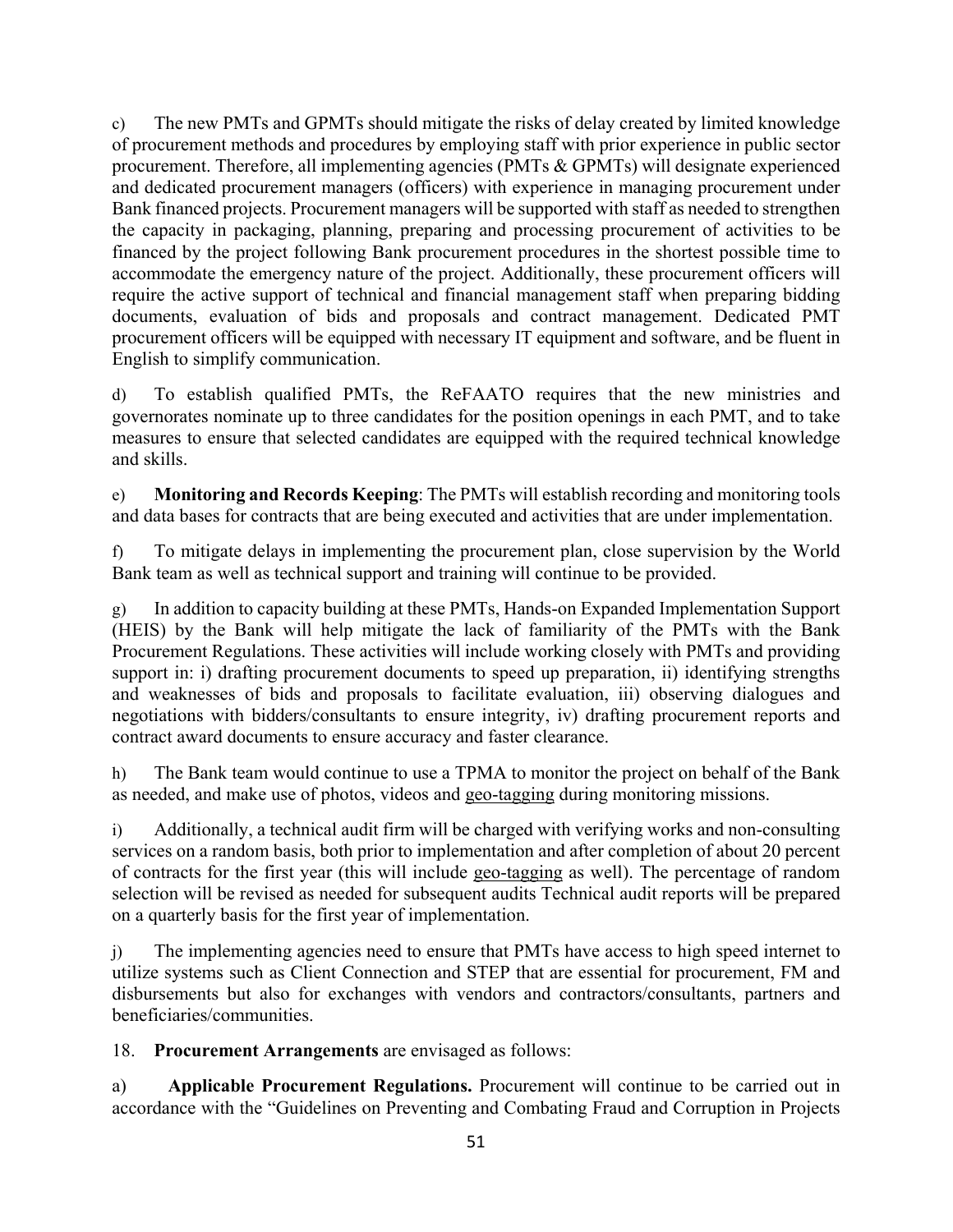c) The new PMTs and GPMTs should mitigate the risks of delay created by limited knowledge of procurement methods and procedures by employing staff with prior experience in public sector procurement. Therefore, all implementing agencies (PMTs & GPMTs) will designate experienced and dedicated procurement managers (officers) with experience in managing procurement under Bank financed projects. Procurement managers will be supported with staff as needed to strengthen the capacity in packaging, planning, preparing and processing procurement of activities to be financed by the project following Bank procurement procedures in the shortest possible time to accommodate the emergency nature of the project. Additionally, these procurement officers will require the active support of technical and financial management staff when preparing bidding documents, evaluation of bids and proposals and contract management. Dedicated PMT procurement officers will be equipped with necessary IT equipment and software, and be fluent in English to simplify communication.

d) To establish qualified PMTs, the ReFAATO requires that the new ministries and governorates nominate up to three candidates for the position openings in each PMT, and to take measures to ensure that selected candidates are equipped with the required technical knowledge and skills.

e) **Monitoring and Records Keeping**: The PMTs will establish recording and monitoring tools and data bases for contracts that are being executed and activities that are under implementation.

f) To mitigate delays in implementing the procurement plan, close supervision by the World Bank team as well as technical support and training will continue to be provided.

g) In addition to capacity building at these PMTs, Hands-on Expanded Implementation Support (HEIS) by the Bank will help mitigate the lack of familiarity of the PMTs with the Bank Procurement Regulations. These activities will include working closely with PMTs and providing support in: i) drafting procurement documents to speed up preparation, ii) identifying strengths and weaknesses of bids and proposals to facilitate evaluation, iii) observing dialogues and negotiations with bidders/consultants to ensure integrity, iv) drafting procurement reports and contract award documents to ensure accuracy and faster clearance.

h) The Bank team would continue to use a TPMA to monitor the project on behalf of the Bank as needed, and make use of photos, videos and geo-tagging during monitoring missions.

i) Additionally, a technical audit firm will be charged with verifying works and non-consulting services on a random basis, both prior to implementation and after completion of about 20 percent of contracts for the first year (this will include geo-tagging as well). The percentage of random selection will be revised as needed for subsequent audits Technical audit reports will be prepared on a quarterly basis for the first year of implementation.

j) The implementing agencies need to ensure that PMTs have access to high speed internet to utilize systems such as Client Connection and STEP that are essential for procurement, FM and disbursements but also for exchanges with vendors and contractors/consultants, partners and beneficiaries/communities.

18. **Procurement Arrangements** are envisaged as follows:

a) **Applicable Procurement Regulations.** Procurement will continue to be carried out in accordance with the "Guidelines on Preventing and Combating Fraud and Corruption in Projects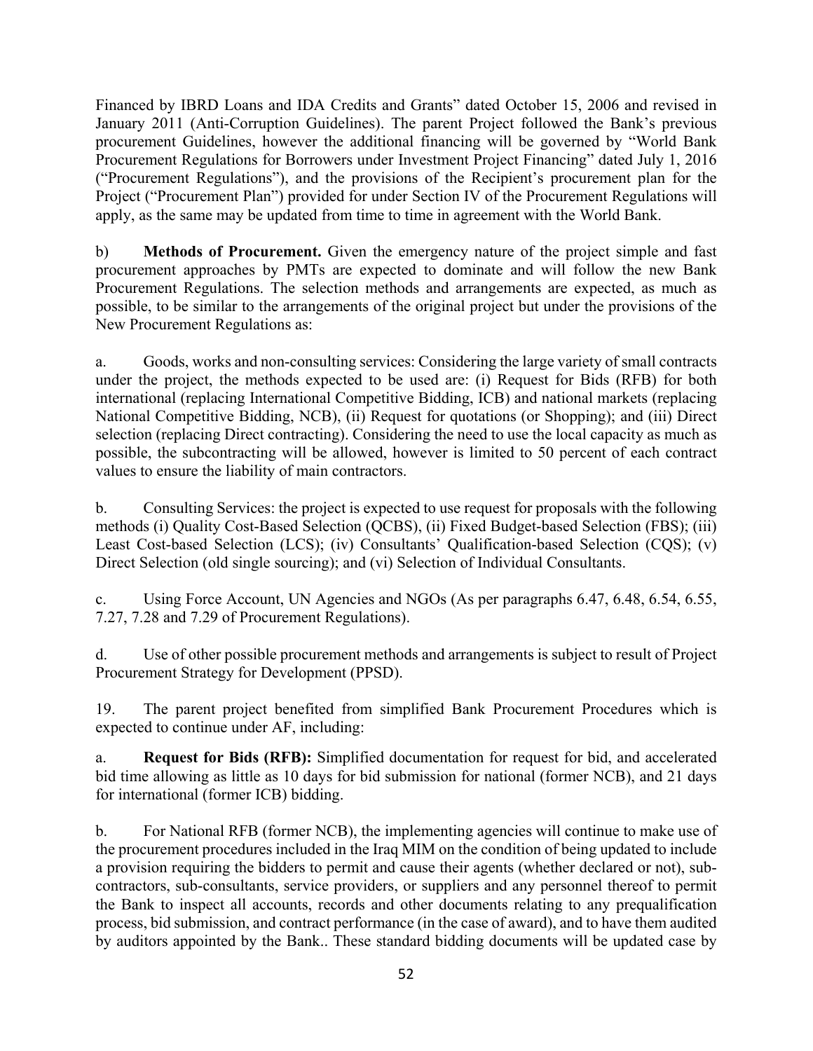Financed by IBRD Loans and IDA Credits and Grants" dated October 15, 2006 and revised in January 2011 (Anti-Corruption Guidelines). The parent Project followed the Bank's previous procurement Guidelines, however the additional financing will be governed by "World Bank Procurement Regulations for Borrowers under Investment Project Financing" dated July 1, 2016 ("Procurement Regulations"), and the provisions of the Recipient's procurement plan for the Project ("Procurement Plan") provided for under Section IV of the Procurement Regulations will apply, as the same may be updated from time to time in agreement with the World Bank.

b) **Methods of Procurement.** Given the emergency nature of the project simple and fast procurement approaches by PMTs are expected to dominate and will follow the new Bank Procurement Regulations. The selection methods and arrangements are expected, as much as possible, to be similar to the arrangements of the original project but under the provisions of the New Procurement Regulations as:

a. Goods, works and non-consulting services: Considering the large variety of small contracts under the project, the methods expected to be used are: (i) Request for Bids (RFB) for both international (replacing International Competitive Bidding, ICB) and national markets (replacing National Competitive Bidding, NCB), (ii) Request for quotations (or Shopping); and (iii) Direct selection (replacing Direct contracting). Considering the need to use the local capacity as much as possible, the subcontracting will be allowed, however is limited to 50 percent of each contract values to ensure the liability of main contractors.

b. Consulting Services: the project is expected to use request for proposals with the following methods (i) Quality Cost-Based Selection (QCBS), (ii) Fixed Budget-based Selection (FBS); (iii) Least Cost-based Selection (LCS); (iv) Consultants' Qualification-based Selection (CQS); (v) Direct Selection (old single sourcing); and (vi) Selection of Individual Consultants.

c. Using Force Account, UN Agencies and NGOs (As per paragraphs 6.47, 6.48, 6.54, 6.55, 7.27, 7.28 and 7.29 of Procurement Regulations).

d. Use of other possible procurement methods and arrangements is subject to result of Project Procurement Strategy for Development (PPSD).

19. The parent project benefited from simplified Bank Procurement Procedures which is expected to continue under AF, including:

a. **Request for Bids (RFB):** Simplified documentation for request for bid, and accelerated bid time allowing as little as 10 days for bid submission for national (former NCB), and 21 days for international (former ICB) bidding.

b. For National RFB (former NCB), the implementing agencies will continue to make use of the procurement procedures included in the Iraq MIM on the condition of being updated to include a provision requiring the bidders to permit and cause their agents (whether declared or not), sub-contractors, sub-consultants, service providers, or suppliers and any personnel thereof to permit the Bank to inspect all accounts, records and other documents relating to any prequalification process, bid submission, and contract performance (in the case of award), and to have them audited by auditors appointed by the Bank.. These standard bidding documents will be updated case by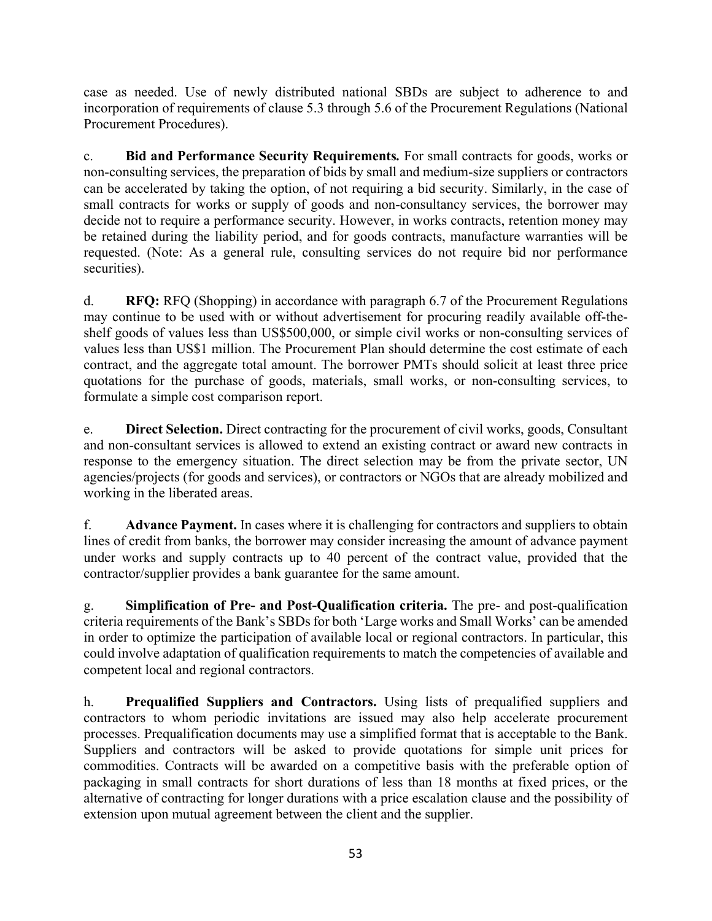case as needed. Use of newly distributed national SBDs are subject to adherence to and incorporation of requirements of clause 5.3 through 5.6 of the Procurement Regulations (National Procurement Procedures).

c. **Bid and Performance Security Requirements.** For small contracts for goods, works or non-consulting services, the preparation of bids by small and medium-size suppliers or contractors can be accelerated by taking the option, of not requiring a bid security. Similarly, in the case of small contracts for works or supply of goods and non-consultancy services, the borrower may decide not to require a performance security. However, in works contracts, retention money may be retained during the liability period, and for goods contracts, manufacture warranties will be requested. (Note: As a general rule, consulting services do not require bid nor performance securities).

d. **RFQ:** RFQ (Shopping) in accordance with paragraph 6.7 of the Procurement Regulations may continue to be used with or without advertisement for procuring readily available off-the-shelf goods of values less than US$500,000, or simple civil works or non-consulting services of values less than US$1 million. The Procurement Plan should determine the cost estimate of each contract, and the aggregate total amount. The borrower PMTs should solicit at least three price quotations for the purchase of goods, materials, small works, or non-consulting services, to formulate a simple cost comparison report.

e. **Direct Selection.** Direct contracting for the procurement of civil works, goods, Consultant and non-consultant services is allowed to extend an existing contract or award new contracts in response to the emergency situation. The direct selection may be from the private sector, UN agencies/projects (for goods and services), or contractors or NGOs that are already mobilized and working in the liberated areas.

f. **Advance Payment.** In cases where it is challenging for contractors and suppliers to obtain lines of credit from banks, the borrower may consider increasing the amount of advance payment under works and supply contracts up to 40 percent of the contract value, provided that the contractor/supplier provides a bank guarantee for the same amount.

g. **Simplification of Pre- and Post-Qualification criteria.** The pre- and post-qualification criteria requirements of the Bank's SBDs for both 'Large works and Small Works' can be amended in order to optimize the participation of available local or regional contractors. In particular, this could involve adaptation of qualification requirements to match the competencies of available and competent local and regional contractors.

h. **Prequalified Suppliers and Contractors.** Using lists of prequalified suppliers and contractors to whom periodic invitations are issued may also help accelerate procurement processes. Prequalification documents may use a simplified format that is acceptable to the Bank. Suppliers and contractors will be asked to provide quotations for simple unit prices for commodities. Contracts will be awarded on a competitive basis with the preferable option of packaging in small contracts for short durations of less than 18 months at fixed prices, or the alternative of contracting for longer durations with a price escalation clause and the possibility of extension upon mutual agreement between the client and the supplier.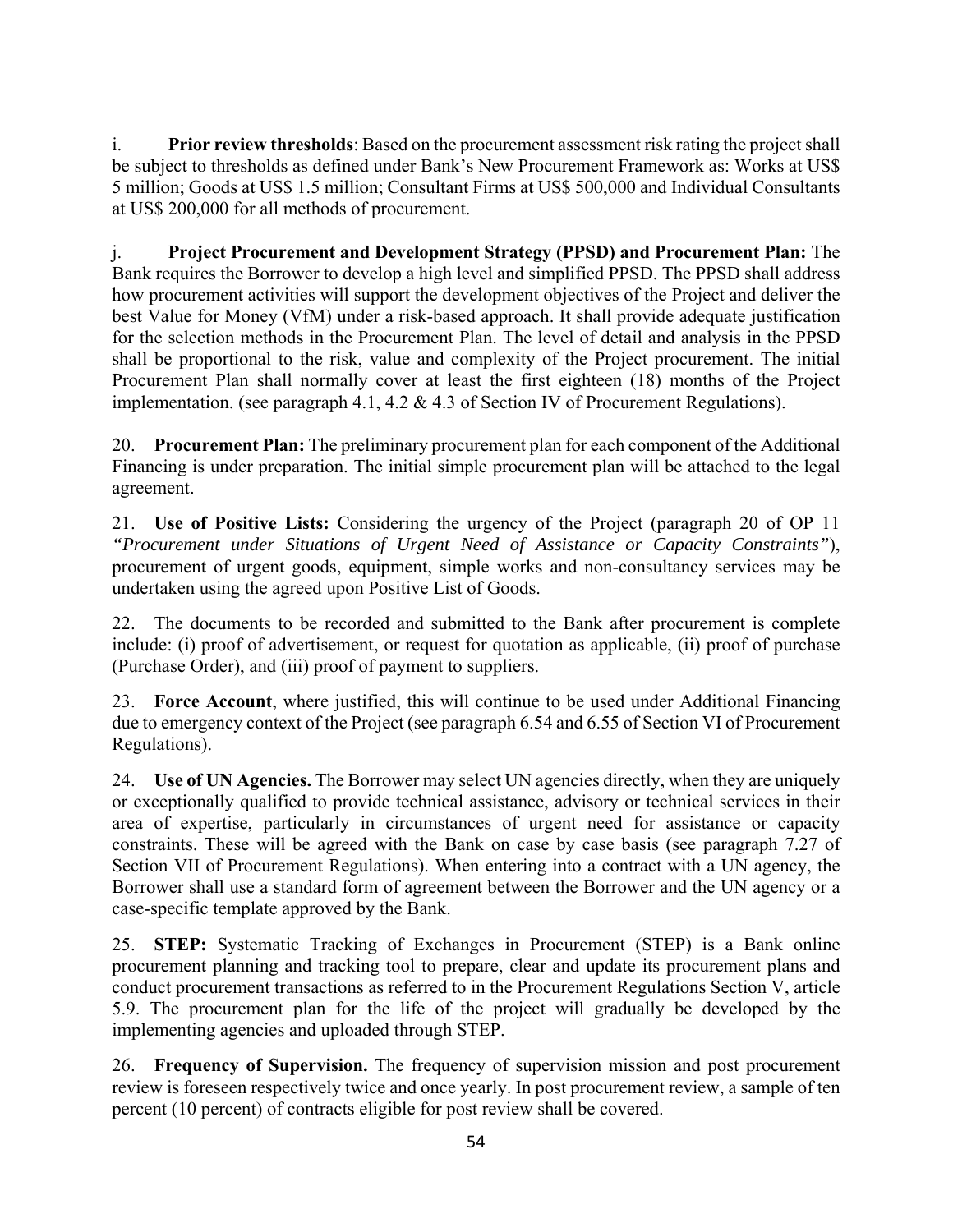i. **Prior review thresholds**: Based on the procurement assessment risk rating the project shall be subject to thresholds as defined under Bank's New Procurement Framework as: Works at US$ 5 million; Goods at US$ 1.5 million; Consultant Firms at US$ 500,000 and Individual Consultants at US$ 200,000 for all methods of procurement.

j. **Project Procurement and Development Strategy (PPSD) and Procurement Plan:** The Bank requires the Borrower to develop a high level and simplified PPSD. The PPSD shall address how procurement activities will support the development objectives of the Project and deliver the best Value for Money (VfM) under a risk-based approach. It shall provide adequate justification for the selection methods in the Procurement Plan. The level of detail and analysis in the PPSD shall be proportional to the risk, value and complexity of the Project procurement. The initial Procurement Plan shall normally cover at least the first eighteen (18) months of the Project implementation. (see paragraph 4.1, 4.2 & 4.3 of Section IV of Procurement Regulations).

20. **Procurement Plan:** The preliminary procurement plan for each component of the Additional Financing is under preparation. The initial simple procurement plan will be attached to the legal agreement.

21. **Use of Positive Lists:** Considering the urgency of the Project (paragraph 20 of OP 11 *"Procurement under Situations of Urgent Need of Assistance or Capacity Constraints"*), procurement of urgent goods, equipment, simple works and non-consultancy services may be undertaken using the agreed upon Positive List of Goods.

22. The documents to be recorded and submitted to the Bank after procurement is complete include: (i) proof of advertisement, or request for quotation as applicable, (ii) proof of purchase (Purchase Order), and (iii) proof of payment to suppliers.

23. **Force Account**, where justified, this will continue to be used under Additional Financing due to emergency context of the Project (see paragraph 6.54 and 6.55 of Section VI of Procurement Regulations).

24. **Use of UN Agencies.** The Borrower may select UN agencies directly, when they are uniquely or exceptionally qualified to provide technical assistance, advisory or technical services in their area of expertise, particularly in circumstances of urgent need for assistance or capacity constraints. These will be agreed with the Bank on case by case basis (see paragraph 7.27 of Section VII of Procurement Regulations). When entering into a contract with a UN agency, the Borrower shall use a standard form of agreement between the Borrower and the UN agency or a case-specific template approved by the Bank.

25. **STEP:** Systematic Tracking of Exchanges in Procurement (STEP) is a Bank online procurement planning and tracking tool to prepare, clear and update its procurement plans and conduct procurement transactions as referred to in the Procurement Regulations Section V, article 5.9. The procurement plan for the life of the project will gradually be developed by the implementing agencies and uploaded through STEP.

26. **Frequency of Supervision.** The frequency of supervision mission and post procurement review is foreseen respectively twice and once yearly. In post procurement review, a sample of ten percent (10 percent) of contracts eligible for post review shall be covered.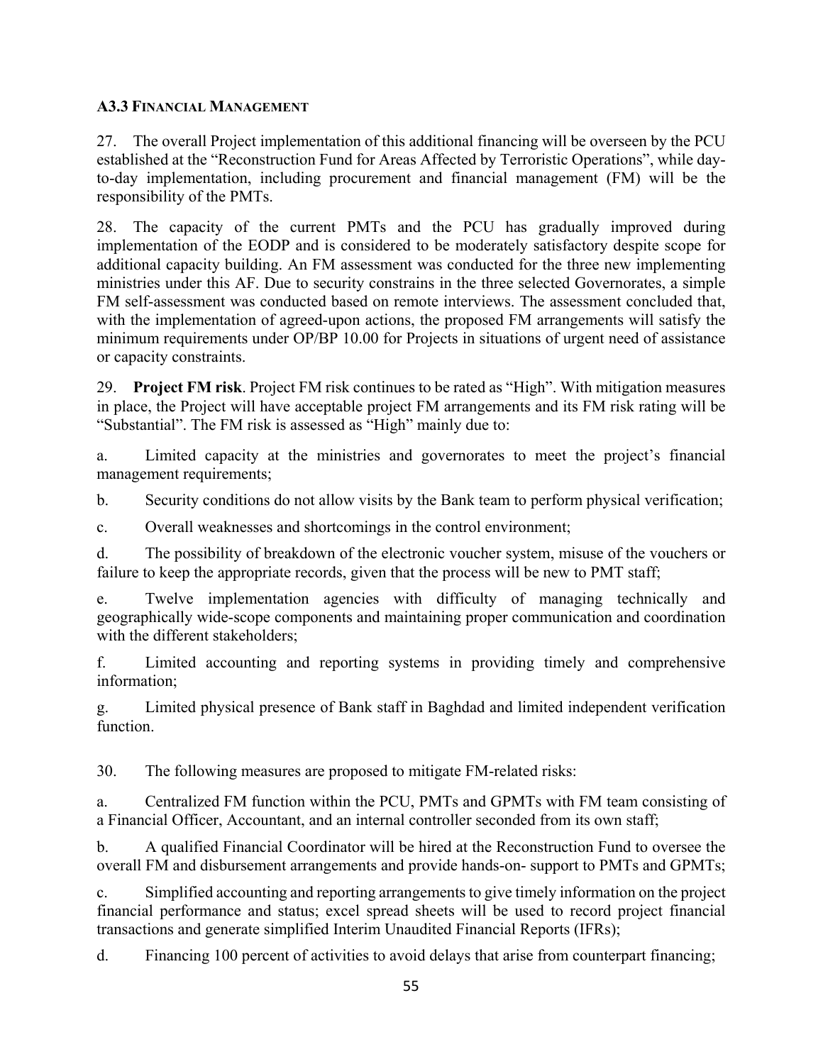### A3.3 FINANCIAL MANAGEMENT

27. The overall Project implementation of this additional financing will be overseen by the PCU established at the "Reconstruction Fund for Areas Affected by Terroristic Operations", while day-to-day implementation, including procurement and financial management (FM) will be the responsibility of the PMTs.

28. The capacity of the current PMTs and the PCU has gradually improved during implementation of the EODP and is considered to be moderately satisfactory despite scope for additional capacity building. An FM assessment was conducted for the three new implementing ministries under this AF. Due to security constrains in the three selected Governorates, a simple FM self-assessment was conducted based on remote interviews. The assessment concluded that, with the implementation of agreed-upon actions, the proposed FM arrangements will satisfy the minimum requirements under OP/BP 10.00 for Projects in situations of urgent need of assistance or capacity constraints.

29. **Project FM risk**. Project FM risk continues to be rated as "High". With mitigation measures in place, the Project will have acceptable project FM arrangements and its FM risk rating will be "Substantial". The FM risk is assessed as "High" mainly due to:

a. Limited capacity at the ministries and governorates to meet the project's financial management requirements;

b. Security conditions do not allow visits by the Bank team to perform physical verification;

c. Overall weaknesses and shortcomings in the control environment;

d. The possibility of breakdown of the electronic voucher system, misuse of the vouchers or failure to keep the appropriate records, given that the process will be new to PMT staff;

e. Twelve implementation agencies with difficulty of managing technically and geographically wide-scope components and maintaining proper communication and coordination with the different stakeholders;

f. Limited accounting and reporting systems in providing timely and comprehensive information;

g. Limited physical presence of Bank staff in Baghdad and limited independent verification function.

30. The following measures are proposed to mitigate FM-related risks:

a. Centralized FM function within the PCU, PMTs and GPMTs with FM team consisting of a Financial Officer, Accountant, and an internal controller seconded from its own staff;

b. A qualified Financial Coordinator will be hired at the Reconstruction Fund to oversee the overall FM and disbursement arrangements and provide hands-on- support to PMTs and GPMTs;

c. Simplified accounting and reporting arrangements to give timely information on the project financial performance and status; excel spread sheets will be used to record project financial transactions and generate simplified Interim Unaudited Financial Reports (IFRs);

d. Financing 100 percent of activities to avoid delays that arise from counterpart financing;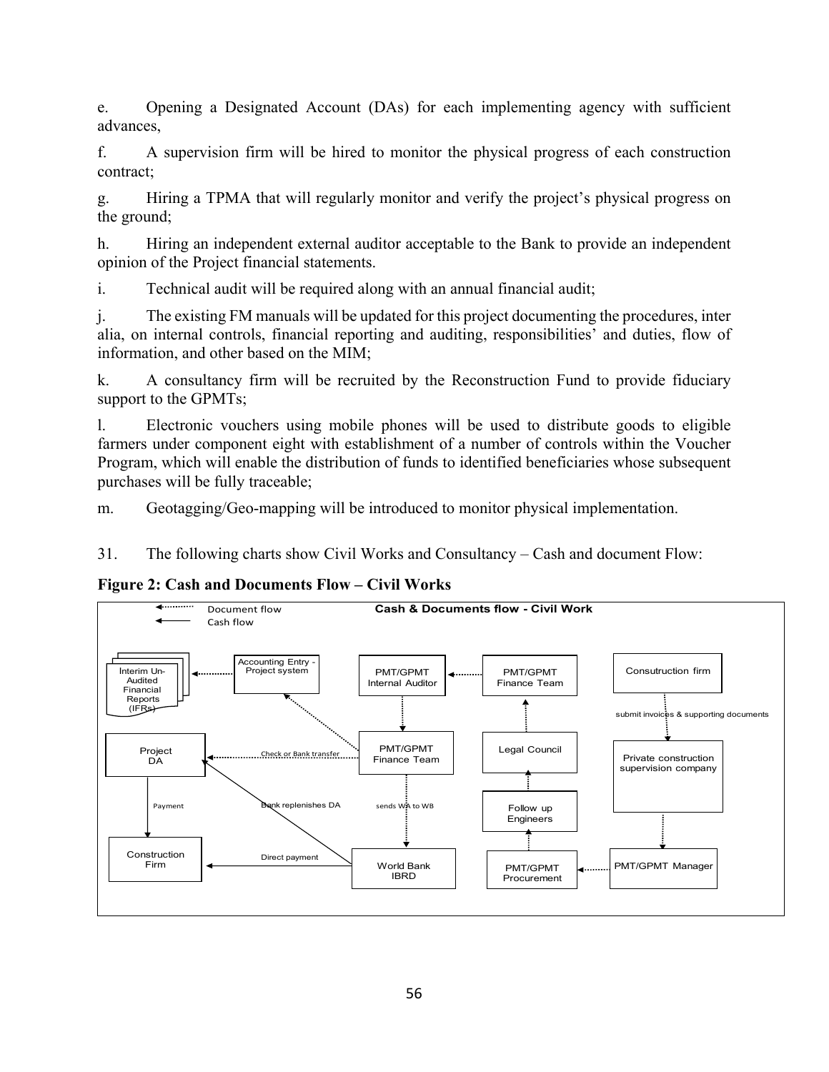e. Opening a Designated Account (DAs) for each implementing agency with sufficient advances,

f. A supervision firm will be hired to monitor the physical progress of each construction contract;

g. Hiring a TPMA that will regularly monitor and verify the project's physical progress on the ground;

h. Hiring an independent external auditor acceptable to the Bank to provide an independent opinion of the Project financial statements.

i. Technical audit will be required along with an annual financial audit;

j. The existing FM manuals will be updated for this project documenting the procedures, inter alia, on internal controls, financial reporting and auditing, responsibilities' and duties, flow of information, and other based on the MIM;

k. A consultancy firm will be recruited by the Reconstruction Fund to provide fiduciary support to the GPMTs;

l. Electronic vouchers using mobile phones will be used to distribute goods to eligible farmers under component eight with establishment of a number of controls within the Voucher Program, which will enable the distribution of funds to identified beneficiaries whose subsequent purchases will be fully traceable;

m. Geotagging/Geo-mapping will be introduced to monitor physical implementation.

31. The following charts show Civil Works and Consultancy – Cash and document Flow:

**Figure 2: Cash and Documents Flow – Civil Works**

Cash & Documents flow - Civil Work

Legend: Document flow (dotted arrow); Cash flow (solid arrow)

- Consutruction firm → (submit invoices & supporting documents) → Private construction supervision company
- Private construction supervision company → PMT/GPMT Manager
- PMT/GPMT Manager → PMT/GPMT Procurement
- PMT/GPMT Procurement → Follow up Engineers
- Follow up Engineers → Legal Council
- Legal Council → PMT/GPMT Finance Team
- PMT/GPMT Finance Team → PMT/GPMT Internal Auditor
- PMT/GPMT Internal Auditor → PMT/GPMT Finance Team
- PMT/GPMT Finance Team → Accounting Entry - Project system
- Accounting Entry - Project system → Interim Un-Audited Financial Reports (IFRs)
- PMT/GPMT Finance Team → (Check or Bank transfer) → Project DA
- PMT/GPMT Finance Team → (sends WA to WB) → World Bank IBRD
- World Bank IBRD → (Bank replenishes DA) → Project DA
- World Bank IBRD → (Direct payment) → Construction Firm
- Project DA → (Payment) → Construction Firm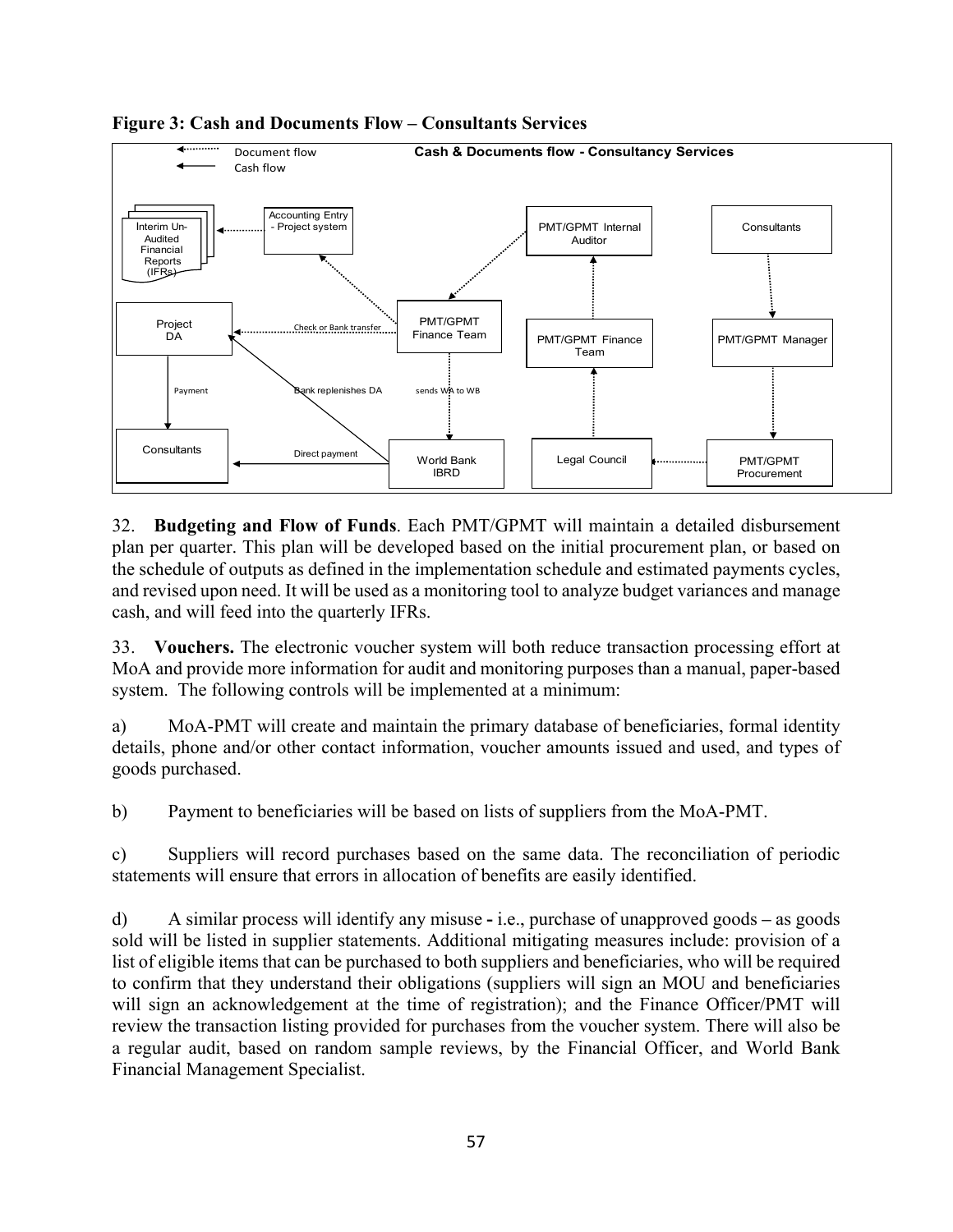**Figure 3: Cash and Documents Flow – Consultants Services**

32. **Budgeting and Flow of Funds**. Each PMT/GPMT will maintain a detailed disbursement plan per quarter. This plan will be developed based on the initial procurement plan, or based on the schedule of outputs as defined in the implementation schedule and estimated payments cycles, and revised upon need. It will be used as a monitoring tool to analyze budget variances and manage cash, and will feed into the quarterly IFRs.

33. **Vouchers.** The electronic voucher system will both reduce transaction processing effort at MoA and provide more information for audit and monitoring purposes than a manual, paper-based system. The following controls will be implemented at a minimum:

a) MoA-PMT will create and maintain the primary database of beneficiaries, formal identity details, phone and/or other contact information, voucher amounts issued and used, and types of goods purchased.

b) Payment to beneficiaries will be based on lists of suppliers from the MoA-PMT.

c) Suppliers will record purchases based on the same data. The reconciliation of periodic statements will ensure that errors in allocation of benefits are easily identified.

d) A similar process will identify any misuse **-** i.e., purchase of unapproved goods **–** as goods sold will be listed in supplier statements. Additional mitigating measures include: provision of a list of eligible items that can be purchased to both suppliers and beneficiaries, who will be required to confirm that they understand their obligations (suppliers will sign an MOU and beneficiaries will sign an acknowledgement at the time of registration); and the Finance Officer/PMT will review the transaction listing provided for purchases from the voucher system. There will also be a regular audit, based on random sample reviews, by the Financial Officer, and World Bank Financial Management Specialist.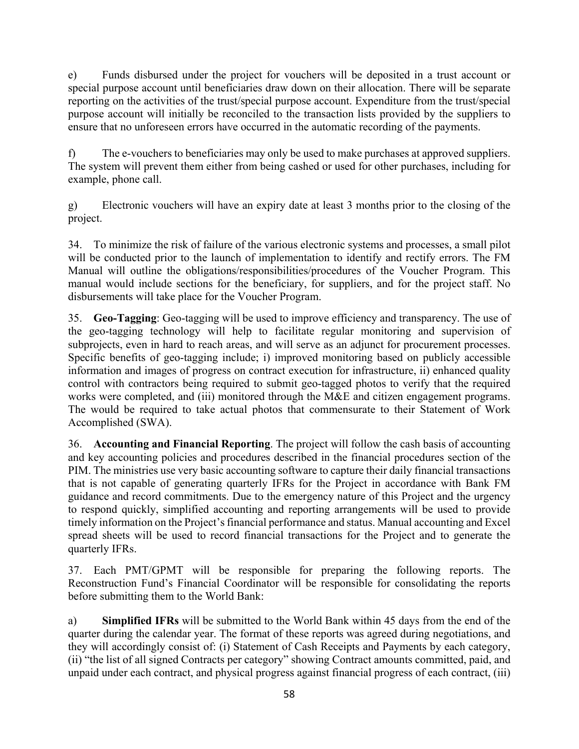e) Funds disbursed under the project for vouchers will be deposited in a trust account or special purpose account until beneficiaries draw down on their allocation. There will be separate reporting on the activities of the trust/special purpose account. Expenditure from the trust/special purpose account will initially be reconciled to the transaction lists provided by the suppliers to ensure that no unforeseen errors have occurred in the automatic recording of the payments.

f) The e-vouchers to beneficiaries may only be used to make purchases at approved suppliers. The system will prevent them either from being cashed or used for other purchases, including for example, phone call.

g) Electronic vouchers will have an expiry date at least 3 months prior to the closing of the project.

34. To minimize the risk of failure of the various electronic systems and processes, a small pilot will be conducted prior to the launch of implementation to identify and rectify errors. The FM Manual will outline the obligations/responsibilities/procedures of the Voucher Program. This manual would include sections for the beneficiary, for suppliers, and for the project staff. No disbursements will take place for the Voucher Program.

35. **Geo-Tagging**: Geo-tagging will be used to improve efficiency and transparency. The use of the geo-tagging technology will help to facilitate regular monitoring and supervision of subprojects, even in hard to reach areas, and will serve as an adjunct for procurement processes. Specific benefits of geo-tagging include; i) improved monitoring based on publicly accessible information and images of progress on contract execution for infrastructure, ii) enhanced quality control with contractors being required to submit geo-tagged photos to verify that the required works were completed, and (iii) monitored through the M&E and citizen engagement programs. The would be required to take actual photos that commensurate to their Statement of Work Accomplished (SWA).

36. **Accounting and Financial Reporting**. The project will follow the cash basis of accounting and key accounting policies and procedures described in the financial procedures section of the PIM. The ministries use very basic accounting software to capture their daily financial transactions that is not capable of generating quarterly IFRs for the Project in accordance with Bank FM guidance and record commitments. Due to the emergency nature of this Project and the urgency to respond quickly, simplified accounting and reporting arrangements will be used to provide timely information on the Project's financial performance and status. Manual accounting and Excel spread sheets will be used to record financial transactions for the Project and to generate the quarterly IFRs.

37. Each PMT/GPMT will be responsible for preparing the following reports. The Reconstruction Fund's Financial Coordinator will be responsible for consolidating the reports before submitting them to the World Bank:

a) **Simplified IFRs** will be submitted to the World Bank within 45 days from the end of the quarter during the calendar year. The format of these reports was agreed during negotiations, and they will accordingly consist of: (i) Statement of Cash Receipts and Payments by each category, (ii) "the list of all signed Contracts per category" showing Contract amounts committed, paid, and unpaid under each contract, and physical progress against financial progress of each contract, (iii)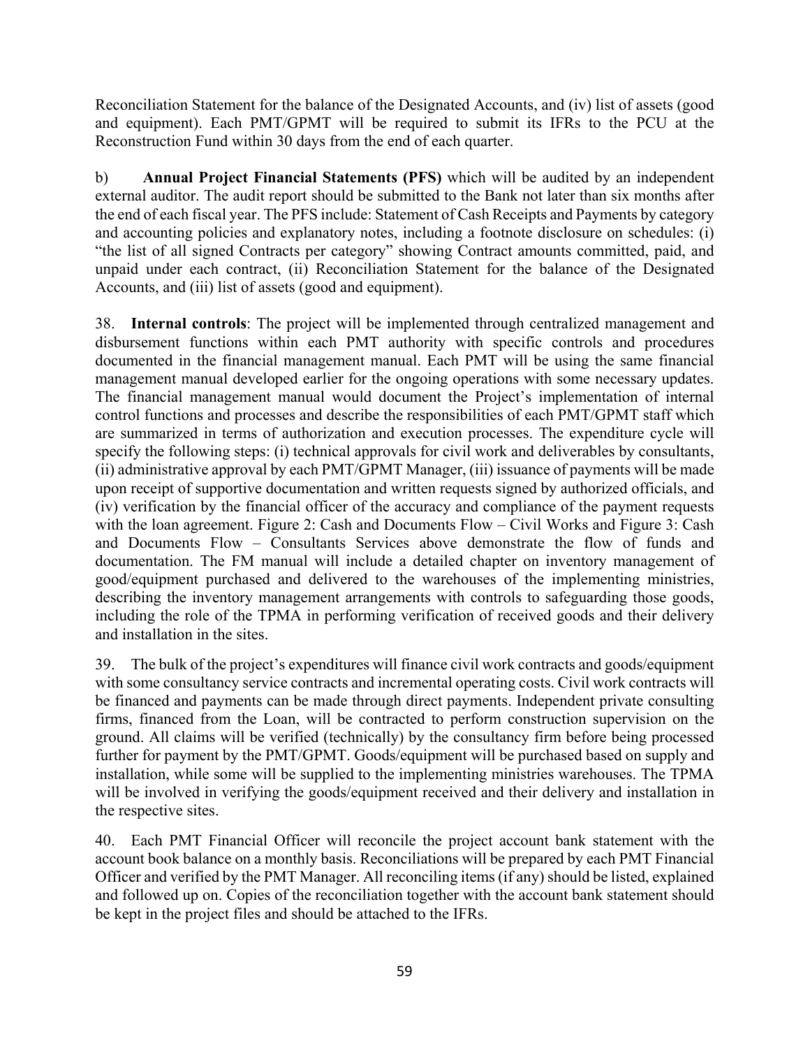Reconciliation Statement for the balance of the Designated Accounts, and (iv) list of assets (good and equipment). Each PMT/GPMT will be required to submit its IFRs to the PCU at the Reconstruction Fund within 30 days from the end of each quarter.

b) **Annual Project Financial Statements (PFS)** which will be audited by an independent external auditor. The audit report should be submitted to the Bank not later than six months after the end of each fiscal year. The PFS include: Statement of Cash Receipts and Payments by category and accounting policies and explanatory notes, including a footnote disclosure on schedules: (i) "the list of all signed Contracts per category" showing Contract amounts committed, paid, and unpaid under each contract, (ii) Reconciliation Statement for the balance of the Designated Accounts, and (iii) list of assets (good and equipment).

38. **Internal controls**: The project will be implemented through centralized management and disbursement functions within each PMT authority with specific controls and procedures documented in the financial management manual. Each PMT will be using the same financial management manual developed earlier for the ongoing operations with some necessary updates. The financial management manual would document the Project's implementation of internal control functions and processes and describe the responsibilities of each PMT/GPMT staff which are summarized in terms of authorization and execution processes. The expenditure cycle will specify the following steps: (i) technical approvals for civil work and deliverables by consultants, (ii) administrative approval by each PMT/GPMT Manager, (iii) issuance of payments will be made upon receipt of supportive documentation and written requests signed by authorized officials, and (iv) verification by the financial officer of the accuracy and compliance of the payment requests with the loan agreement. Figure 2: Cash and Documents Flow – Civil Works and Figure 3: Cash and Documents Flow – Consultants Services above demonstrate the flow of funds and documentation. The FM manual will include a detailed chapter on inventory management of good/equipment purchased and delivered to the warehouses of the implementing ministries, describing the inventory management arrangements with controls to safeguarding those goods, including the role of the TPMA in performing verification of received goods and their delivery and installation in the sites.

39. The bulk of the project's expenditures will finance civil work contracts and goods/equipment with some consultancy service contracts and incremental operating costs. Civil work contracts will be financed and payments can be made through direct payments. Independent private consulting firms, financed from the Loan, will be contracted to perform construction supervision on the ground. All claims will be verified (technically) by the consultancy firm before being processed further for payment by the PMT/GPMT. Goods/equipment will be purchased based on supply and installation, while some will be supplied to the implementing ministries warehouses. The TPMA will be involved in verifying the goods/equipment received and their delivery and installation in the respective sites.

40. Each PMT Financial Officer will reconcile the project account bank statement with the account book balance on a monthly basis. Reconciliations will be prepared by each PMT Financial Officer and verified by the PMT Manager. All reconciling items (if any) should be listed, explained and followed up on. Copies of the reconciliation together with the account bank statement should be kept in the project files and should be attached to the IFRs.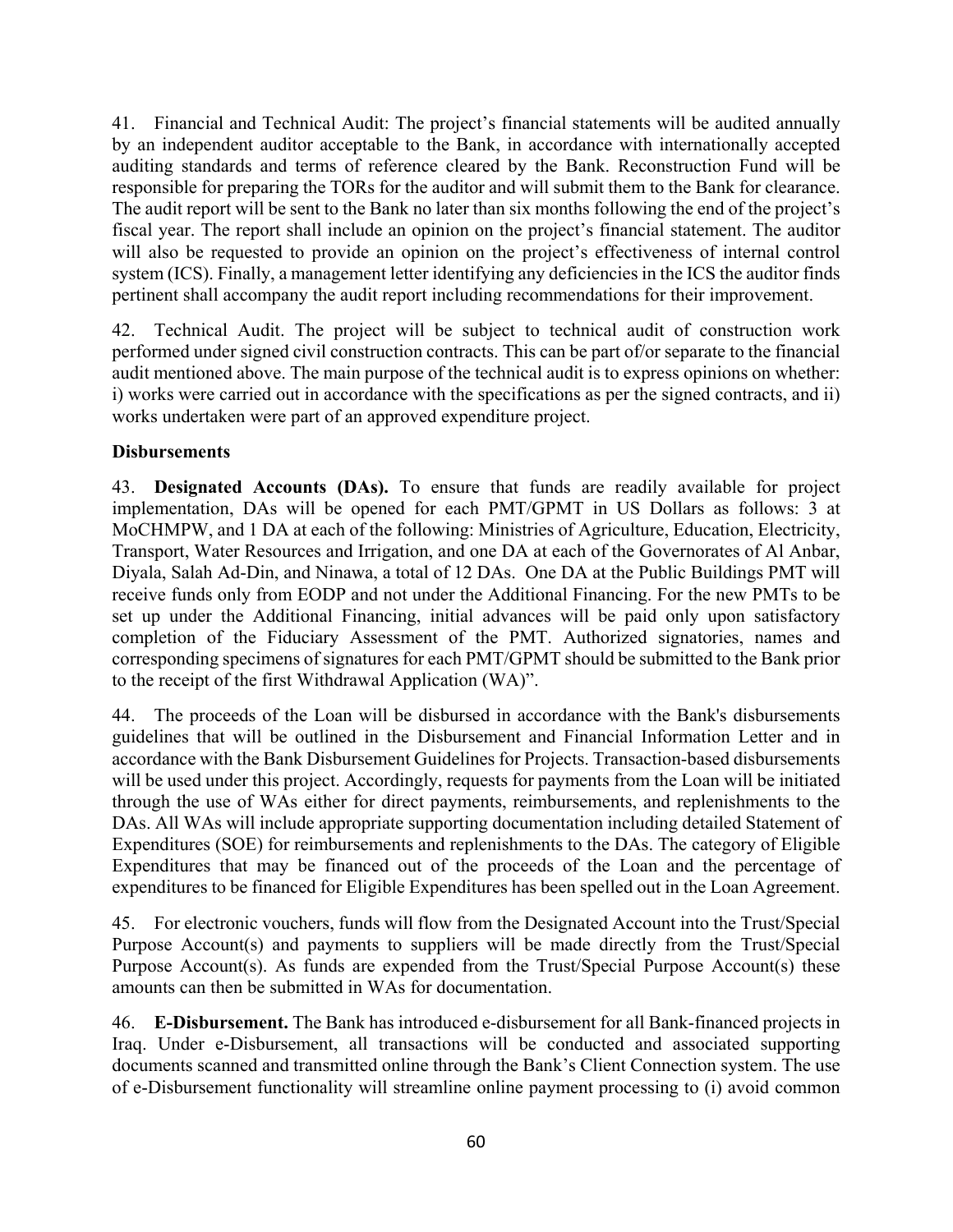41. Financial and Technical Audit: The project's financial statements will be audited annually by an independent auditor acceptable to the Bank, in accordance with internationally accepted auditing standards and terms of reference cleared by the Bank. Reconstruction Fund will be responsible for preparing the TORs for the auditor and will submit them to the Bank for clearance. The audit report will be sent to the Bank no later than six months following the end of the project's fiscal year. The report shall include an opinion on the project's financial statement. The auditor will also be requested to provide an opinion on the project's effectiveness of internal control system (ICS). Finally, a management letter identifying any deficiencies in the ICS the auditor finds pertinent shall accompany the audit report including recommendations for their improvement.

42. Technical Audit. The project will be subject to technical audit of construction work performed under signed civil construction contracts. This can be part of/or separate to the financial audit mentioned above. The main purpose of the technical audit is to express opinions on whether: i) works were carried out in accordance with the specifications as per the signed contracts, and ii) works undertaken were part of an approved expenditure project.

**Disbursements**

43. **Designated Accounts (DAs).** To ensure that funds are readily available for project implementation, DAs will be opened for each PMT/GPMT in US Dollars as follows: 3 at MoCHMPW, and 1 DA at each of the following: Ministries of Agriculture, Education, Electricity, Transport, Water Resources and Irrigation, and one DA at each of the Governorates of Al Anbar, Diyala, Salah Ad-Din, and Ninawa, a total of 12 DAs. One DA at the Public Buildings PMT will receive funds only from EODP and not under the Additional Financing. For the new PMTs to be set up under the Additional Financing, initial advances will be paid only upon satisfactory completion of the Fiduciary Assessment of the PMT. Authorized signatories, names and corresponding specimens of signatures for each PMT/GPMT should be submitted to the Bank prior to the receipt of the first Withdrawal Application (WA)".

44. The proceeds of the Loan will be disbursed in accordance with the Bank's disbursements guidelines that will be outlined in the Disbursement and Financial Information Letter and in accordance with the Bank Disbursement Guidelines for Projects. Transaction-based disbursements will be used under this project. Accordingly, requests for payments from the Loan will be initiated through the use of WAs either for direct payments, reimbursements, and replenishments to the DAs. All WAs will include appropriate supporting documentation including detailed Statement of Expenditures (SOE) for reimbursements and replenishments to the DAs. The category of Eligible Expenditures that may be financed out of the proceeds of the Loan and the percentage of expenditures to be financed for Eligible Expenditures has been spelled out in the Loan Agreement.

45. For electronic vouchers, funds will flow from the Designated Account into the Trust/Special Purpose Account(s) and payments to suppliers will be made directly from the Trust/Special Purpose Account(s). As funds are expended from the Trust/Special Purpose Account(s) these amounts can then be submitted in WAs for documentation.

46. **E-Disbursement.** The Bank has introduced e-disbursement for all Bank-financed projects in Iraq. Under e-Disbursement, all transactions will be conducted and associated supporting documents scanned and transmitted online through the Bank's Client Connection system. The use of e-Disbursement functionality will streamline online payment processing to (i) avoid common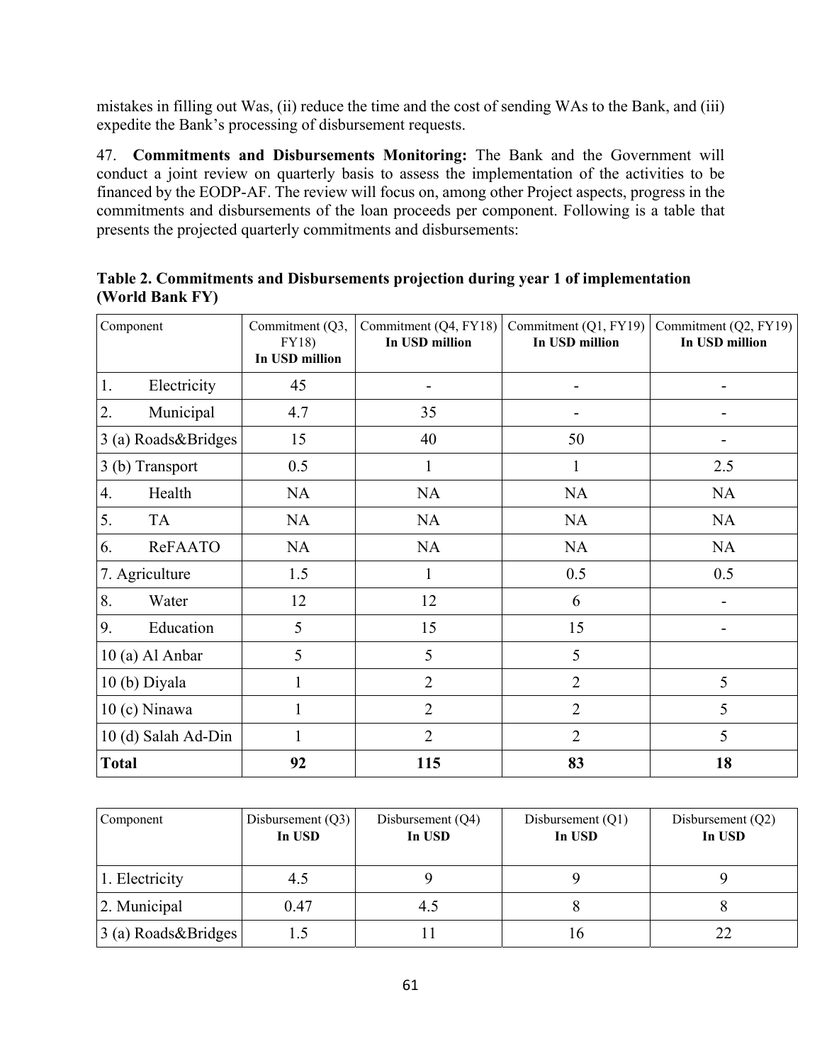mistakes in filling out Was, (ii) reduce the time and the cost of sending WAs to the Bank, and (iii) expedite the Bank's processing of disbursement requests.

47. **Commitments and Disbursements Monitoring:** The Bank and the Government will conduct a joint review on quarterly basis to assess the implementation of the activities to be financed by the EODP-AF. The review will focus on, among other Project aspects, progress in the commitments and disbursements of the loan proceeds per component. Following is a table that presents the projected quarterly commitments and disbursements:

**Table 2. Commitments and Disbursements projection during year 1 of implementation (World Bank FY)**

| Component | Commitment (Q3, FY18) **In USD million** | Commitment (Q4, FY18) **In USD million** | Commitment (Q1, FY19) **In USD million** | Commitment (Q2, FY19) **In USD million** |
|---|---|---|---|---|
| 1. Electricity | 45 | - | - | - |
| 2. Municipal | 4.7 | 35 | - | - |
| 3 (a) Roads&Bridges | 15 | 40 | 50 | - |
| 3 (b) Transport | 0.5 | 1 | 1 | 2.5 |
| 4. Health | NA | NA | NA | NA |
| 5. TA | NA | NA | NA | NA |
| 6. ReFAATO | NA | NA | NA | NA |
| 7. Agriculture | 1.5 | 1 | 0.5 | 0.5 |
| 8. Water | 12 | 12 | 6 | - |
| 9. Education | 5 | 15 | 15 | - |
| 10 (a) Al Anbar | 5 | 5 | 5 | |
| 10 (b) Diyala | 1 | 2 | 2 | 5 |
| 10 (c) Ninawa | 1 | 2 | 2 | 5 |
| 10 (d) Salah Ad-Din | 1 | 2 | 2 | 5 |
| **Total** | **92** | **115** | **83** | **18** |

| Component | Disbursement (Q3) **In USD** | Disbursement (Q4) **In USD** | Disbursement (Q1) **In USD** | Disbursement (Q2) **In USD** |
|---|---|---|---|---|
| 1. Electricity | 4.5 | 9 | 9 | 9 |
| 2. Municipal | 0.47 | 4.5 | 8 | 8 |
| 3 (a) Roads&Bridges | 1.5 | 11 | 16 | 22 |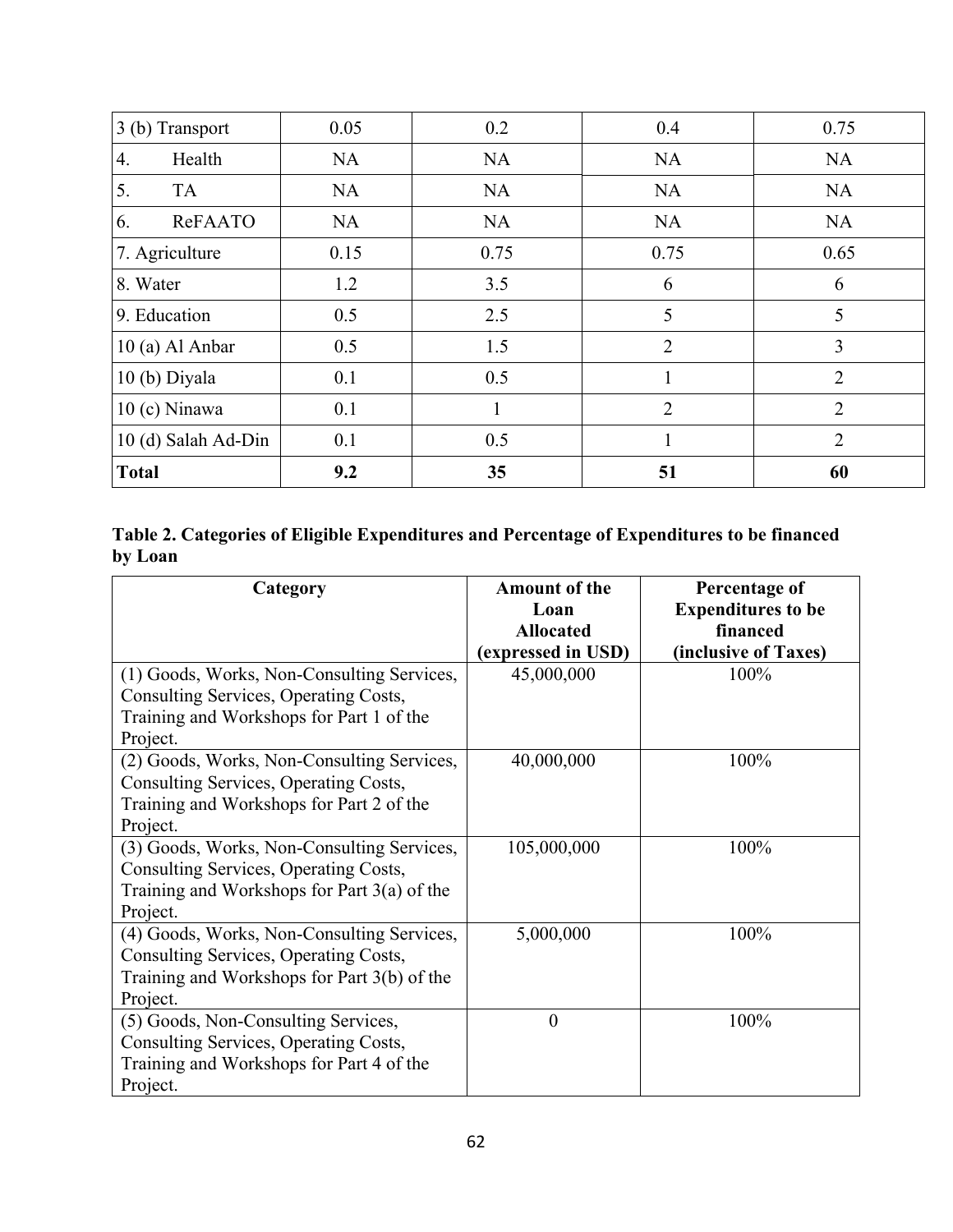| 3 (b) Transport | 0.05 | 0.2 | 0.4 | 0.75 |
|---|---|---|---|---|
| 4. Health | NA | NA | NA | NA |
| 5. TA | NA | NA | NA | NA |
| 6. ReFAATO | NA | NA | NA | NA |
| 7. Agriculture | 0.15 | 0.75 | 0.75 | 0.65 |
| 8. Water | 1.2 | 3.5 | 6 | 6 |
| 9. Education | 0.5 | 2.5 | 5 | 5 |
| 10 (a) Al Anbar | 0.5 | 1.5 | 2 | 3 |
| 10 (b) Diyala | 0.1 | 0.5 | 1 | 2 |
| 10 (c) Ninawa | 0.1 | 1 | 2 | 2 |
| 10 (d) Salah Ad-Din | 0.1 | 0.5 | 1 | 2 |
| **Total** | **9.2** | **35** | **51** | **60** |

**Table 2. Categories of Eligible Expenditures and Percentage of Expenditures to be financed by Loan**

| Category | Amount of the Loan Allocated (expressed in USD) | Percentage of Expenditures to be financed (inclusive of Taxes) |
|---|---|---|
| (1) Goods, Works, Non-Consulting Services, Consulting Services, Operating Costs, Training and Workshops for Part 1 of the Project. | 45,000,000 | 100% |
| (2) Goods, Works, Non-Consulting Services, Consulting Services, Operating Costs, Training and Workshops for Part 2 of the Project. | 40,000,000 | 100% |
| (3) Goods, Works, Non-Consulting Services, Consulting Services, Operating Costs, Training and Workshops for Part 3(a) of the Project. | 105,000,000 | 100% |
| (4) Goods, Works, Non-Consulting Services, Consulting Services, Operating Costs, Training and Workshops for Part 3(b) of the Project. | 5,000,000 | 100% |
| (5) Goods, Non-Consulting Services, Consulting Services, Operating Costs, Training and Workshops for Part 4 of the Project. | 0 | 100% |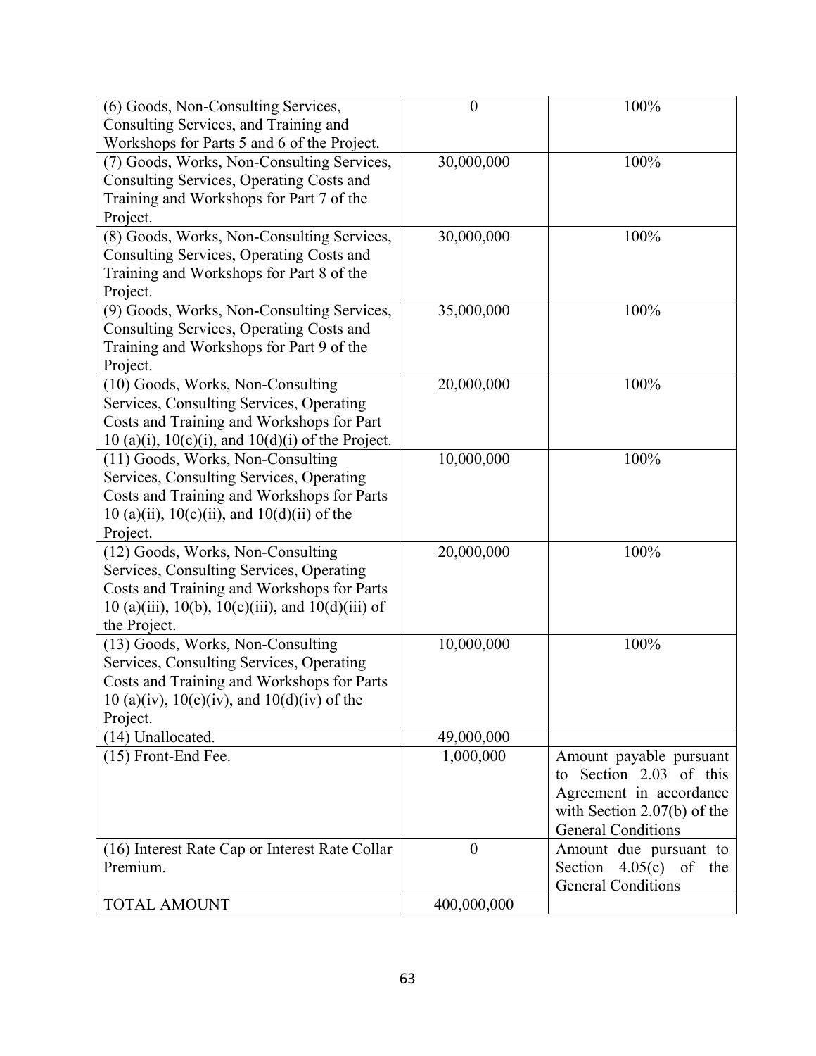| | | |
|---|---|---|
| (6) Goods, Non-Consulting Services, Consulting Services, and Training and Workshops for Parts 5 and 6 of the Project. | 0 | 100% |
| (7) Goods, Works, Non-Consulting Services, Consulting Services, Operating Costs and Training and Workshops for Part 7 of the Project. | 30,000,000 | 100% |
| (8) Goods, Works, Non-Consulting Services, Consulting Services, Operating Costs and Training and Workshops for Part 8 of the Project. | 30,000,000 | 100% |
| (9) Goods, Works, Non-Consulting Services, Consulting Services, Operating Costs and Training and Workshops for Part 9 of the Project. | 35,000,000 | 100% |
| (10) Goods, Works, Non-Consulting Services, Consulting Services, Operating Costs and Training and Workshops for Part 10 (a)(i), 10(c)(i), and 10(d)(i) of the Project. | 20,000,000 | 100% |
| (11) Goods, Works, Non-Consulting Services, Consulting Services, Operating Costs and Training and Workshops for Parts 10 (a)(ii), 10(c)(ii), and 10(d)(ii) of the Project. | 10,000,000 | 100% |
| (12) Goods, Works, Non-Consulting Services, Consulting Services, Operating Costs and Training and Workshops for Parts 10 (a)(iii), 10(b), 10(c)(iii), and 10(d)(iii) of the Project. | 20,000,000 | 100% |
| (13) Goods, Works, Non-Consulting Services, Consulting Services, Operating Costs and Training and Workshops for Parts 10 (a)(iv), 10(c)(iv), and 10(d)(iv) of the Project. | 10,000,000 | 100% |
| (14) Unallocated. | 49,000,000 | |
| (15) Front-End Fee. | 1,000,000 | Amount payable pursuant to Section 2.03 of this Agreement in accordance with Section 2.07(b) of the General Conditions |
| (16) Interest Rate Cap or Interest Rate Collar Premium. | 0 | Amount due pursuant to Section 4.05(c) of the General Conditions |
| TOTAL AMOUNT | 400,000,000 | |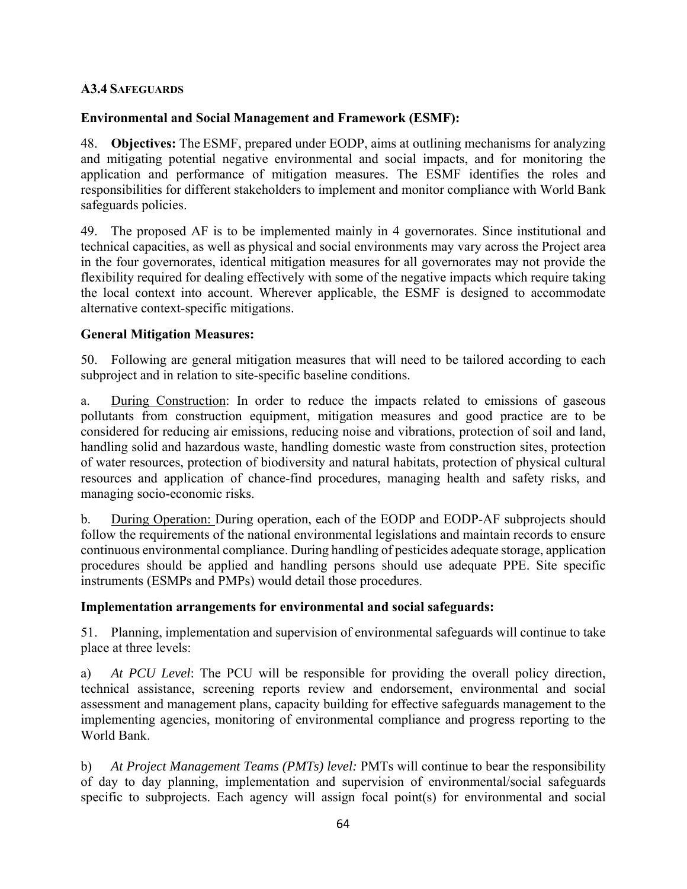### A3.4 SAFEGUARDS

**Environmental and Social Management and Framework (ESMF):**

48. **Objectives:** The ESMF, prepared under EODP, aims at outlining mechanisms for analyzing and mitigating potential negative environmental and social impacts, and for monitoring the application and performance of mitigation measures. The ESMF identifies the roles and responsibilities for different stakeholders to implement and monitor compliance with World Bank safeguards policies.

49. The proposed AF is to be implemented mainly in 4 governorates. Since institutional and technical capacities, as well as physical and social environments may vary across the Project area in the four governorates, identical mitigation measures for all governorates may not provide the flexibility required for dealing effectively with some of the negative impacts which require taking the local context into account. Wherever applicable, the ESMF is designed to accommodate alternative context-specific mitigations.

**General Mitigation Measures:**

50. Following are general mitigation measures that will need to be tailored according to each subproject and in relation to site-specific baseline conditions.

a. <u>During Construction</u>: In order to reduce the impacts related to emissions of gaseous pollutants from construction equipment, mitigation measures and good practice are to be considered for reducing air emissions, reducing noise and vibrations, protection of soil and land, handling solid and hazardous waste, handling domestic waste from construction sites, protection of water resources, protection of biodiversity and natural habitats, protection of physical cultural resources and application of chance-find procedures, managing health and safety risks, and managing socio-economic risks.

b. <u>During Operation:</u> During operation, each of the EODP and EODP-AF subprojects should follow the requirements of the national environmental legislations and maintain records to ensure continuous environmental compliance. During handling of pesticides adequate storage, application procedures should be applied and handling persons should use adequate PPE. Site specific instruments (ESMPs and PMPs) would detail those procedures.

**Implementation arrangements for environmental and social safeguards:**

51. Planning, implementation and supervision of environmental safeguards will continue to take place at three levels:

a) *At PCU Level*: The PCU will be responsible for providing the overall policy direction, technical assistance, screening reports review and endorsement, environmental and social assessment and management plans, capacity building for effective safeguards management to the implementing agencies, monitoring of environmental compliance and progress reporting to the World Bank.

b) *At Project Management Teams (PMTs) level:* PMTs will continue to bear the responsibility of day to day planning, implementation and supervision of environmental/social safeguards specific to subprojects. Each agency will assign focal point(s) for environmental and social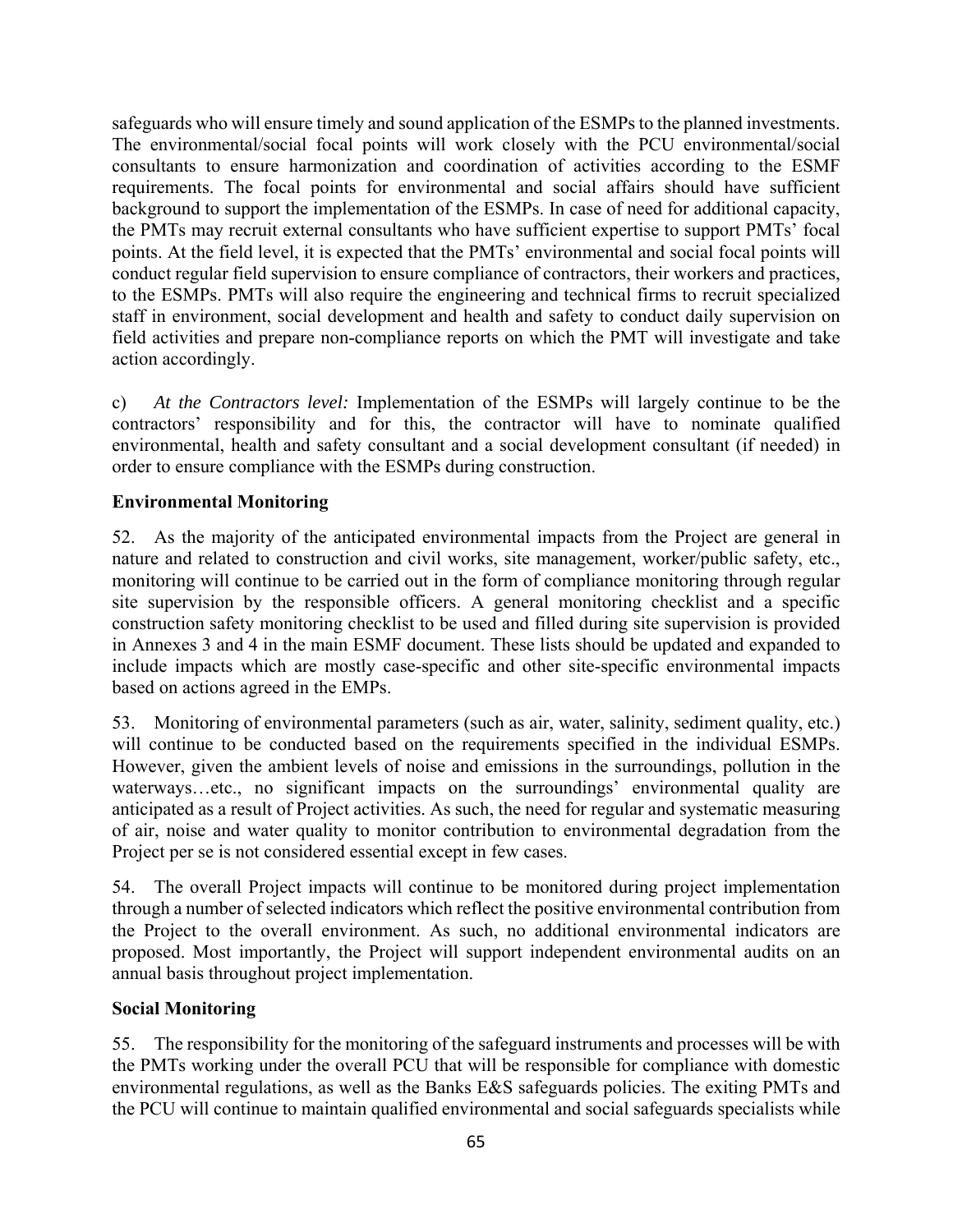safeguards who will ensure timely and sound application of the ESMPs to the planned investments. The environmental/social focal points will work closely with the PCU environmental/social consultants to ensure harmonization and coordination of activities according to the ESMF requirements. The focal points for environmental and social affairs should have sufficient background to support the implementation of the ESMPs. In case of need for additional capacity, the PMTs may recruit external consultants who have sufficient expertise to support PMTs' focal points. At the field level, it is expected that the PMTs' environmental and social focal points will conduct regular field supervision to ensure compliance of contractors, their workers and practices, to the ESMPs. PMTs will also require the engineering and technical firms to recruit specialized staff in environment, social development and health and safety to conduct daily supervision on field activities and prepare non-compliance reports on which the PMT will investigate and take action accordingly.

c) *At the Contractors level:* Implementation of the ESMPs will largely continue to be the contractors' responsibility and for this, the contractor will have to nominate qualified environmental, health and safety consultant and a social development consultant (if needed) in order to ensure compliance with the ESMPs during construction.

**Environmental Monitoring**

52. As the majority of the anticipated environmental impacts from the Project are general in nature and related to construction and civil works, site management, worker/public safety, etc., monitoring will continue to be carried out in the form of compliance monitoring through regular site supervision by the responsible officers. A general monitoring checklist and a specific construction safety monitoring checklist to be used and filled during site supervision is provided in Annexes 3 and 4 in the main ESMF document. These lists should be updated and expanded to include impacts which are mostly case-specific and other site-specific environmental impacts based on actions agreed in the EMPs.

53. Monitoring of environmental parameters (such as air, water, salinity, sediment quality, etc.) will continue to be conducted based on the requirements specified in the individual ESMPs. However, given the ambient levels of noise and emissions in the surroundings, pollution in the waterways…etc., no significant impacts on the surroundings' environmental quality are anticipated as a result of Project activities. As such, the need for regular and systematic measuring of air, noise and water quality to monitor contribution to environmental degradation from the Project per se is not considered essential except in few cases.

54. The overall Project impacts will continue to be monitored during project implementation through a number of selected indicators which reflect the positive environmental contribution from the Project to the overall environment. As such, no additional environmental indicators are proposed. Most importantly, the Project will support independent environmental audits on an annual basis throughout project implementation.

**Social Monitoring**

55. The responsibility for the monitoring of the safeguard instruments and processes will be with the PMTs working under the overall PCU that will be responsible for compliance with domestic environmental regulations, as well as the Banks E&S safeguards policies. The exiting PMTs and the PCU will continue to maintain qualified environmental and social safeguards specialists while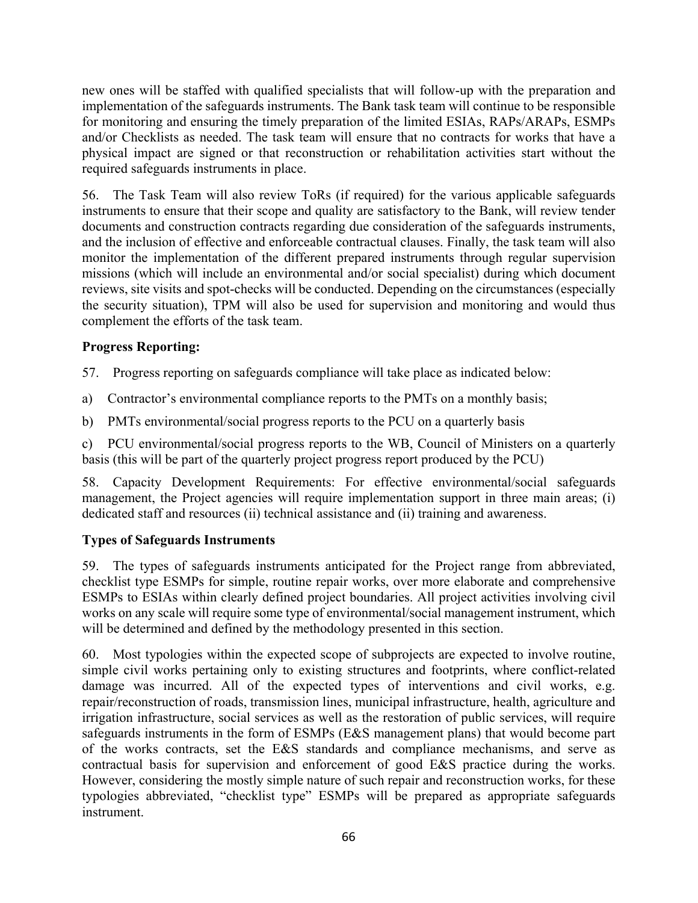new ones will be staffed with qualified specialists that will follow-up with the preparation and implementation of the safeguards instruments. The Bank task team will continue to be responsible for monitoring and ensuring the timely preparation of the limited ESIAs, RAPs/ARAPs, ESMPs and/or Checklists as needed. The task team will ensure that no contracts for works that have a physical impact are signed or that reconstruction or rehabilitation activities start without the required safeguards instruments in place.

56. The Task Team will also review ToRs (if required) for the various applicable safeguards instruments to ensure that their scope and quality are satisfactory to the Bank, will review tender documents and construction contracts regarding due consideration of the safeguards instruments, and the inclusion of effective and enforceable contractual clauses. Finally, the task team will also monitor the implementation of the different prepared instruments through regular supervision missions (which will include an environmental and/or social specialist) during which document reviews, site visits and spot-checks will be conducted. Depending on the circumstances (especially the security situation), TPM will also be used for supervision and monitoring and would thus complement the efforts of the task team.

**Progress Reporting:**

57. Progress reporting on safeguards compliance will take place as indicated below:

a) Contractor's environmental compliance reports to the PMTs on a monthly basis;

b) PMTs environmental/social progress reports to the PCU on a quarterly basis

c) PCU environmental/social progress reports to the WB, Council of Ministers on a quarterly basis (this will be part of the quarterly project progress report produced by the PCU)

58. Capacity Development Requirements: For effective environmental/social safeguards management, the Project agencies will require implementation support in three main areas; (i) dedicated staff and resources (ii) technical assistance and (ii) training and awareness.

**Types of Safeguards Instruments**

59. The types of safeguards instruments anticipated for the Project range from abbreviated, checklist type ESMPs for simple, routine repair works, over more elaborate and comprehensive ESMPs to ESIAs within clearly defined project boundaries. All project activities involving civil works on any scale will require some type of environmental/social management instrument, which will be determined and defined by the methodology presented in this section.

60. Most typologies within the expected scope of subprojects are expected to involve routine, simple civil works pertaining only to existing structures and footprints, where conflict-related damage was incurred. All of the expected types of interventions and civil works, e.g. repair/reconstruction of roads, transmission lines, municipal infrastructure, health, agriculture and irrigation infrastructure, social services as well as the restoration of public services, will require safeguards instruments in the form of ESMPs (E&S management plans) that would become part of the works contracts, set the E&S standards and compliance mechanisms, and serve as contractual basis for supervision and enforcement of good E&S practice during the works. However, considering the mostly simple nature of such repair and reconstruction works, for these typologies abbreviated, "checklist type" ESMPs will be prepared as appropriate safeguards instrument.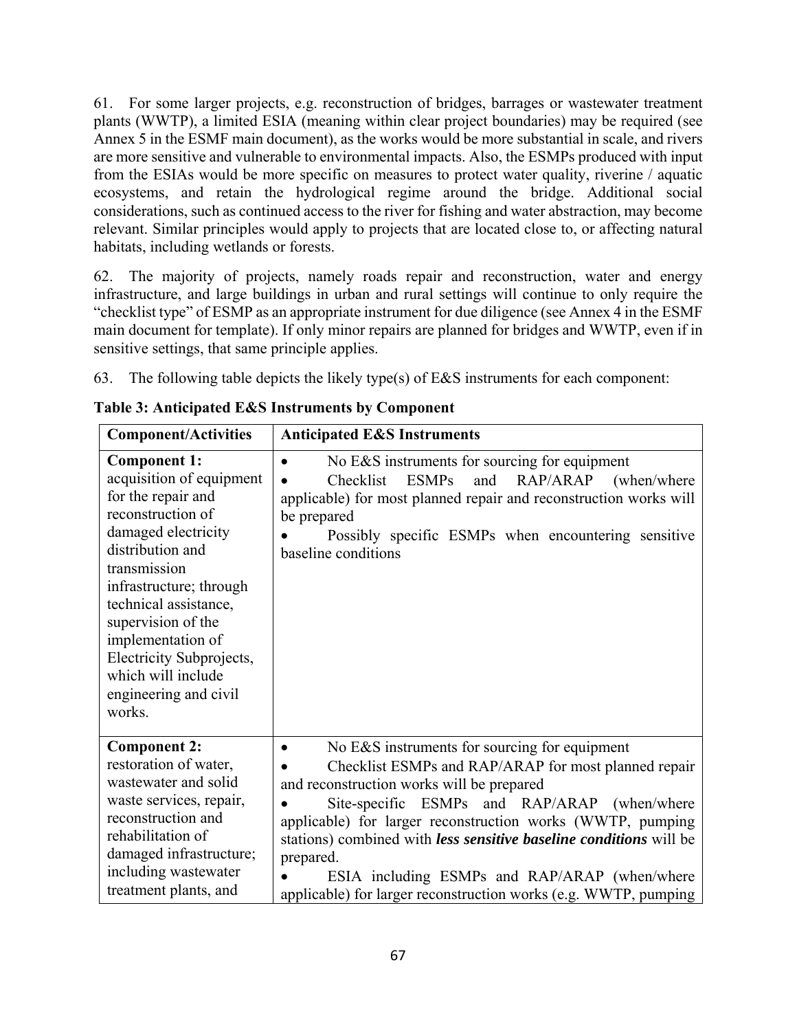61. For some larger projects, e.g. reconstruction of bridges, barrages or wastewater treatment plants (WWTP), a limited ESIA (meaning within clear project boundaries) may be required (see Annex 5 in the ESMF main document), as the works would be more substantial in scale, and rivers are more sensitive and vulnerable to environmental impacts. Also, the ESMPs produced with input from the ESIAs would be more specific on measures to protect water quality, riverine / aquatic ecosystems, and retain the hydrological regime around the bridge. Additional social considerations, such as continued access to the river for fishing and water abstraction, may become relevant. Similar principles would apply to projects that are located close to, or affecting natural habitats, including wetlands or forests.

62. The majority of projects, namely roads repair and reconstruction, water and energy infrastructure, and large buildings in urban and rural settings will continue to only require the "checklist type" of ESMP as an appropriate instrument for due diligence (see Annex 4 in the ESMF main document for template). If only minor repairs are planned for bridges and WWTP, even if in sensitive settings, that same principle applies.

63. The following table depicts the likely type(s) of E&S instruments for each component:

**Table 3: Anticipated E&S Instruments by Component**

| Component/Activities | Anticipated E&S Instruments |
|---|---|
| **Component 1:** acquisition of equipment for the repair and reconstruction of damaged electricity distribution and transmission infrastructure; through technical assistance, supervision of the implementation of Electricity Subprojects, which will include engineering and civil works. | • No E&S instruments for sourcing for equipment<br>• Checklist ESMPs and RAP/ARAP (when/where applicable) for most planned repair and reconstruction works will be prepared<br>• Possibly specific ESMPs when encountering sensitive baseline conditions |
| **Component 2:** restoration of water, wastewater and solid waste services, repair, reconstruction and rehabilitation of damaged infrastructure; including wastewater treatment plants, and | • No E&S instruments for sourcing for equipment<br>• Checklist ESMPs and RAP/ARAP for most planned repair and reconstruction works will be prepared<br>• Site-specific ESMPs and RAP/ARAP (when/where applicable) for larger reconstruction works (WWTP, pumping stations) combined with ***less sensitive baseline conditions*** will be prepared.<br>• ESIA including ESMPs and RAP/ARAP (when/where applicable) for larger reconstruction works (e.g. WWTP, pumping |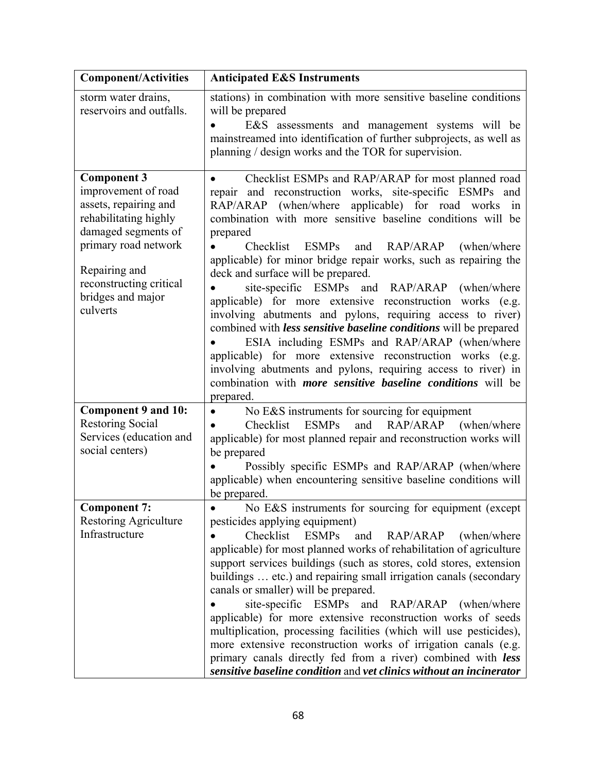| Component/Activities | Anticipated E&S Instruments |
|---|---|
| storm water drains, reservoirs and outfalls. | stations) in combination with more sensitive baseline conditions will be prepared<br>• E&S assessments and management systems will be mainstreamed into identification of further subprojects, as well as planning / design works and the TOR for supervision. |
| **Component 3** improvement of road assets, repairing and rehabilitating highly damaged segments of primary road network<br><br>Repairing and reconstructing critical bridges and major culverts | • Checklist ESMPs and RAP/ARAP for most planned road repair and reconstruction works, site-specific ESMPs and RAP/ARAP (when/where applicable) for road works in combination with more sensitive baseline conditions will be prepared<br>• Checklist ESMPs and RAP/ARAP (when/where applicable) for minor bridge repair works, such as repairing the deck and surface will be prepared.<br>• site-specific ESMPs and RAP/ARAP (when/where applicable) for more extensive reconstruction works (e.g. involving abutments and pylons, requiring access to river) combined with ***less sensitive baseline conditions*** will be prepared<br>• ESIA including ESMPs and RAP/ARAP (when/where applicable) for more extensive reconstruction works (e.g. involving abutments and pylons, requiring access to river) in combination with ***more sensitive baseline conditions*** will be prepared. |
| **Component 9 and 10:** Restoring Social Services (education and social centers) | • No E&S instruments for sourcing for equipment<br>• Checklist ESMPs and RAP/ARAP (when/where applicable) for most planned repair and reconstruction works will be prepared<br>• Possibly specific ESMPs and RAP/ARAP (when/where applicable) when encountering sensitive baseline conditions will be prepared. |
| **Component 7:** Restoring Agriculture Infrastructure | • No E&S instruments for sourcing for equipment (except pesticides applying equipment)<br>• Checklist ESMPs and RAP/ARAP (when/where applicable) for most planned works of rehabilitation of agriculture support services buildings (such as stores, cold stores, extension buildings … etc.) and repairing small irrigation canals (secondary canals or smaller) will be prepared.<br>• site-specific ESMPs and RAP/ARAP (when/where applicable) for more extensive reconstruction works of seeds multiplication, processing facilities (which will use pesticides), more extensive reconstruction works of irrigation canals (e.g. primary canals directly fed from a river) combined with ***less sensitive baseline condition*** and ***vet clinics without an incinerator*** |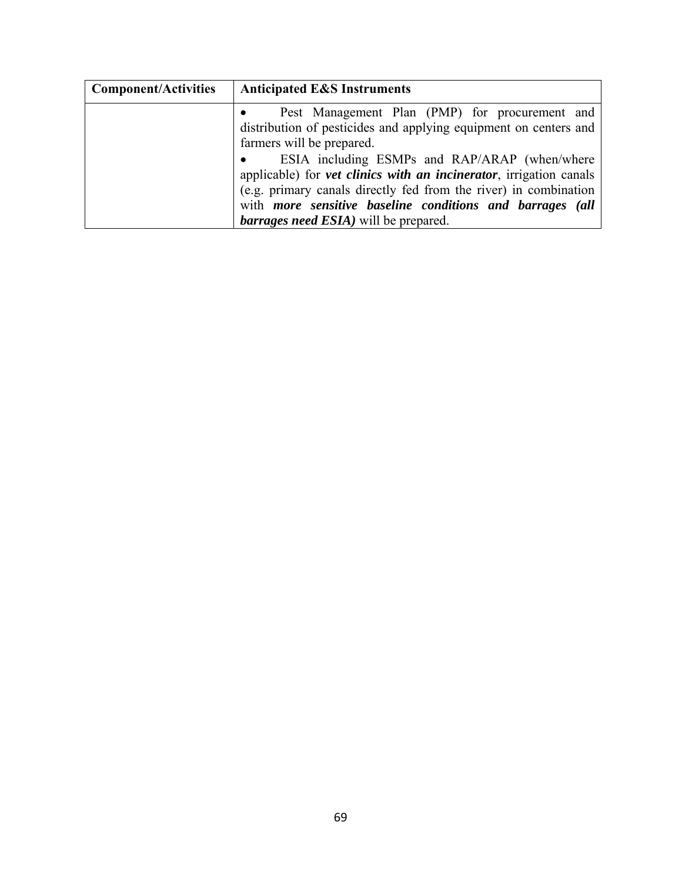| Component/Activities | Anticipated E&S Instruments |
|---|---|
| | • Pest Management Plan (PMP) for procurement and distribution of pesticides and applying equipment on centers and farmers will be prepared.<br>• ESIA including ESMPs and RAP/ARAP (when/where applicable) for ***vet clinics with an incinerator***, irrigation canals (e.g. primary canals directly fed from the river) in combination with ***more sensitive baseline conditions and barrages (all barrages need ESIA)*** will be prepared. |